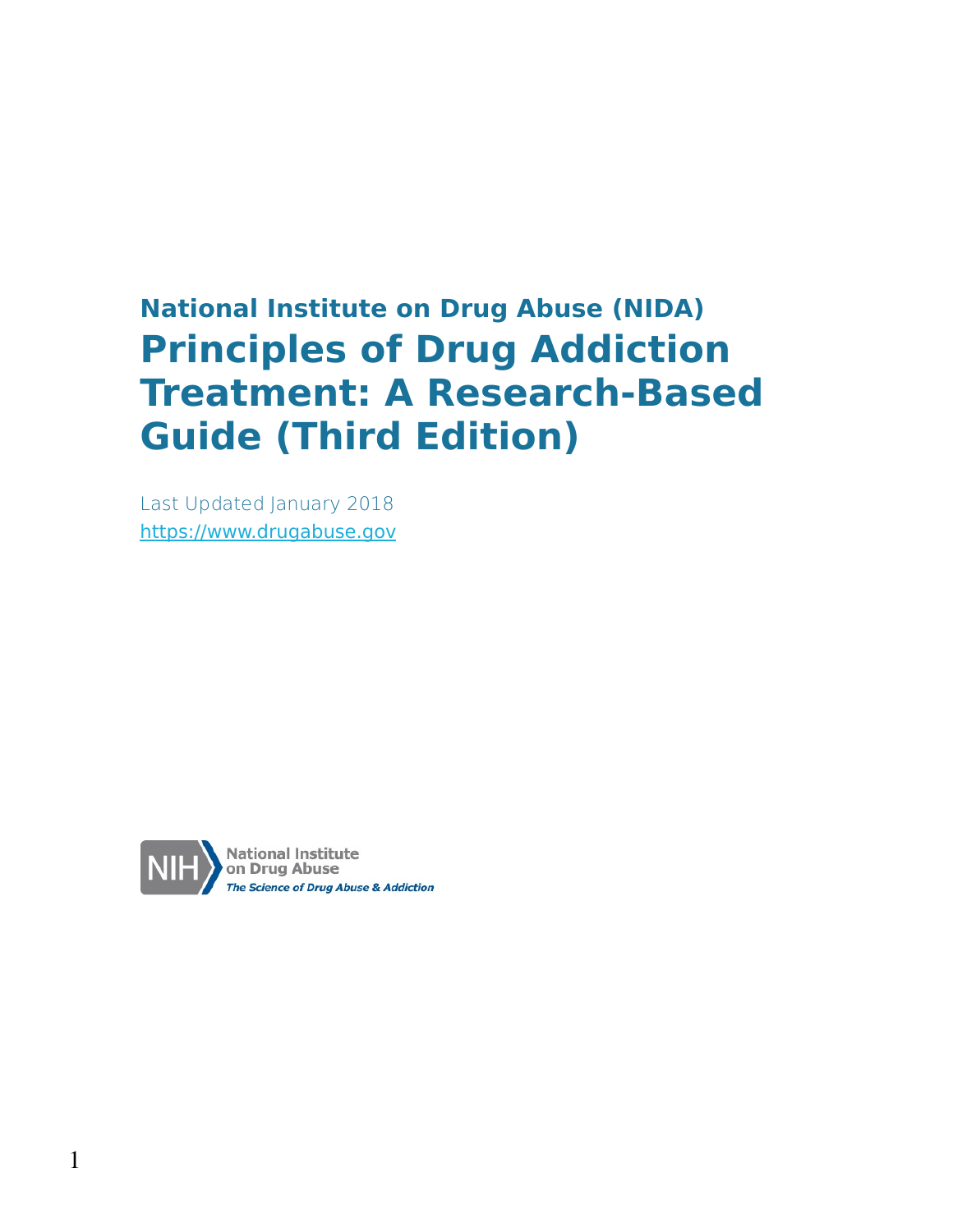**National Institute on Drug Abuse (NIDA)**

# Principles of Drug Addiction Treatment: A Research-Based Guide (Third Edition)

Last Updated January 2018

https://www.drugabuse.gov

National Institute on Drug Abuse

*The Science of Drug Abuse & Addiction*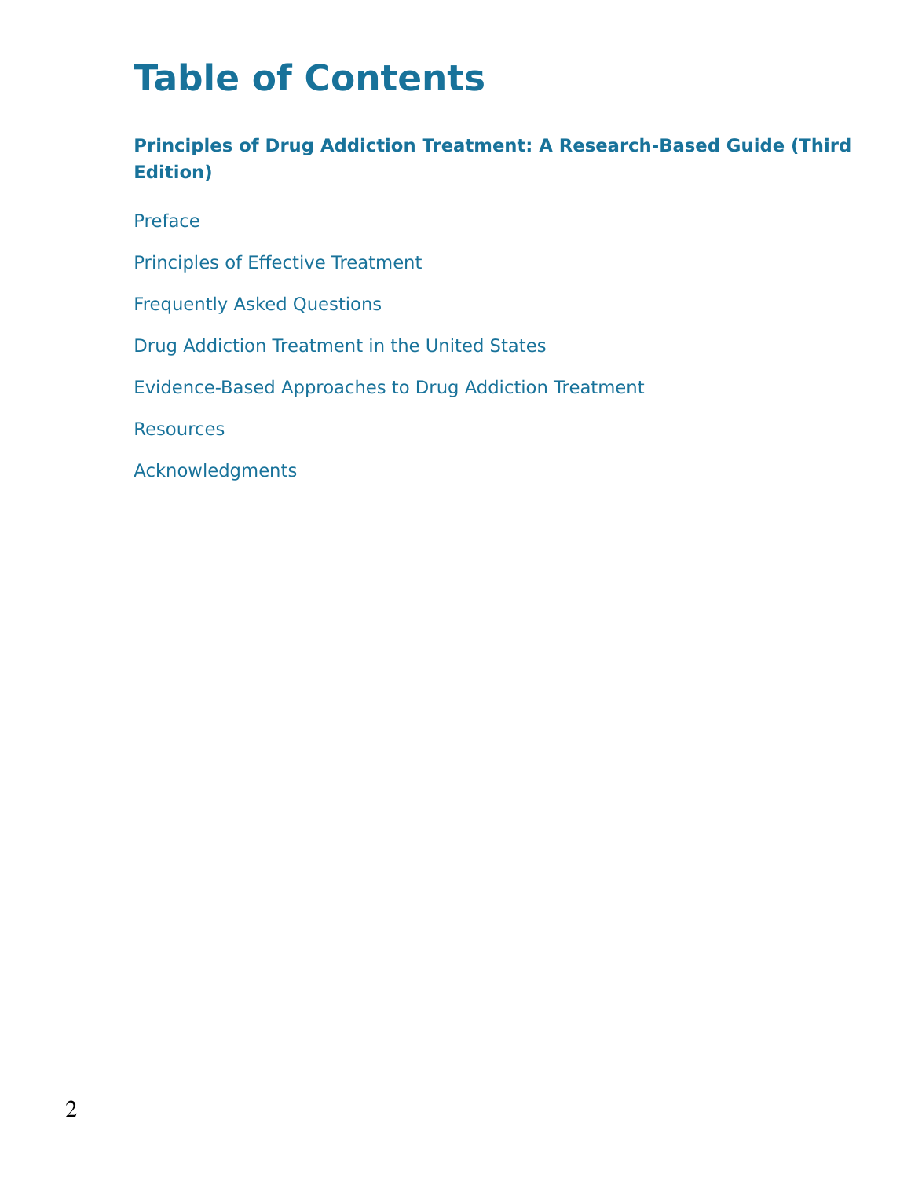# Table of Contents

**Principles of Drug Addiction Treatment: A Research-Based Guide (Third Edition)**

Preface

Principles of Effective Treatment

Frequently Asked Questions

Drug Addiction Treatment in the United States

Evidence-Based Approaches to Drug Addiction Treatment

Resources

Acknowledgments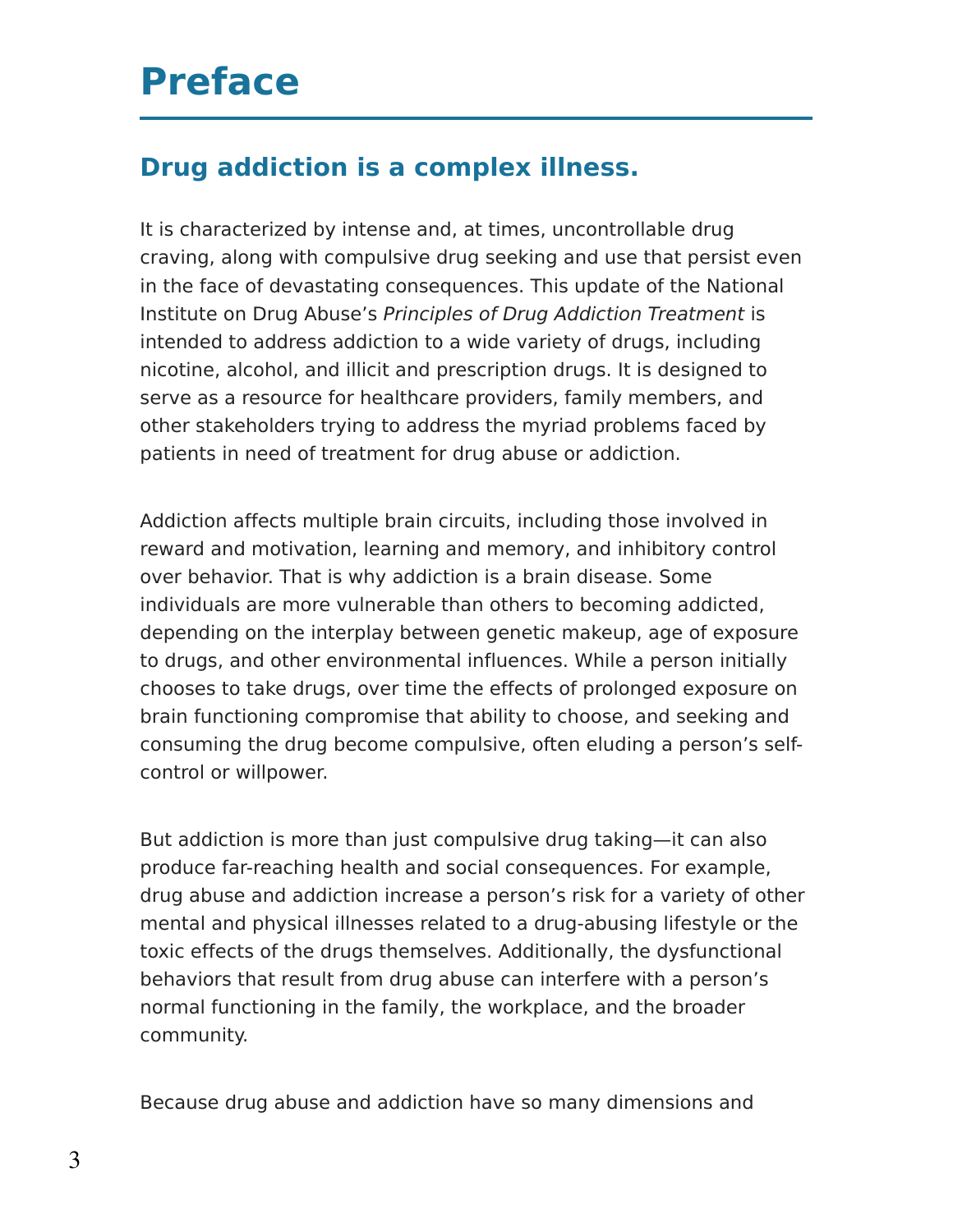# Preface

## Drug addiction is a complex illness.

It is characterized by intense and, at times, uncontrollable drug craving, along with compulsive drug seeking and use that persist even in the face of devastating consequences. This update of the National Institute on Drug Abuse's *Principles of Drug Addiction Treatment* is intended to address addiction to a wide variety of drugs, including nicotine, alcohol, and illicit and prescription drugs. It is designed to serve as a resource for healthcare providers, family members, and other stakeholders trying to address the myriad problems faced by patients in need of treatment for drug abuse or addiction.

Addiction affects multiple brain circuits, including those involved in reward and motivation, learning and memory, and inhibitory control over behavior. That is why addiction is a brain disease. Some individuals are more vulnerable than others to becoming addicted, depending on the interplay between genetic makeup, age of exposure to drugs, and other environmental influences. While a person initially chooses to take drugs, over time the effects of prolonged exposure on brain functioning compromise that ability to choose, and seeking and consuming the drug become compulsive, often eluding a person's self-control or willpower.

But addiction is more than just compulsive drug taking—it can also produce far-reaching health and social consequences. For example, drug abuse and addiction increase a person's risk for a variety of other mental and physical illnesses related to a drug-abusing lifestyle or the toxic effects of the drugs themselves. Additionally, the dysfunctional behaviors that result from drug abuse can interfere with a person's normal functioning in the family, the workplace, and the broader community.

Because drug abuse and addiction have so many dimensions and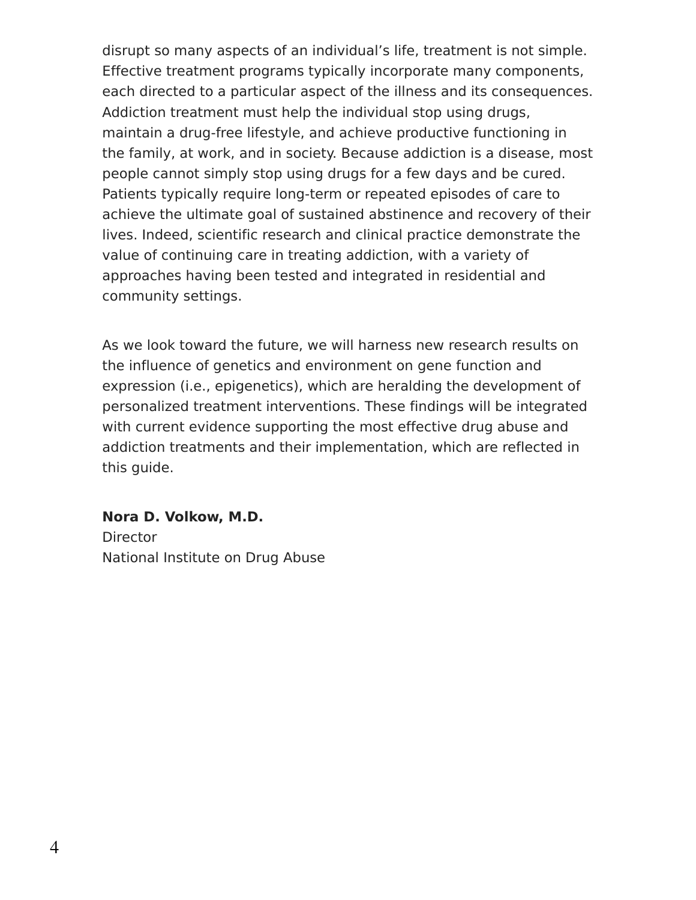disrupt so many aspects of an individual’s life, treatment is not simple. Effective treatment programs typically incorporate many components, each directed to a particular aspect of the illness and its consequences. Addiction treatment must help the individual stop using drugs, maintain a drug-free lifestyle, and achieve productive functioning in the family, at work, and in society. Because addiction is a disease, most people cannot simply stop using drugs for a few days and be cured. Patients typically require long-term or repeated episodes of care to achieve the ultimate goal of sustained abstinence and recovery of their lives. Indeed, scientific research and clinical practice demonstrate the value of continuing care in treating addiction, with a variety of approaches having been tested and integrated in residential and community settings.

As we look toward the future, we will harness new research results on the influence of genetics and environment on gene function and expression (i.e., epigenetics), which are heralding the development of personalized treatment interventions. These findings will be integrated with current evidence supporting the most effective drug abuse and addiction treatments and their implementation, which are reflected in this guide.

**Nora D. Volkow, M.D.**
Director
National Institute on Drug Abuse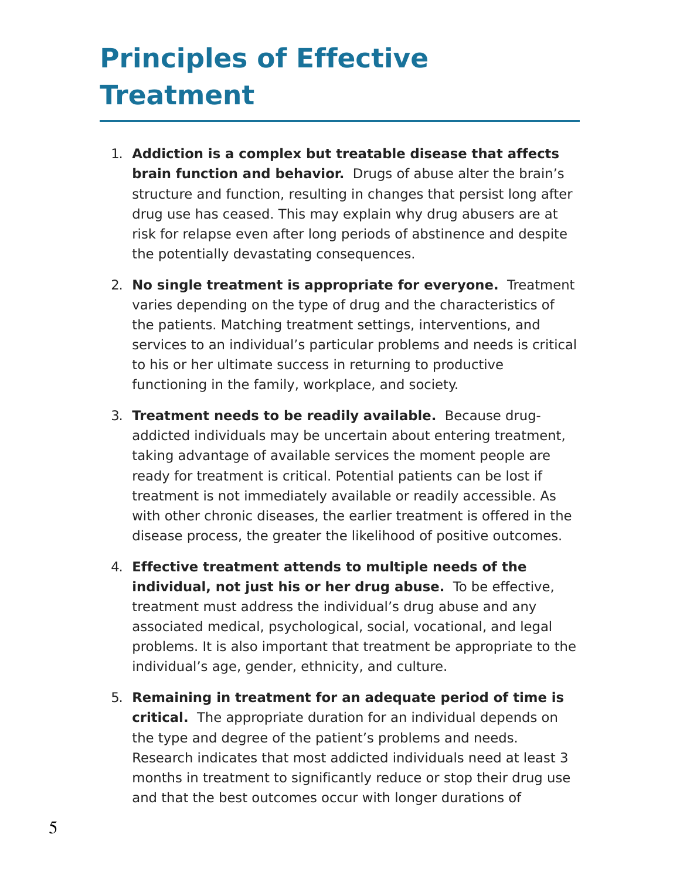# Principles of Effective Treatment

1. **Addiction is a complex but treatable disease that affects brain function and behavior.** Drugs of abuse alter the brain's structure and function, resulting in changes that persist long after drug use has ceased. This may explain why drug abusers are at risk for relapse even after long periods of abstinence and despite the potentially devastating consequences.

2. **No single treatment is appropriate for everyone.** Treatment varies depending on the type of drug and the characteristics of the patients. Matching treatment settings, interventions, and services to an individual's particular problems and needs is critical to his or her ultimate success in returning to productive functioning in the family, workplace, and society.

3. **Treatment needs to be readily available.** Because drug-addicted individuals may be uncertain about entering treatment, taking advantage of available services the moment people are ready for treatment is critical. Potential patients can be lost if treatment is not immediately available or readily accessible. As with other chronic diseases, the earlier treatment is offered in the disease process, the greater the likelihood of positive outcomes.

4. **Effective treatment attends to multiple needs of the individual, not just his or her drug abuse.** To be effective, treatment must address the individual's drug abuse and any associated medical, psychological, social, vocational, and legal problems. It is also important that treatment be appropriate to the individual's age, gender, ethnicity, and culture.

5. **Remaining in treatment for an adequate period of time is critical.** The appropriate duration for an individual depends on the type and degree of the patient's problems and needs. Research indicates that most addicted individuals need at least 3 months in treatment to significantly reduce or stop their drug use and that the best outcomes occur with longer durations of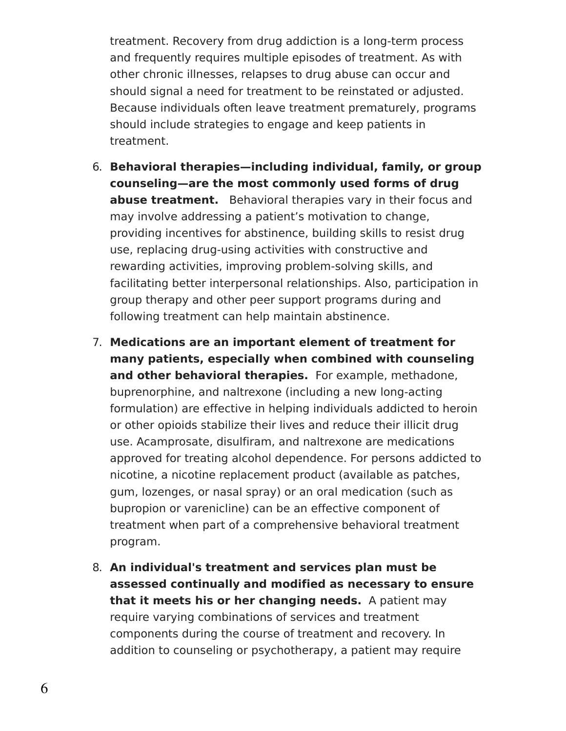treatment. Recovery from drug addiction is a long-term process and frequently requires multiple episodes of treatment. As with other chronic illnesses, relapses to drug abuse can occur and should signal a need for treatment to be reinstated or adjusted. Because individuals often leave treatment prematurely, programs should include strategies to engage and keep patients in treatment.

6. **Behavioral therapies—including individual, family, or group counseling—are the most commonly used forms of drug abuse treatment.** Behavioral therapies vary in their focus and may involve addressing a patient's motivation to change, providing incentives for abstinence, building skills to resist drug use, replacing drug-using activities with constructive and rewarding activities, improving problem-solving skills, and facilitating better interpersonal relationships. Also, participation in group therapy and other peer support programs during and following treatment can help maintain abstinence.

7. **Medications are an important element of treatment for many patients, especially when combined with counseling and other behavioral therapies.** For example, methadone, buprenorphine, and naltrexone (including a new long-acting formulation) are effective in helping individuals addicted to heroin or other opioids stabilize their lives and reduce their illicit drug use. Acamprosate, disulfiram, and naltrexone are medications approved for treating alcohol dependence. For persons addicted to nicotine, a nicotine replacement product (available as patches, gum, lozenges, or nasal spray) or an oral medication (such as bupropion or varenicline) can be an effective component of treatment when part of a comprehensive behavioral treatment program.

8. **An individual's treatment and services plan must be assessed continually and modified as necessary to ensure that it meets his or her changing needs.** A patient may require varying combinations of services and treatment components during the course of treatment and recovery. In addition to counseling or psychotherapy, a patient may require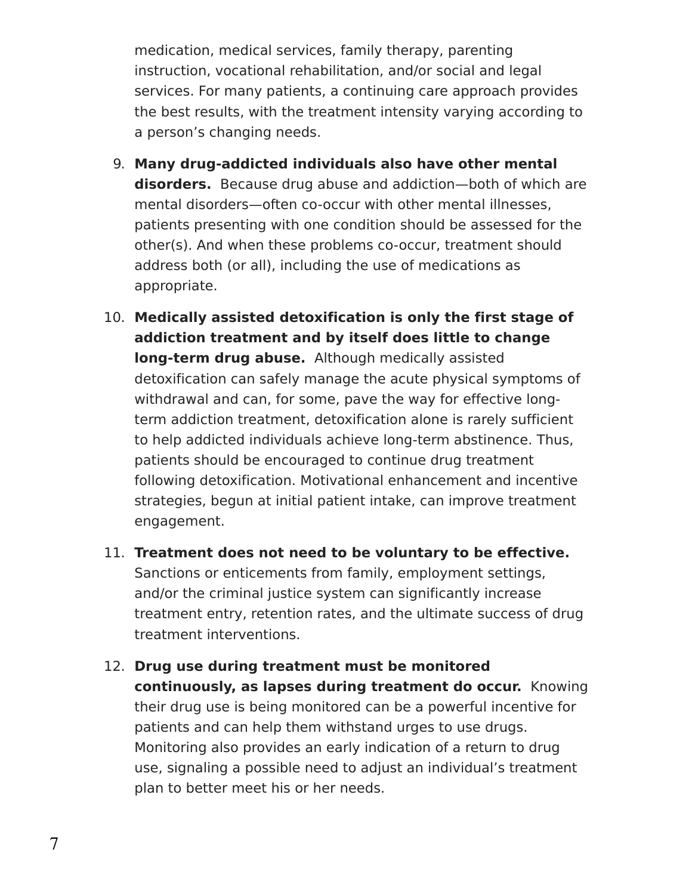medication, medical services, family therapy, parenting instruction, vocational rehabilitation, and/or social and legal services. For many patients, a continuing care approach provides the best results, with the treatment intensity varying according to a person's changing needs.

9. **Many drug-addicted individuals also have other mental disorders.** Because drug abuse and addiction—both of which are mental disorders—often co-occur with other mental illnesses, patients presenting with one condition should be assessed for the other(s). And when these problems co-occur, treatment should address both (or all), including the use of medications as appropriate.

10. **Medically assisted detoxification is only the first stage of addiction treatment and by itself does little to change long-term drug abuse.** Although medically assisted detoxification can safely manage the acute physical symptoms of withdrawal and can, for some, pave the way for effective long-term addiction treatment, detoxification alone is rarely sufficient to help addicted individuals achieve long-term abstinence. Thus, patients should be encouraged to continue drug treatment following detoxification. Motivational enhancement and incentive strategies, begun at initial patient intake, can improve treatment engagement.

11. **Treatment does not need to be voluntary to be effective.** Sanctions or enticements from family, employment settings, and/or the criminal justice system can significantly increase treatment entry, retention rates, and the ultimate success of drug treatment interventions.

12. **Drug use during treatment must be monitored continuously, as lapses during treatment do occur.** Knowing their drug use is being monitored can be a powerful incentive for patients and can help them withstand urges to use drugs. Monitoring also provides an early indication of a return to drug use, signaling a possible need to adjust an individual's treatment plan to better meet his or her needs.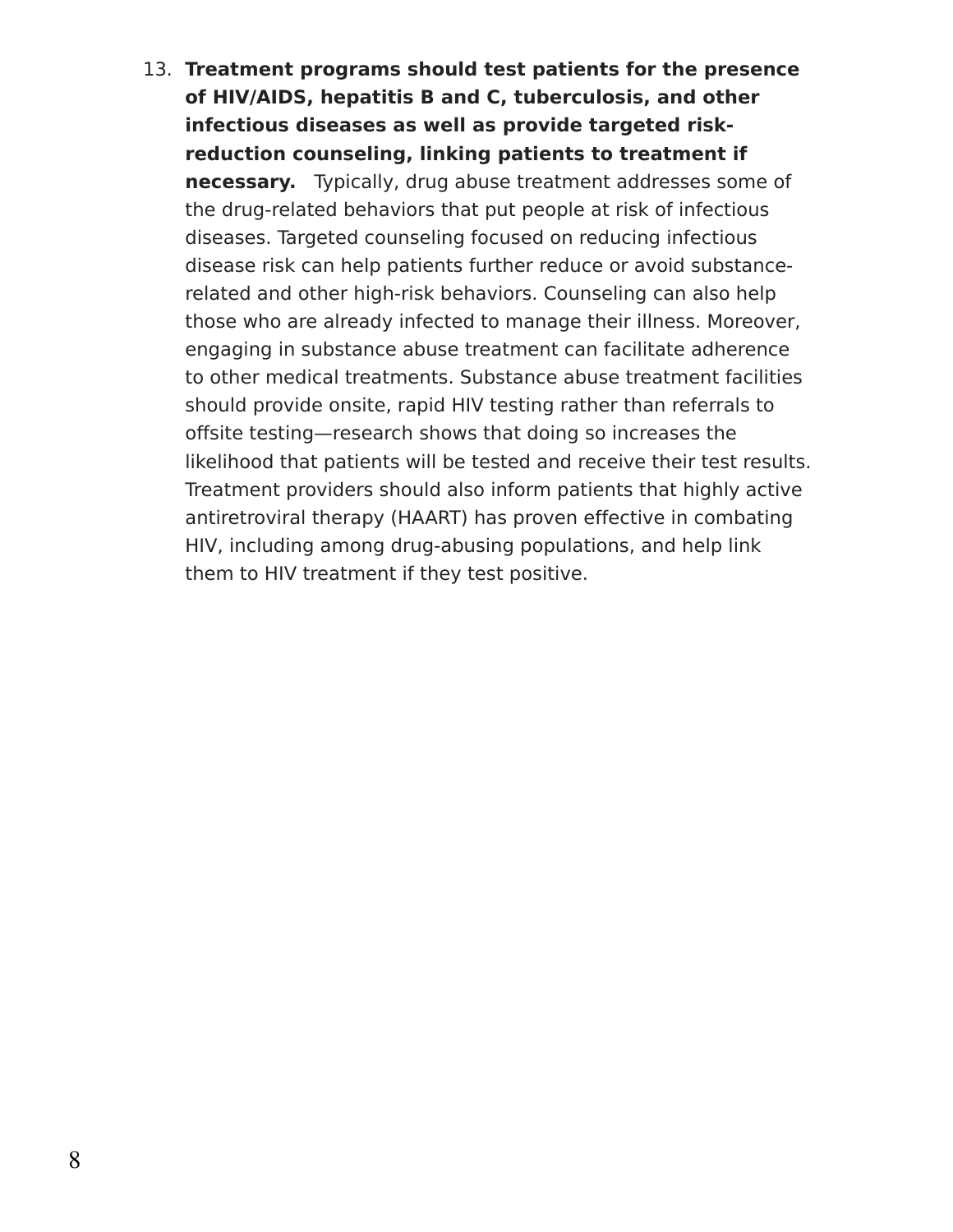13. **Treatment programs should test patients for the presence of HIV/AIDS, hepatitis B and C, tuberculosis, and other infectious diseases as well as provide targeted risk-reduction counseling, linking patients to treatment if necessary.** Typically, drug abuse treatment addresses some of the drug-related behaviors that put people at risk of infectious diseases. Targeted counseling focused on reducing infectious disease risk can help patients further reduce or avoid substance-related and other high-risk behaviors. Counseling can also help those who are already infected to manage their illness. Moreover, engaging in substance abuse treatment can facilitate adherence to other medical treatments. Substance abuse treatment facilities should provide onsite, rapid HIV testing rather than referrals to offsite testing—research shows that doing so increases the likelihood that patients will be tested and receive their test results. Treatment providers should also inform patients that highly active antiretroviral therapy (HAART) has proven effective in combating HIV, including among drug-abusing populations, and help link them to HIV treatment if they test positive.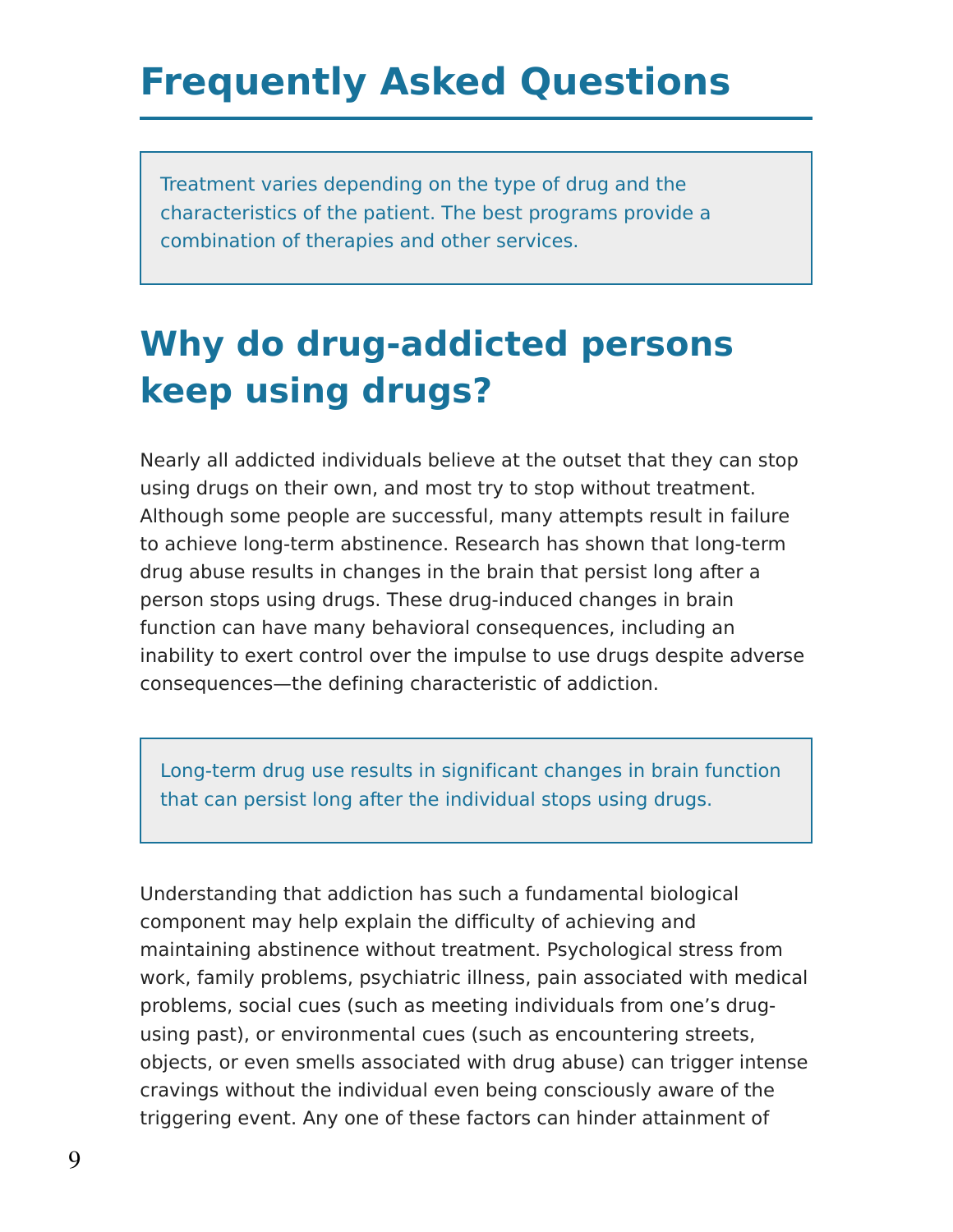# Frequently Asked Questions

> Treatment varies depending on the type of drug and the characteristics of the patient. The best programs provide a combination of therapies and other services.

## Why do drug-addicted persons keep using drugs?

Nearly all addicted individuals believe at the outset that they can stop using drugs on their own, and most try to stop without treatment. Although some people are successful, many attempts result in failure to achieve long-term abstinence. Research has shown that long-term drug abuse results in changes in the brain that persist long after a person stops using drugs. These drug-induced changes in brain function can have many behavioral consequences, including an inability to exert control over the impulse to use drugs despite adverse consequences—the defining characteristic of addiction.

> Long-term drug use results in significant changes in brain function that can persist long after the individual stops using drugs.

Understanding that addiction has such a fundamental biological component may help explain the difficulty of achieving and maintaining abstinence without treatment. Psychological stress from work, family problems, psychiatric illness, pain associated with medical problems, social cues (such as meeting individuals from one's drug-using past), or environmental cues (such as encountering streets, objects, or even smells associated with drug abuse) can trigger intense cravings without the individual even being consciously aware of the triggering event. Any one of these factors can hinder attainment of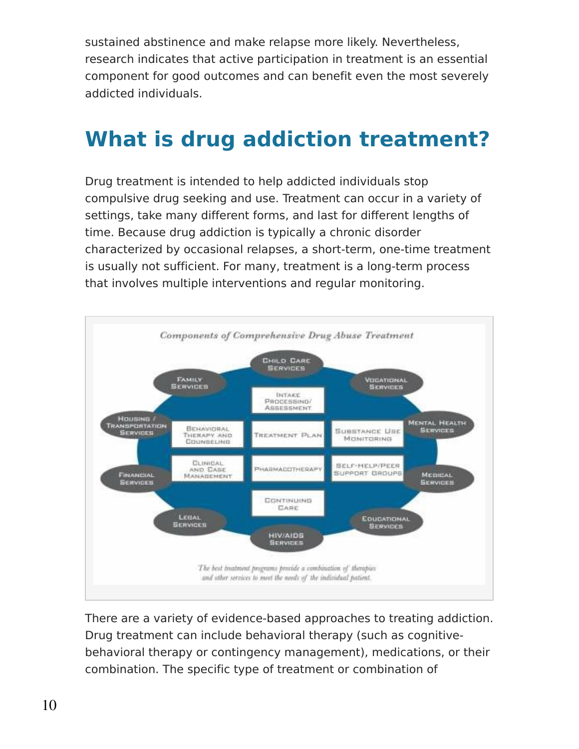sustained abstinence and make relapse more likely. Nevertheless, research indicates that active participation in treatment is an essential component for good outcomes and can benefit even the most severely addicted individuals.

## What is drug addiction treatment?

Drug treatment is intended to help addicted individuals stop compulsive drug seeking and use. Treatment can occur in a variety of settings, take many different forms, and last for different lengths of time. Because drug addiction is typically a chronic disorder characterized by occasional relapses, a short-term, one-time treatment is usually not sufficient. For many, treatment is a long-term process that involves multiple interventions and regular monitoring.

*Components of Comprehensive Drug Abuse Treatment*

*The best treatment programs provide a combination of therapies and other services to meet the needs of the individual patient.*

There are a variety of evidence-based approaches to treating addiction. Drug treatment can include behavioral therapy (such as cognitive-behavioral therapy or contingency management), medications, or their combination. The specific type of treatment or combination of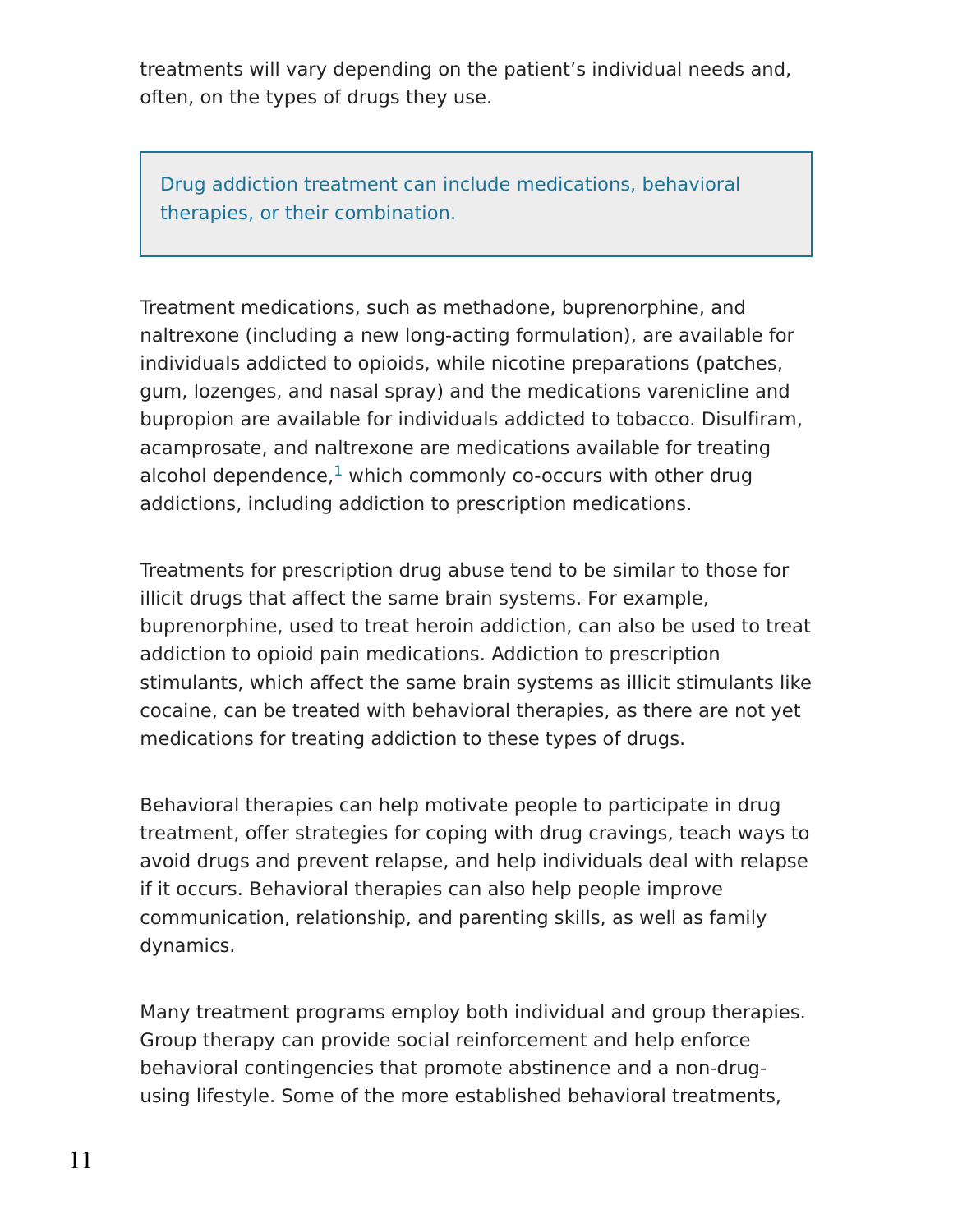treatments will vary depending on the patient's individual needs and, often, on the types of drugs they use.

> Drug addiction treatment can include medications, behavioral therapies, or their combination.

Treatment medications, such as methadone, buprenorphine, and naltrexone (including a new long-acting formulation), are available for individuals addicted to opioids, while nicotine preparations (patches, gum, lozenges, and nasal spray) and the medications varenicline and bupropion are available for individuals addicted to tobacco. Disulfiram, acamprosate, and naltrexone are medications available for treating alcohol dependence,[1] which commonly co-occurs with other drug addictions, including addiction to prescription medications.

Treatments for prescription drug abuse tend to be similar to those for illicit drugs that affect the same brain systems. For example, buprenorphine, used to treat heroin addiction, can also be used to treat addiction to opioid pain medications. Addiction to prescription stimulants, which affect the same brain systems as illicit stimulants like cocaine, can be treated with behavioral therapies, as there are not yet medications for treating addiction to these types of drugs.

Behavioral therapies can help motivate people to participate in drug treatment, offer strategies for coping with drug cravings, teach ways to avoid drugs and prevent relapse, and help individuals deal with relapse if it occurs. Behavioral therapies can also help people improve communication, relationship, and parenting skills, as well as family dynamics.

Many treatment programs employ both individual and group therapies. Group therapy can provide social reinforcement and help enforce behavioral contingencies that promote abstinence and a non-drug-using lifestyle. Some of the more established behavioral treatments,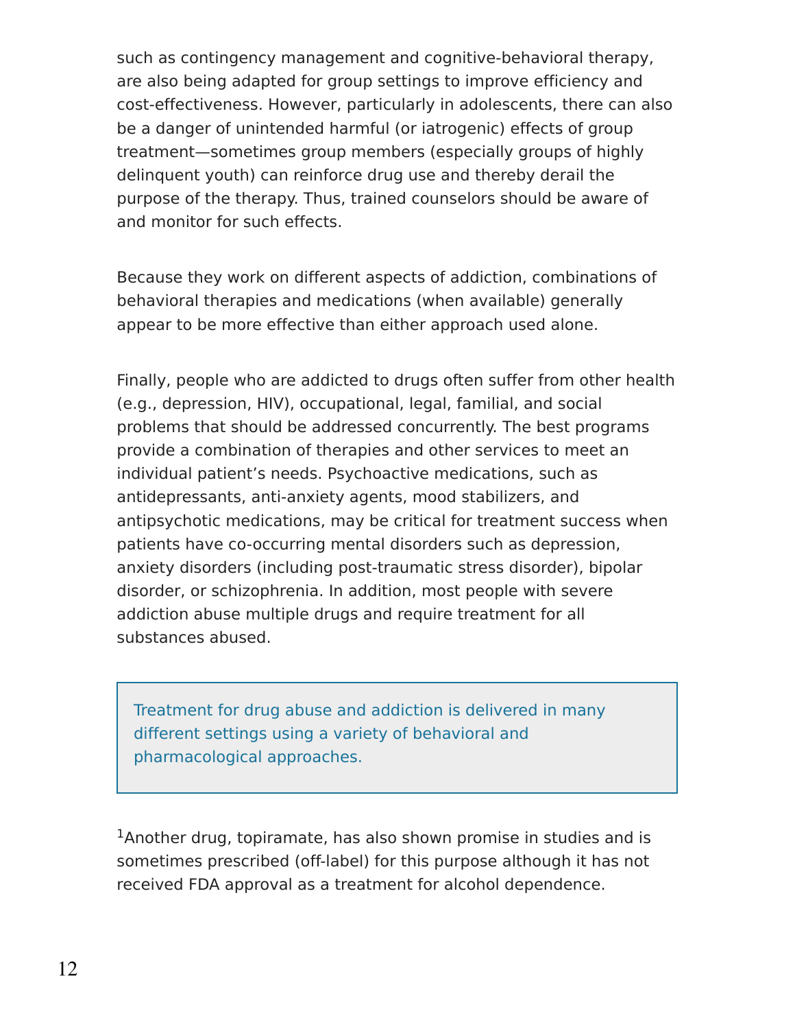such as contingency management and cognitive-behavioral therapy, are also being adapted for group settings to improve efficiency and cost-effectiveness. However, particularly in adolescents, there can also be a danger of unintended harmful (or iatrogenic) effects of group treatment—sometimes group members (especially groups of highly delinquent youth) can reinforce drug use and thereby derail the purpose of the therapy. Thus, trained counselors should be aware of and monitor for such effects.

Because they work on different aspects of addiction, combinations of behavioral therapies and medications (when available) generally appear to be more effective than either approach used alone.

Finally, people who are addicted to drugs often suffer from other health (e.g., depression, HIV), occupational, legal, familial, and social problems that should be addressed concurrently. The best programs provide a combination of therapies and other services to meet an individual patient's needs. Psychoactive medications, such as antidepressants, anti-anxiety agents, mood stabilizers, and antipsychotic medications, may be critical for treatment success when patients have co-occurring mental disorders such as depression, anxiety disorders (including post-traumatic stress disorder), bipolar disorder, or schizophrenia. In addition, most people with severe addiction abuse multiple drugs and require treatment for all substances abused.

> Treatment for drug abuse and addiction is delivered in many different settings using a variety of behavioral and pharmacological approaches.

[1] Another drug, topiramate, has also shown promise in studies and is sometimes prescribed (off-label) for this purpose although it has not received FDA approval as a treatment for alcohol dependence.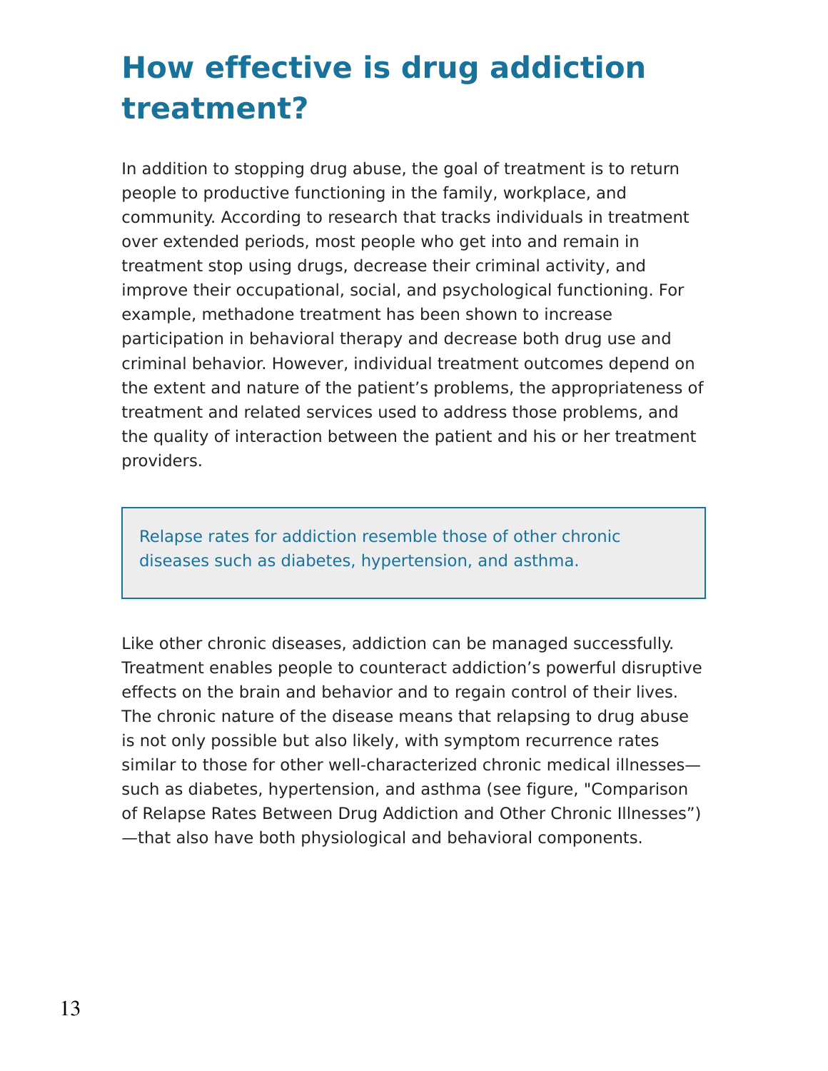# How effective is drug addiction treatment?

In addition to stopping drug abuse, the goal of treatment is to return people to productive functioning in the family, workplace, and community. According to research that tracks individuals in treatment over extended periods, most people who get into and remain in treatment stop using drugs, decrease their criminal activity, and improve their occupational, social, and psychological functioning. For example, methadone treatment has been shown to increase participation in behavioral therapy and decrease both drug use and criminal behavior. However, individual treatment outcomes depend on the extent and nature of the patient's problems, the appropriateness of treatment and related services used to address those problems, and the quality of interaction between the patient and his or her treatment providers.

> Relapse rates for addiction resemble those of other chronic diseases such as diabetes, hypertension, and asthma.

Like other chronic diseases, addiction can be managed successfully. Treatment enables people to counteract addiction's powerful disruptive effects on the brain and behavior and to regain control of their lives. The chronic nature of the disease means that relapsing to drug abuse is not only possible but also likely, with symptom recurrence rates similar to those for other well-characterized chronic medical illnesses—such as diabetes, hypertension, and asthma (see figure, "Comparison of Relapse Rates Between Drug Addiction and Other Chronic Illnesses")—that also have both physiological and behavioral components.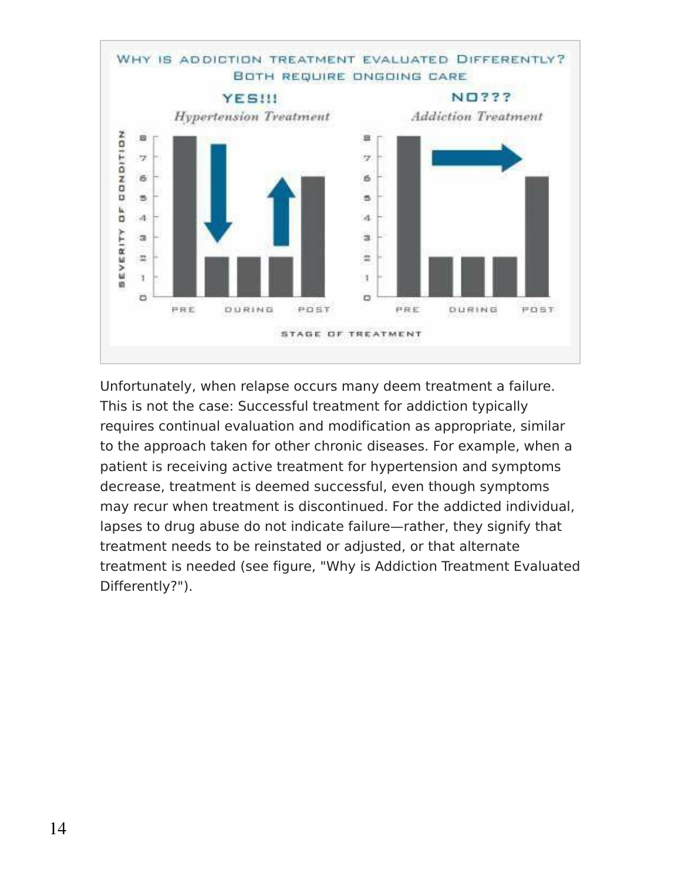Unfortunately, when relapse occurs many deem treatment a failure. This is not the case: Successful treatment for addiction typically requires continual evaluation and modification as appropriate, similar to the approach taken for other chronic diseases. For example, when a patient is receiving active treatment for hypertension and symptoms decrease, treatment is deemed successful, even though symptoms may recur when treatment is discontinued. For the addicted individual, lapses to drug abuse do not indicate failure—rather, they signify that treatment needs to be reinstated or adjusted, or that alternate treatment is needed (see figure, "Why is Addiction Treatment Evaluated Differently?").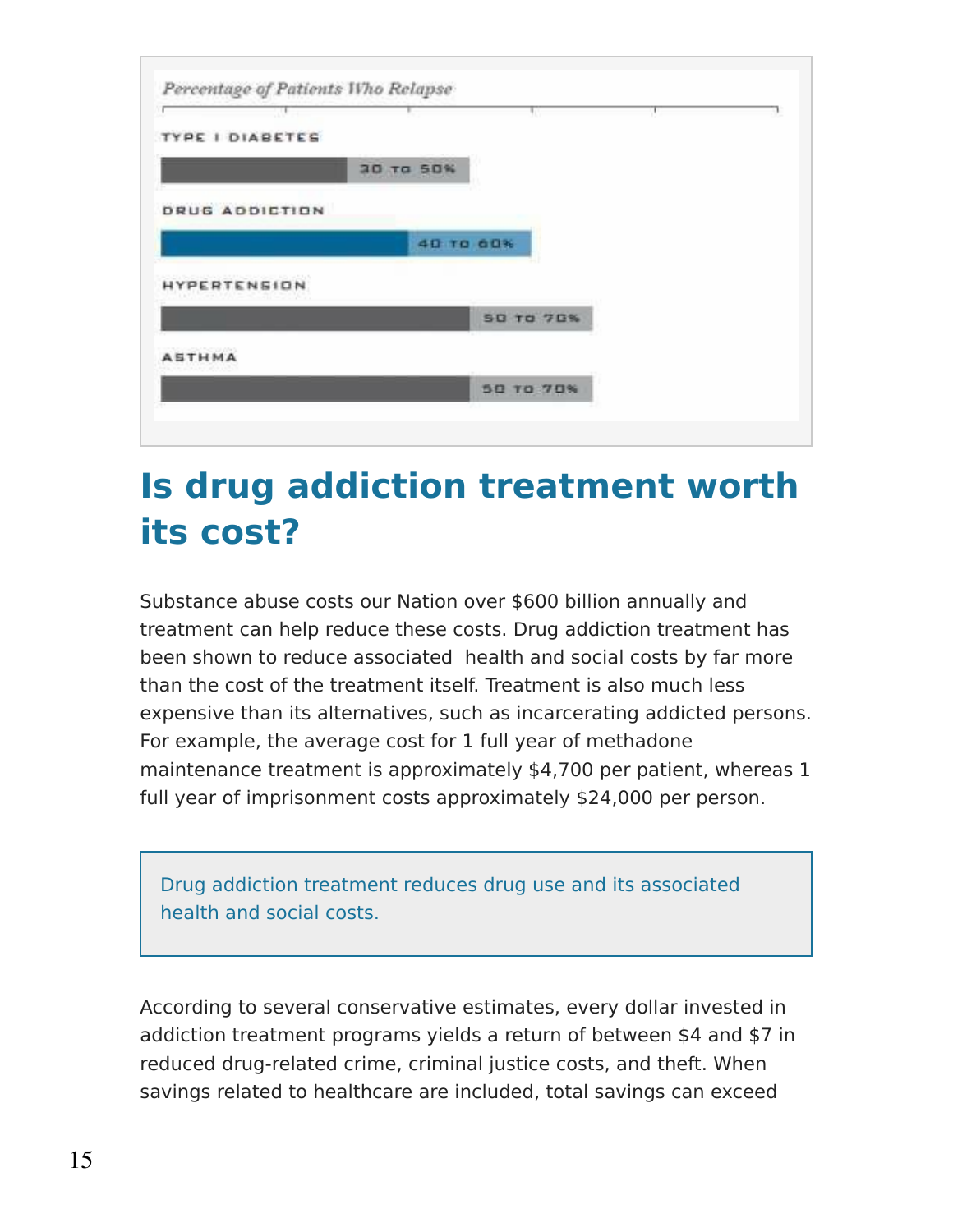*Percentage of Patients Who Relapse*

| Condition | Relapse Rate |
| --- | --- |
| TYPE I DIABETES | 30 TO 50% |
| DRUG ADDICTION | 40 TO 60% |
| HYPERTENSION | 50 TO 70% |
| ASTHMA | 50 TO 70% |

## Is drug addiction treatment worth its cost?

Substance abuse costs our Nation over $600 billion annually and treatment can help reduce these costs. Drug addiction treatment has been shown to reduce associated health and social costs by far more than the cost of the treatment itself. Treatment is also much less expensive than its alternatives, such as incarcerating addicted persons. For example, the average cost for 1 full year of methadone maintenance treatment is approximately $4,700 per patient, whereas 1 full year of imprisonment costs approximately $24,000 per person.

> Drug addiction treatment reduces drug use and its associated health and social costs.

According to several conservative estimates, every dollar invested in addiction treatment programs yields a return of between $4 and $7 in reduced drug-related crime, criminal justice costs, and theft. When savings related to healthcare are included, total savings can exceed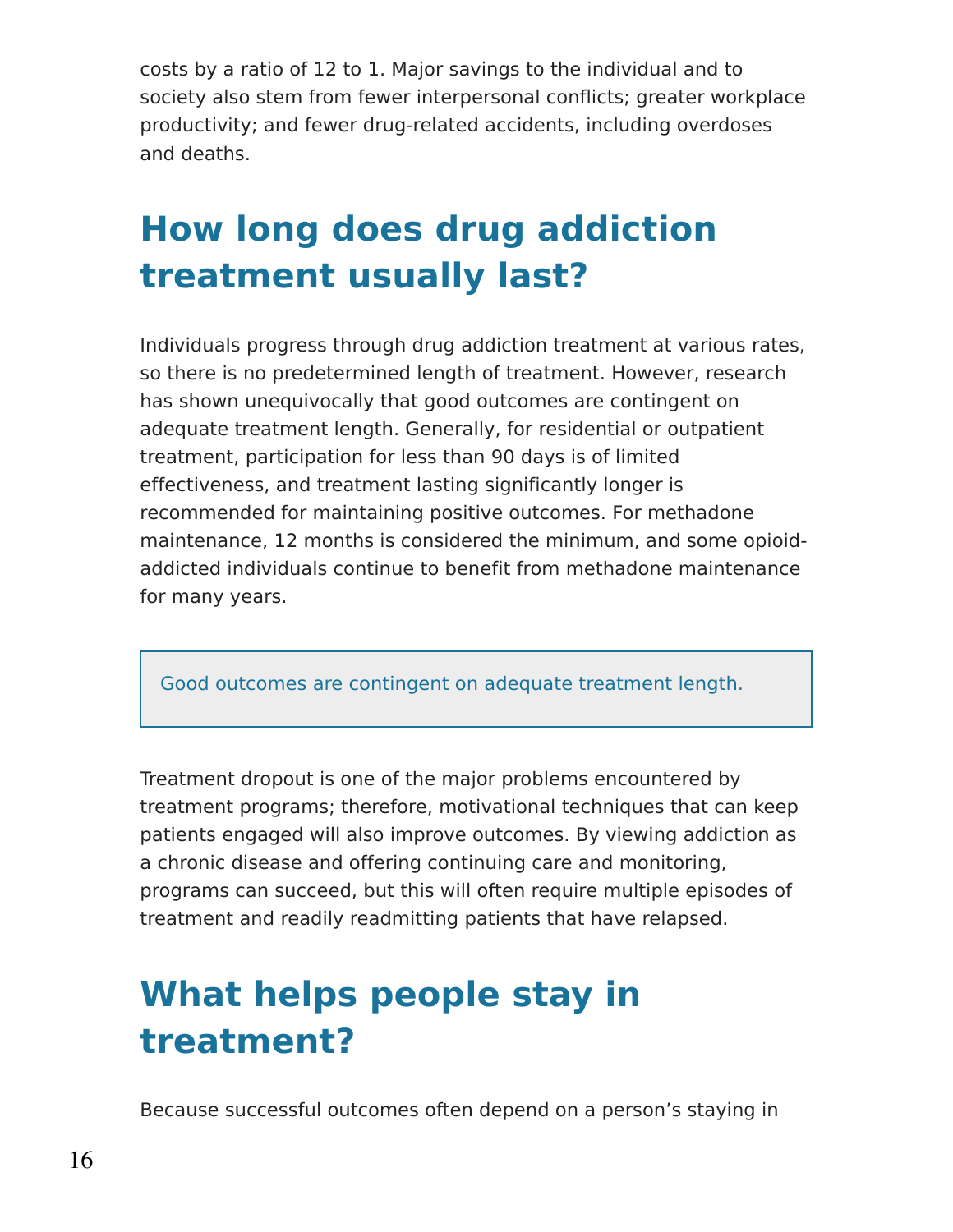costs by a ratio of 12 to 1. Major savings to the individual and to society also stem from fewer interpersonal conflicts; greater workplace productivity; and fewer drug-related accidents, including overdoses and deaths.

## How long does drug addiction treatment usually last?

Individuals progress through drug addiction treatment at various rates, so there is no predetermined length of treatment. However, research has shown unequivocally that good outcomes are contingent on adequate treatment length. Generally, for residential or outpatient treatment, participation for less than 90 days is of limited effectiveness, and treatment lasting significantly longer is recommended for maintaining positive outcomes. For methadone maintenance, 12 months is considered the minimum, and some opioid-addicted individuals continue to benefit from methadone maintenance for many years.

> Good outcomes are contingent on adequate treatment length.

Treatment dropout is one of the major problems encountered by treatment programs; therefore, motivational techniques that can keep patients engaged will also improve outcomes. By viewing addiction as a chronic disease and offering continuing care and monitoring, programs can succeed, but this will often require multiple episodes of treatment and readily readmitting patients that have relapsed.

## What helps people stay in treatment?

Because successful outcomes often depend on a person's staying in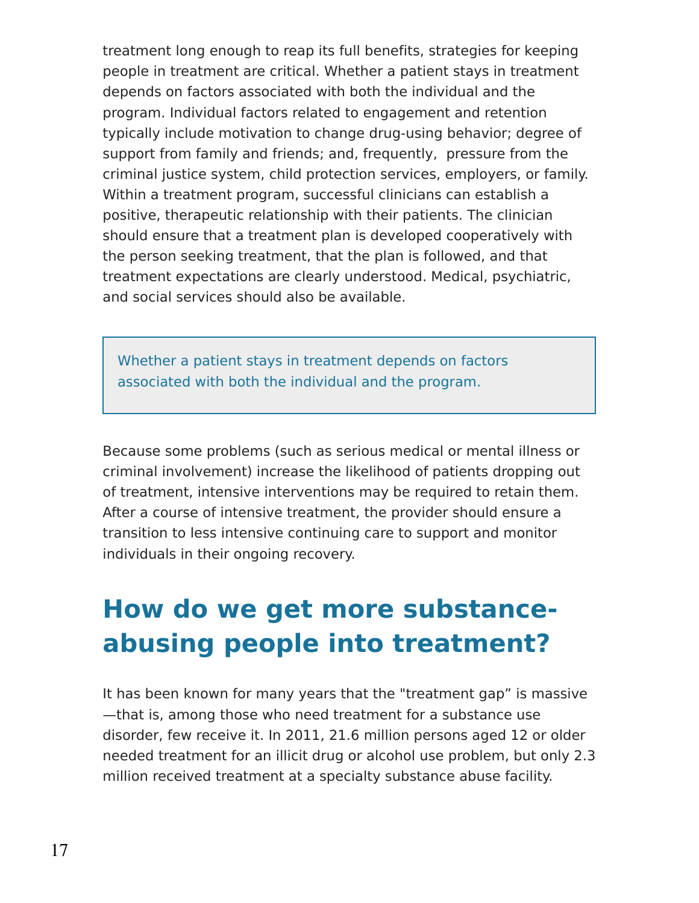treatment long enough to reap its full benefits, strategies for keeping people in treatment are critical. Whether a patient stays in treatment depends on factors associated with both the individual and the program. Individual factors related to engagement and retention typically include motivation to change drug-using behavior; degree of support from family and friends; and, frequently, pressure from the criminal justice system, child protection services, employers, or family. Within a treatment program, successful clinicians can establish a positive, therapeutic relationship with their patients. The clinician should ensure that a treatment plan is developed cooperatively with the person seeking treatment, that the plan is followed, and that treatment expectations are clearly understood. Medical, psychiatric, and social services should also be available.

> Whether a patient stays in treatment depends on factors associated with both the individual and the program.

Because some problems (such as serious medical or mental illness or criminal involvement) increase the likelihood of patients dropping out of treatment, intensive interventions may be required to retain them. After a course of intensive treatment, the provider should ensure a transition to less intensive continuing care to support and monitor individuals in their ongoing recovery.

## How do we get more substance-abusing people into treatment?

It has been known for many years that the "treatment gap" is massive—that is, among those who need treatment for a substance use disorder, few receive it. In 2011, 21.6 million persons aged 12 or older needed treatment for an illicit drug or alcohol use problem, but only 2.3 million received treatment at a specialty substance abuse facility.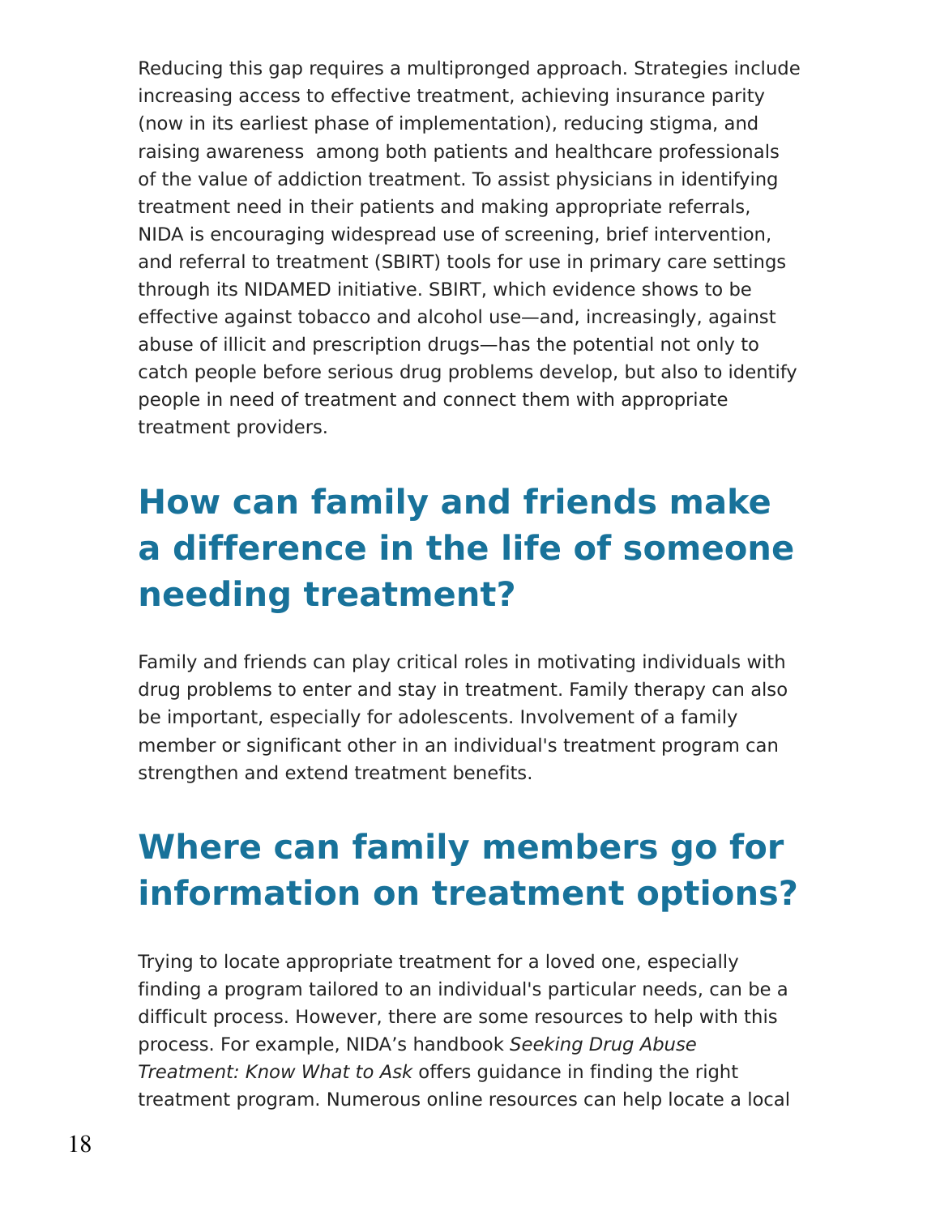Reducing this gap requires a multipronged approach. Strategies include increasing access to effective treatment, achieving insurance parity (now in its earliest phase of implementation), reducing stigma, and raising awareness among both patients and healthcare professionals of the value of addiction treatment. To assist physicians in identifying treatment need in their patients and making appropriate referrals, NIDA is encouraging widespread use of screening, brief intervention, and referral to treatment (SBIRT) tools for use in primary care settings through its NIDAMED initiative. SBIRT, which evidence shows to be effective against tobacco and alcohol use—and, increasingly, against abuse of illicit and prescription drugs—has the potential not only to catch people before serious drug problems develop, but also to identify people in need of treatment and connect them with appropriate treatment providers.

## How can family and friends make a difference in the life of someone needing treatment?

Family and friends can play critical roles in motivating individuals with drug problems to enter and stay in treatment. Family therapy can also be important, especially for adolescents. Involvement of a family member or significant other in an individual's treatment program can strengthen and extend treatment benefits.

## Where can family members go for information on treatment options?

Trying to locate appropriate treatment for a loved one, especially finding a program tailored to an individual's particular needs, can be a difficult process. However, there are some resources to help with this process. For example, NIDA's handbook *Seeking Drug Abuse Treatment: Know What to Ask* offers guidance in finding the right treatment program. Numerous online resources can help locate a local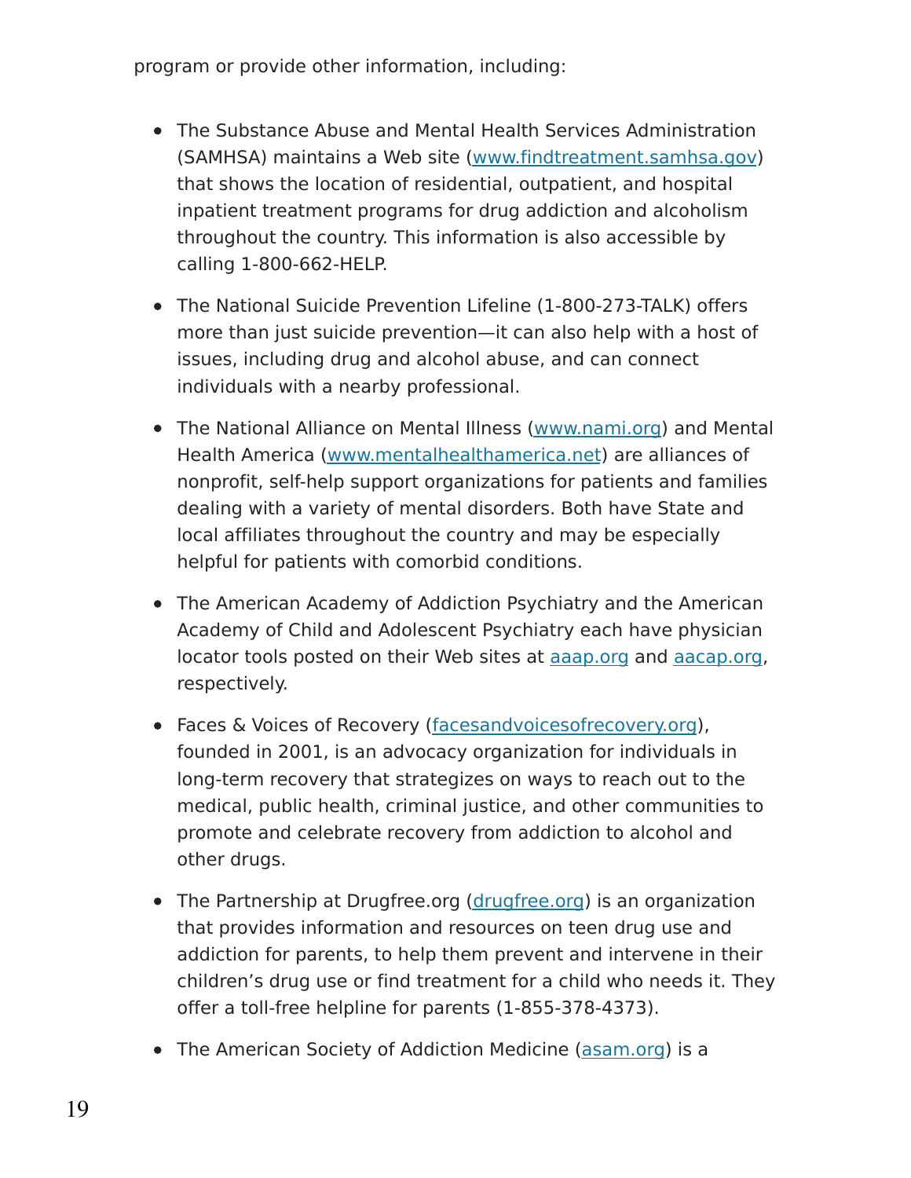program or provide other information, including:

- The Substance Abuse and Mental Health Services Administration (SAMHSA) maintains a Web site (www.findtreatment.samhsa.gov) that shows the location of residential, outpatient, and hospital inpatient treatment programs for drug addiction and alcoholism throughout the country. This information is also accessible by calling 1-800-662-HELP.
- The National Suicide Prevention Lifeline (1-800-273-TALK) offers more than just suicide prevention—it can also help with a host of issues, including drug and alcohol abuse, and can connect individuals with a nearby professional.
- The National Alliance on Mental Illness (www.nami.org) and Mental Health America (www.mentalhealthamerica.net) are alliances of nonprofit, self-help support organizations for patients and families dealing with a variety of mental disorders. Both have State and local affiliates throughout the country and may be especially helpful for patients with comorbid conditions.
- The American Academy of Addiction Psychiatry and the American Academy of Child and Adolescent Psychiatry each have physician locator tools posted on their Web sites at aaap.org and aacap.org, respectively.
- Faces & Voices of Recovery (facesandvoicesofrecovery.org), founded in 2001, is an advocacy organization for individuals in long-term recovery that strategizes on ways to reach out to the medical, public health, criminal justice, and other communities to promote and celebrate recovery from addiction to alcohol and other drugs.
- The Partnership at Drugfree.org (drugfree.org) is an organization that provides information and resources on teen drug use and addiction for parents, to help them prevent and intervene in their children's drug use or find treatment for a child who needs it. They offer a toll-free helpline for parents (1-855-378-4373).
- The American Society of Addiction Medicine (asam.org) is a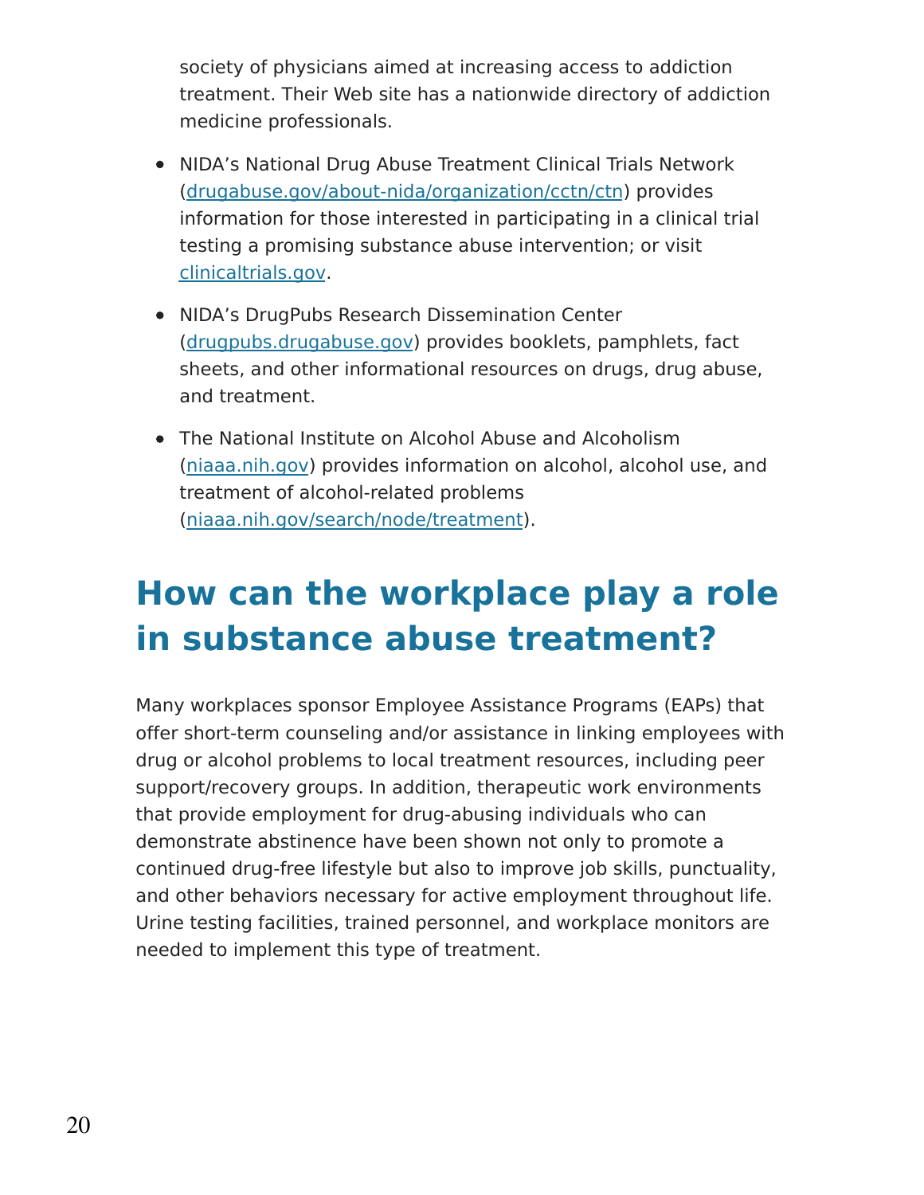society of physicians aimed at increasing access to addiction treatment. Their Web site has a nationwide directory of addiction medicine professionals.

- NIDA's National Drug Abuse Treatment Clinical Trials Network (drugabuse.gov/about-nida/organization/cctn/ctn) provides information for those interested in participating in a clinical trial testing a promising substance abuse intervention; or visit clinicaltrials.gov.
- NIDA's DrugPubs Research Dissemination Center (drugpubs.drugabuse.gov) provides booklets, pamphlets, fact sheets, and other informational resources on drugs, drug abuse, and treatment.
- The National Institute on Alcohol Abuse and Alcoholism (niaaa.nih.gov) provides information on alcohol, alcohol use, and treatment of alcohol-related problems (niaaa.nih.gov/search/node/treatment).

# How can the workplace play a role in substance abuse treatment?

Many workplaces sponsor Employee Assistance Programs (EAPs) that offer short-term counseling and/or assistance in linking employees with drug or alcohol problems to local treatment resources, including peer support/recovery groups. In addition, therapeutic work environments that provide employment for drug-abusing individuals who can demonstrate abstinence have been shown not only to promote a continued drug-free lifestyle but also to improve job skills, punctuality, and other behaviors necessary for active employment throughout life. Urine testing facilities, trained personnel, and workplace monitors are needed to implement this type of treatment.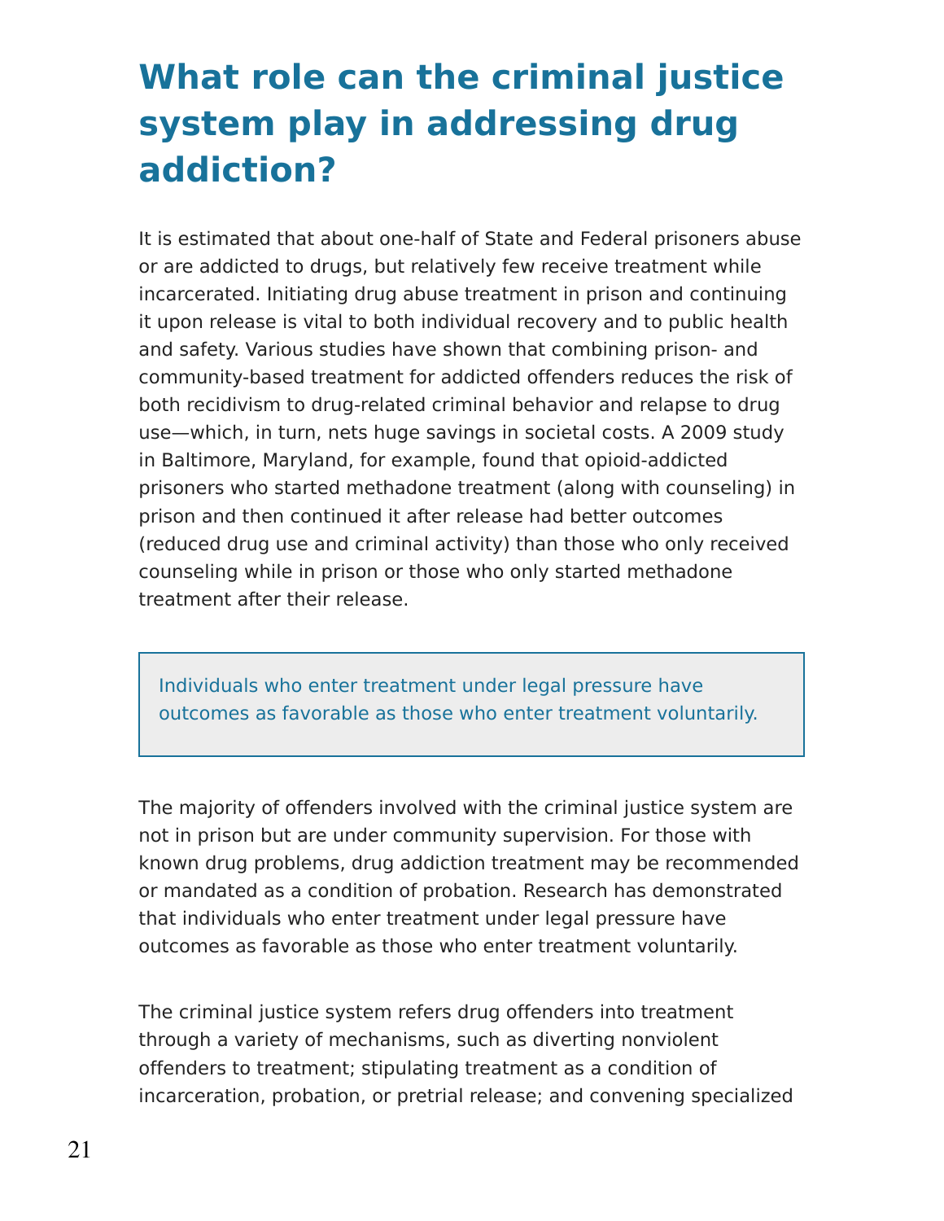# What role can the criminal justice system play in addressing drug addiction?

It is estimated that about one-half of State and Federal prisoners abuse or are addicted to drugs, but relatively few receive treatment while incarcerated. Initiating drug abuse treatment in prison and continuing it upon release is vital to both individual recovery and to public health and safety. Various studies have shown that combining prison- and community-based treatment for addicted offenders reduces the risk of both recidivism to drug-related criminal behavior and relapse to drug use—which, in turn, nets huge savings in societal costs. A 2009 study in Baltimore, Maryland, for example, found that opioid-addicted prisoners who started methadone treatment (along with counseling) in prison and then continued it after release had better outcomes (reduced drug use and criminal activity) than those who only received counseling while in prison or those who only started methadone treatment after their release.

> Individuals who enter treatment under legal pressure have outcomes as favorable as those who enter treatment voluntarily.

The majority of offenders involved with the criminal justice system are not in prison but are under community supervision. For those with known drug problems, drug addiction treatment may be recommended or mandated as a condition of probation. Research has demonstrated that individuals who enter treatment under legal pressure have outcomes as favorable as those who enter treatment voluntarily.

The criminal justice system refers drug offenders into treatment through a variety of mechanisms, such as diverting nonviolent offenders to treatment; stipulating treatment as a condition of incarceration, probation, or pretrial release; and convening specialized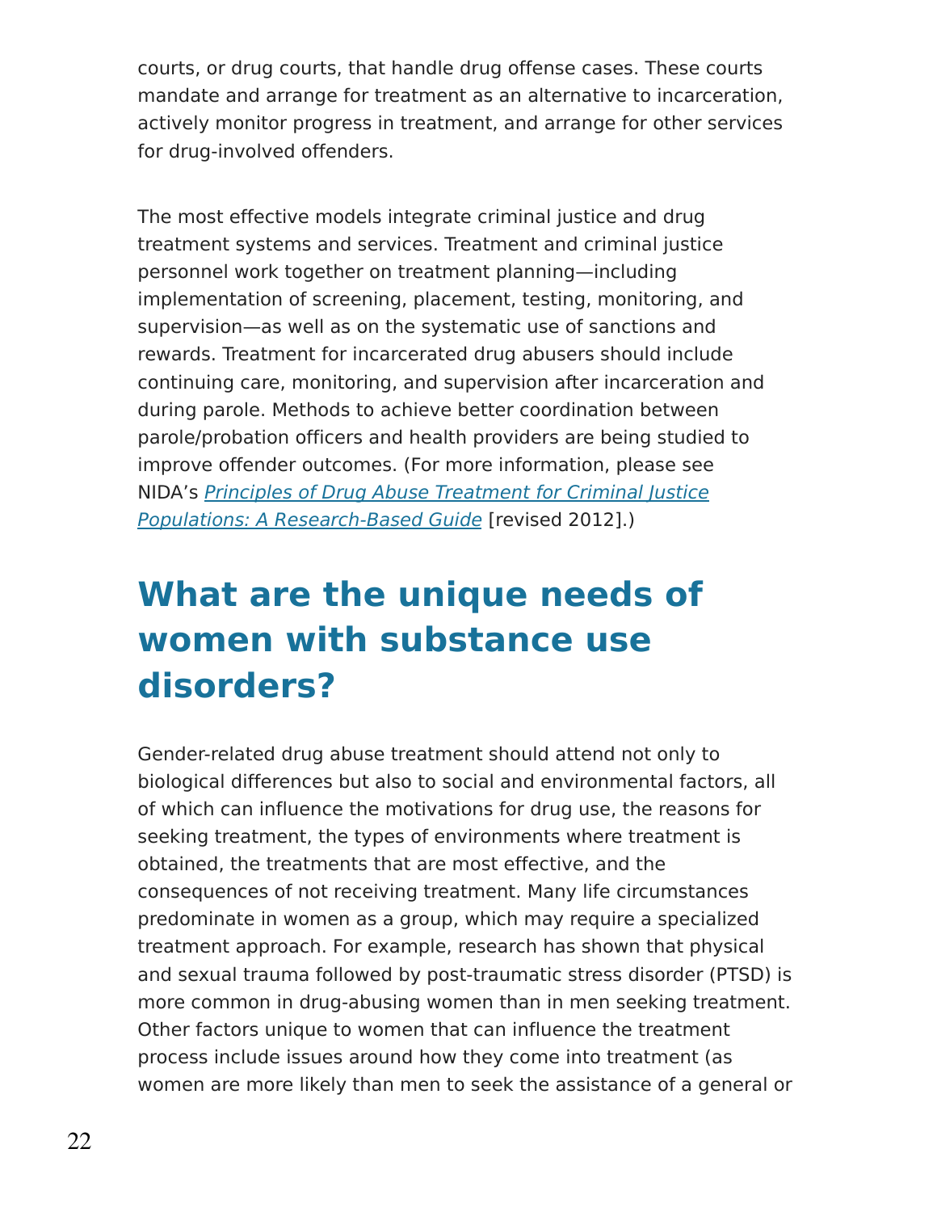courts, or drug courts, that handle drug offense cases. These courts mandate and arrange for treatment as an alternative to incarceration, actively monitor progress in treatment, and arrange for other services for drug-involved offenders.

The most effective models integrate criminal justice and drug treatment systems and services. Treatment and criminal justice personnel work together on treatment planning—including implementation of screening, placement, testing, monitoring, and supervision—as well as on the systematic use of sanctions and rewards. Treatment for incarcerated drug abusers should include continuing care, monitoring, and supervision after incarceration and during parole. Methods to achieve better coordination between parole/probation officers and health providers are being studied to improve offender outcomes. (For more information, please see NIDA's *Principles of Drug Abuse Treatment for Criminal Justice Populations: A Research-Based Guide* [revised 2012].)

## What are the unique needs of women with substance use disorders?

Gender-related drug abuse treatment should attend not only to biological differences but also to social and environmental factors, all of which can influence the motivations for drug use, the reasons for seeking treatment, the types of environments where treatment is obtained, the treatments that are most effective, and the consequences of not receiving treatment. Many life circumstances predominate in women as a group, which may require a specialized treatment approach. For example, research has shown that physical and sexual trauma followed by post-traumatic stress disorder (PTSD) is more common in drug-abusing women than in men seeking treatment. Other factors unique to women that can influence the treatment process include issues around how they come into treatment (as women are more likely than men to seek the assistance of a general or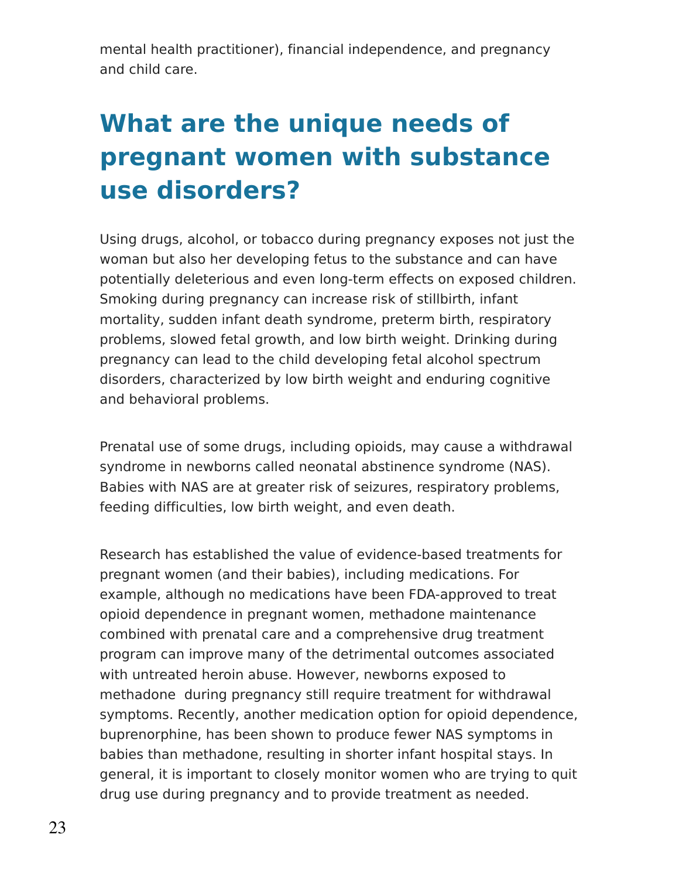mental health practitioner), financial independence, and pregnancy and child care.

## What are the unique needs of pregnant women with substance use disorders?

Using drugs, alcohol, or tobacco during pregnancy exposes not just the woman but also her developing fetus to the substance and can have potentially deleterious and even long-term effects on exposed children. Smoking during pregnancy can increase risk of stillbirth, infant mortality, sudden infant death syndrome, preterm birth, respiratory problems, slowed fetal growth, and low birth weight. Drinking during pregnancy can lead to the child developing fetal alcohol spectrum disorders, characterized by low birth weight and enduring cognitive and behavioral problems.

Prenatal use of some drugs, including opioids, may cause a withdrawal syndrome in newborns called neonatal abstinence syndrome (NAS). Babies with NAS are at greater risk of seizures, respiratory problems, feeding difficulties, low birth weight, and even death.

Research has established the value of evidence-based treatments for pregnant women (and their babies), including medications. For example, although no medications have been FDA-approved to treat opioid dependence in pregnant women, methadone maintenance combined with prenatal care and a comprehensive drug treatment program can improve many of the detrimental outcomes associated with untreated heroin abuse. However, newborns exposed to methadone during pregnancy still require treatment for withdrawal symptoms. Recently, another medication option for opioid dependence, buprenorphine, has been shown to produce fewer NAS symptoms in babies than methadone, resulting in shorter infant hospital stays. In general, it is important to closely monitor women who are trying to quit drug use during pregnancy and to provide treatment as needed.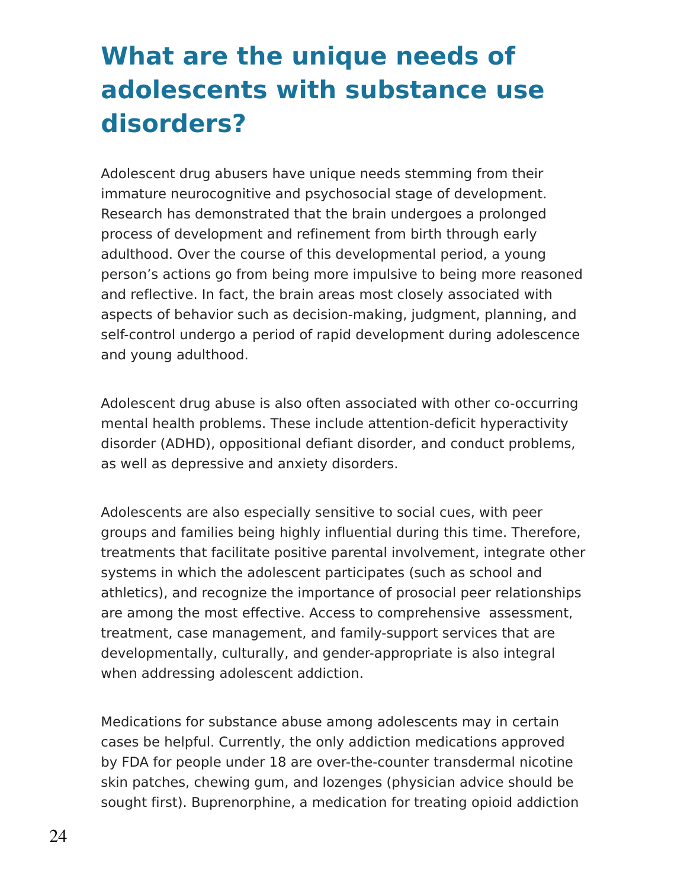# What are the unique needs of adolescents with substance use disorders?

Adolescent drug abusers have unique needs stemming from their immature neurocognitive and psychosocial stage of development. Research has demonstrated that the brain undergoes a prolonged process of development and refinement from birth through early adulthood. Over the course of this developmental period, a young person's actions go from being more impulsive to being more reasoned and reflective. In fact, the brain areas most closely associated with aspects of behavior such as decision-making, judgment, planning, and self-control undergo a period of rapid development during adolescence and young adulthood.

Adolescent drug abuse is also often associated with other co-occurring mental health problems. These include attention-deficit hyperactivity disorder (ADHD), oppositional defiant disorder, and conduct problems, as well as depressive and anxiety disorders.

Adolescents are also especially sensitive to social cues, with peer groups and families being highly influential during this time. Therefore, treatments that facilitate positive parental involvement, integrate other systems in which the adolescent participates (such as school and athletics), and recognize the importance of prosocial peer relationships are among the most effective. Access to comprehensive assessment, treatment, case management, and family-support services that are developmentally, culturally, and gender-appropriate is also integral when addressing adolescent addiction.

Medications for substance abuse among adolescents may in certain cases be helpful. Currently, the only addiction medications approved by FDA for people under 18 are over-the-counter transdermal nicotine skin patches, chewing gum, and lozenges (physician advice should be sought first). Buprenorphine, a medication for treating opioid addiction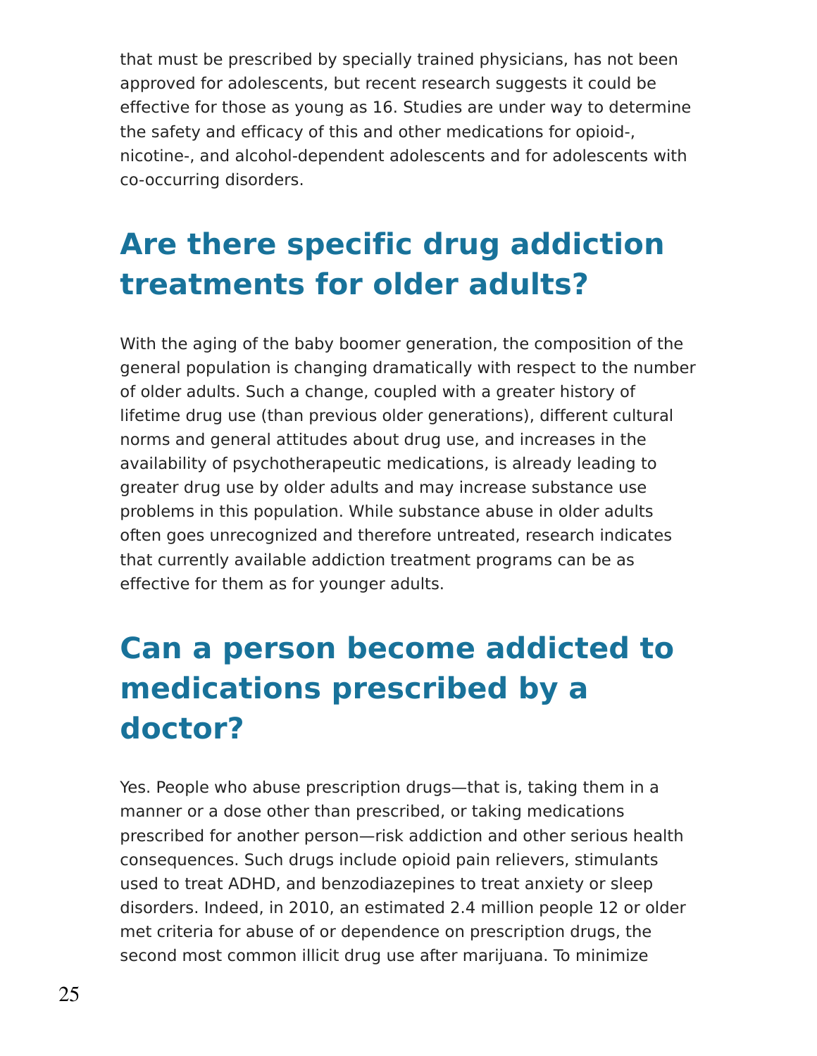that must be prescribed by specially trained physicians, has not been approved for adolescents, but recent research suggests it could be effective for those as young as 16. Studies are under way to determine the safety and efficacy of this and other medications for opioid-, nicotine-, and alcohol-dependent adolescents and for adolescents with co-occurring disorders.

## Are there specific drug addiction treatments for older adults?

With the aging of the baby boomer generation, the composition of the general population is changing dramatically with respect to the number of older adults. Such a change, coupled with a greater history of lifetime drug use (than previous older generations), different cultural norms and general attitudes about drug use, and increases in the availability of psychotherapeutic medications, is already leading to greater drug use by older adults and may increase substance use problems in this population. While substance abuse in older adults often goes unrecognized and therefore untreated, research indicates that currently available addiction treatment programs can be as effective for them as for younger adults.

## Can a person become addicted to medications prescribed by a doctor?

Yes. People who abuse prescription drugs—that is, taking them in a manner or a dose other than prescribed, or taking medications prescribed for another person—risk addiction and other serious health consequences. Such drugs include opioid pain relievers, stimulants used to treat ADHD, and benzodiazepines to treat anxiety or sleep disorders. Indeed, in 2010, an estimated 2.4 million people 12 or older met criteria for abuse of or dependence on prescription drugs, the second most common illicit drug use after marijuana. To minimize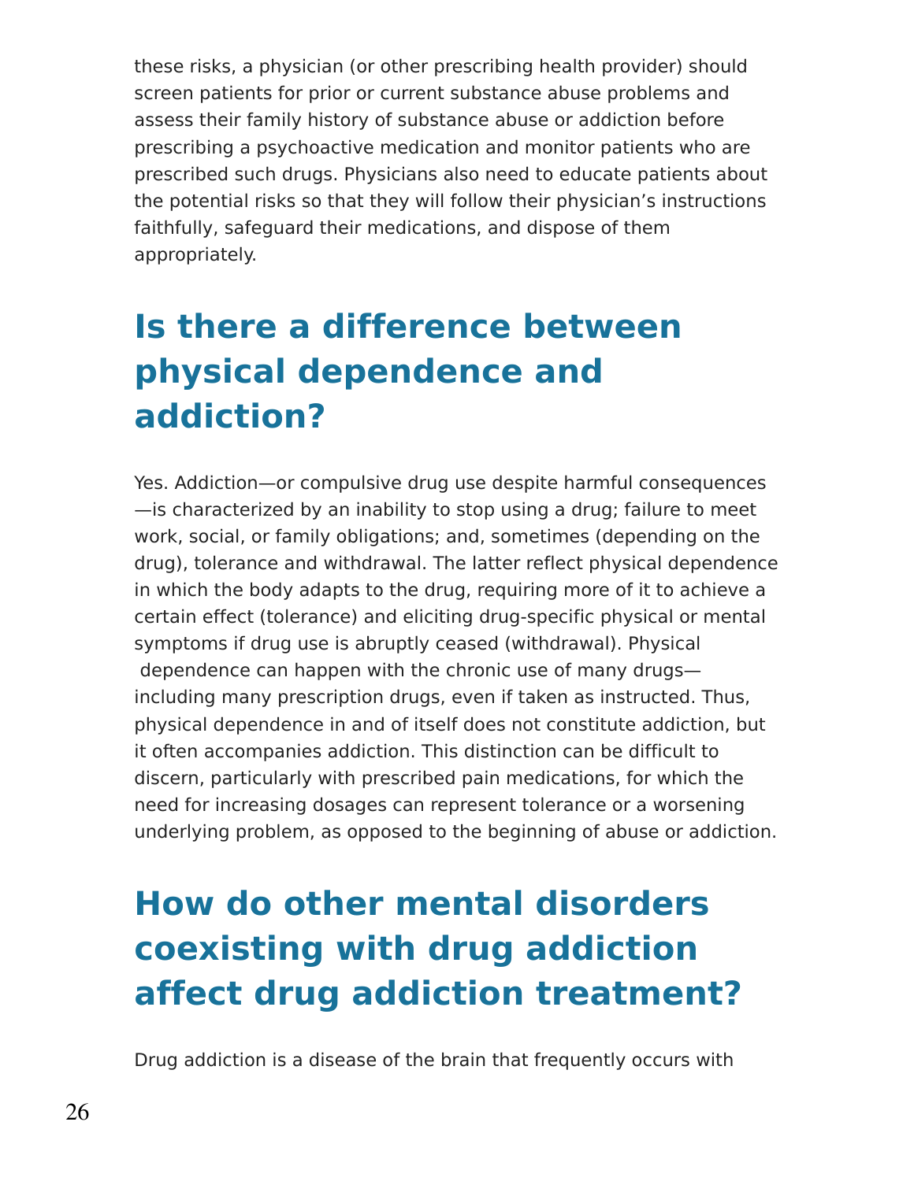these risks, a physician (or other prescribing health provider) should screen patients for prior or current substance abuse problems and assess their family history of substance abuse or addiction before prescribing a psychoactive medication and monitor patients who are prescribed such drugs. Physicians also need to educate patients about the potential risks so that they will follow their physician's instructions faithfully, safeguard their medications, and dispose of them appropriately.

## Is there a difference between physical dependence and addiction?

Yes. Addiction—or compulsive drug use despite harmful consequences—is characterized by an inability to stop using a drug; failure to meet work, social, or family obligations; and, sometimes (depending on the drug), tolerance and withdrawal. The latter reflect physical dependence in which the body adapts to the drug, requiring more of it to achieve a certain effect (tolerance) and eliciting drug-specific physical or mental symptoms if drug use is abruptly ceased (withdrawal). Physical dependence can happen with the chronic use of many drugs—including many prescription drugs, even if taken as instructed. Thus, physical dependence in and of itself does not constitute addiction, but it often accompanies addiction. This distinction can be difficult to discern, particularly with prescribed pain medications, for which the need for increasing dosages can represent tolerance or a worsening underlying problem, as opposed to the beginning of abuse or addiction.

## How do other mental disorders coexisting with drug addiction affect drug addiction treatment?

Drug addiction is a disease of the brain that frequently occurs with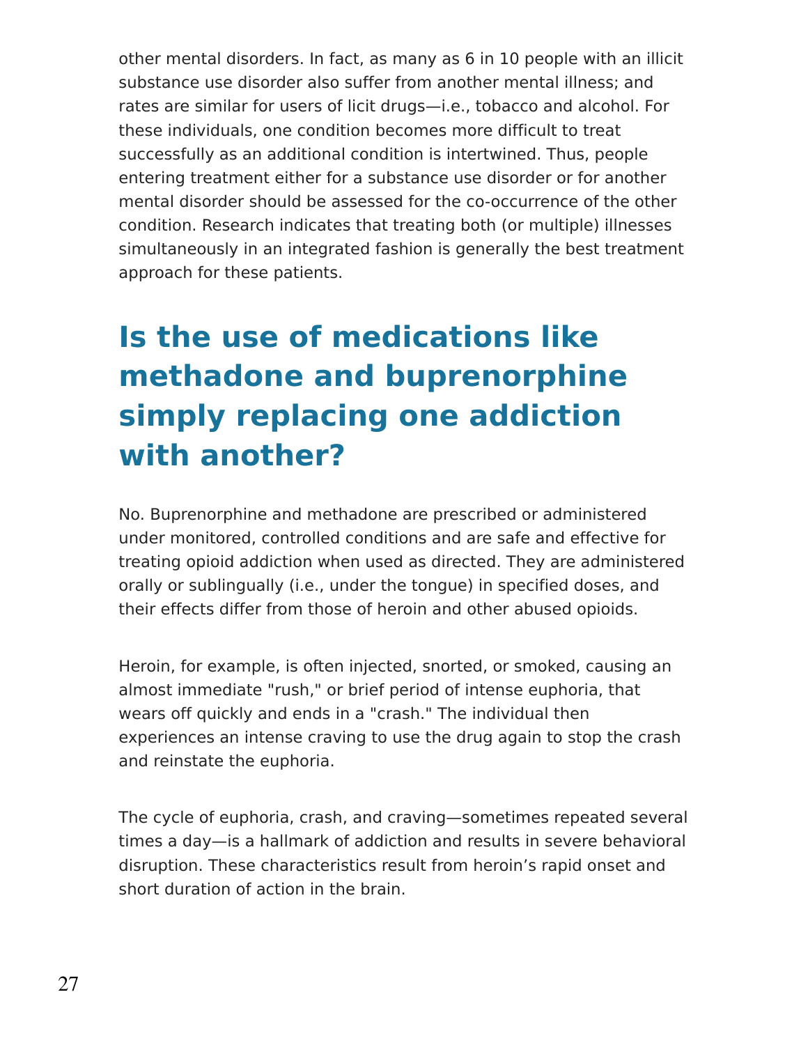other mental disorders. In fact, as many as 6 in 10 people with an illicit substance use disorder also suffer from another mental illness; and rates are similar for users of licit drugs—i.e., tobacco and alcohol. For these individuals, one condition becomes more difficult to treat successfully as an additional condition is intertwined. Thus, people entering treatment either for a substance use disorder or for another mental disorder should be assessed for the co-occurrence of the other condition. Research indicates that treating both (or multiple) illnesses simultaneously in an integrated fashion is generally the best treatment approach for these patients.

## Is the use of medications like methadone and buprenorphine simply replacing one addiction with another?

No. Buprenorphine and methadone are prescribed or administered under monitored, controlled conditions and are safe and effective for treating opioid addiction when used as directed. They are administered orally or sublingually (i.e., under the tongue) in specified doses, and their effects differ from those of heroin and other abused opioids.

Heroin, for example, is often injected, snorted, or smoked, causing an almost immediate "rush," or brief period of intense euphoria, that wears off quickly and ends in a "crash." The individual then experiences an intense craving to use the drug again to stop the crash and reinstate the euphoria.

The cycle of euphoria, crash, and craving—sometimes repeated several times a day—is a hallmark of addiction and results in severe behavioral disruption. These characteristics result from heroin's rapid onset and short duration of action in the brain.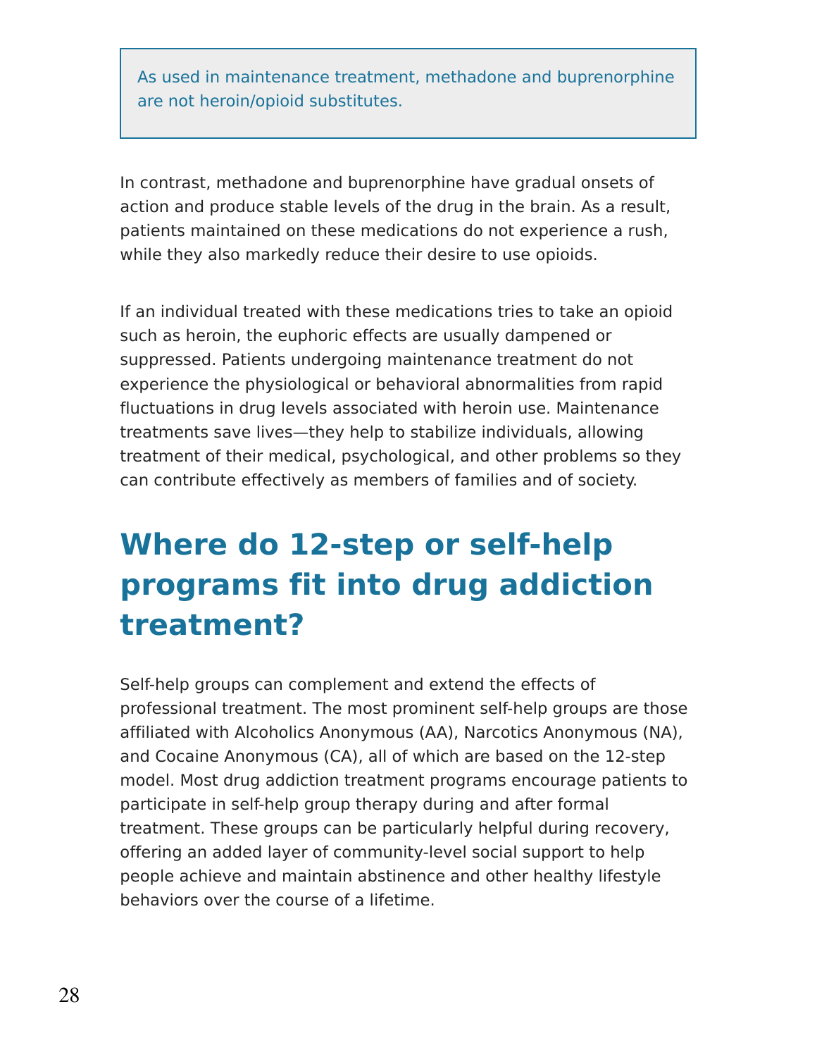> As used in maintenance treatment, methadone and buprenorphine are not heroin/opioid substitutes.

In contrast, methadone and buprenorphine have gradual onsets of action and produce stable levels of the drug in the brain. As a result, patients maintained on these medications do not experience a rush, while they also markedly reduce their desire to use opioids.

If an individual treated with these medications tries to take an opioid such as heroin, the euphoric effects are usually dampened or suppressed. Patients undergoing maintenance treatment do not experience the physiological or behavioral abnormalities from rapid fluctuations in drug levels associated with heroin use. Maintenance treatments save lives—they help to stabilize individuals, allowing treatment of their medical, psychological, and other problems so they can contribute effectively as members of families and of society.

## Where do 12-step or self-help programs fit into drug addiction treatment?

Self-help groups can complement and extend the effects of professional treatment. The most prominent self-help groups are those affiliated with Alcoholics Anonymous (AA), Narcotics Anonymous (NA), and Cocaine Anonymous (CA), all of which are based on the 12-step model. Most drug addiction treatment programs encourage patients to participate in self-help group therapy during and after formal treatment. These groups can be particularly helpful during recovery, offering an added layer of community-level social support to help people achieve and maintain abstinence and other healthy lifestyle behaviors over the course of a lifetime.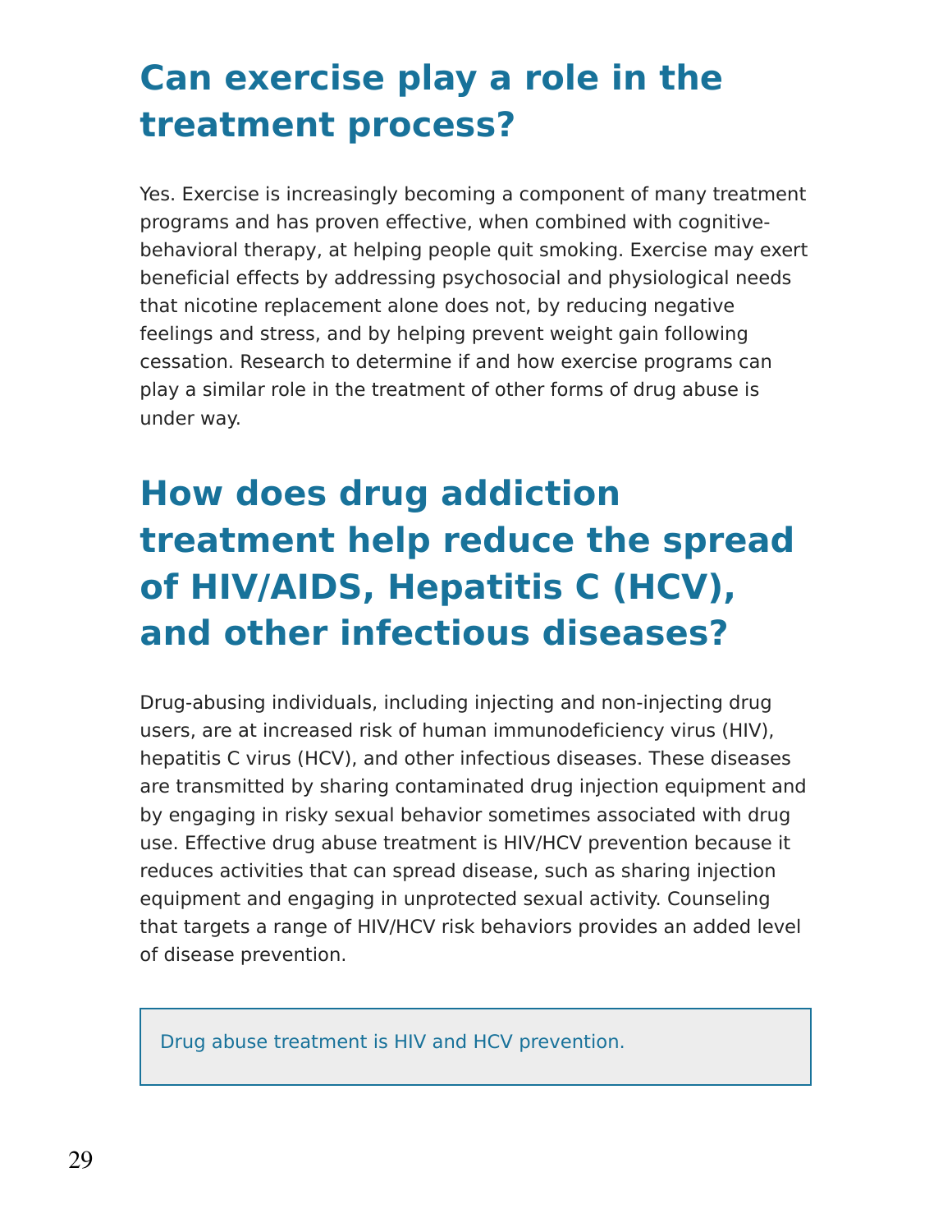## Can exercise play a role in the treatment process?

Yes. Exercise is increasingly becoming a component of many treatment programs and has proven effective, when combined with cognitive-behavioral therapy, at helping people quit smoking. Exercise may exert beneficial effects by addressing psychosocial and physiological needs that nicotine replacement alone does not, by reducing negative feelings and stress, and by helping prevent weight gain following cessation. Research to determine if and how exercise programs can play a similar role in the treatment of other forms of drug abuse is under way.

## How does drug addiction treatment help reduce the spread of HIV/AIDS, Hepatitis C (HCV), and other infectious diseases?

Drug-abusing individuals, including injecting and non-injecting drug users, are at increased risk of human immunodeficiency virus (HIV), hepatitis C virus (HCV), and other infectious diseases. These diseases are transmitted by sharing contaminated drug injection equipment and by engaging in risky sexual behavior sometimes associated with drug use. Effective drug abuse treatment is HIV/HCV prevention because it reduces activities that can spread disease, such as sharing injection equipment and engaging in unprotected sexual activity. Counseling that targets a range of HIV/HCV risk behaviors provides an added level of disease prevention.

> Drug abuse treatment is HIV and HCV prevention.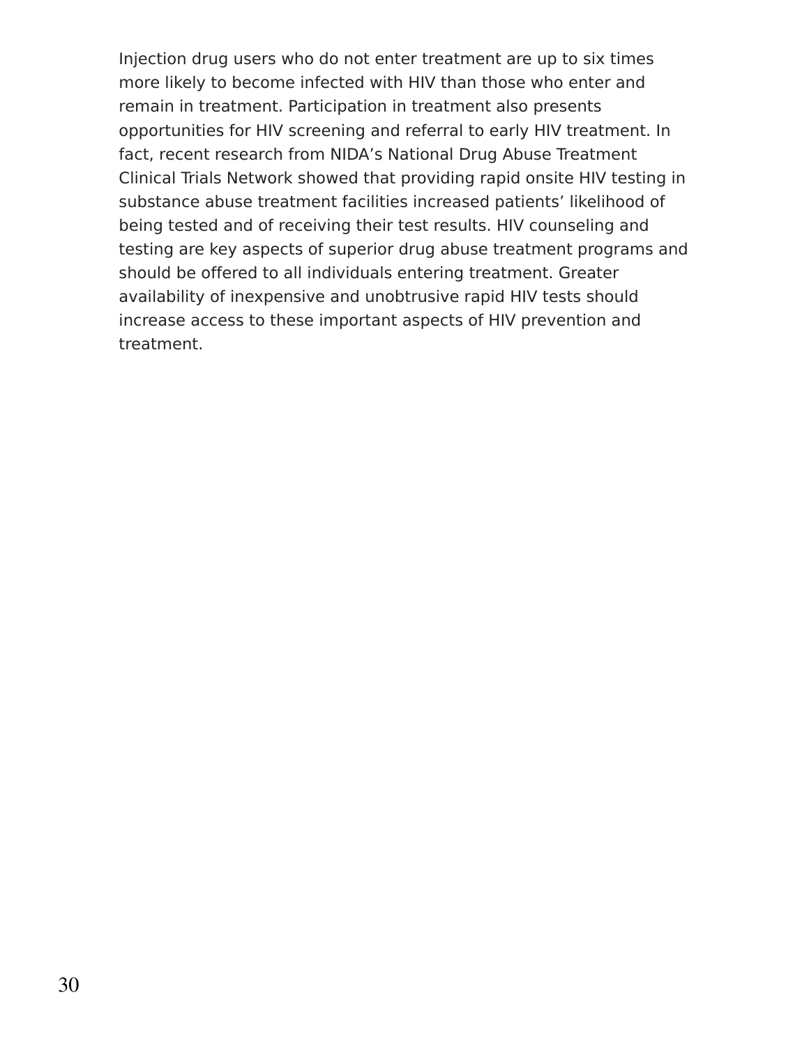Injection drug users who do not enter treatment are up to six times more likely to become infected with HIV than those who enter and remain in treatment. Participation in treatment also presents opportunities for HIV screening and referral to early HIV treatment. In fact, recent research from NIDA's National Drug Abuse Treatment Clinical Trials Network showed that providing rapid onsite HIV testing in substance abuse treatment facilities increased patients' likelihood of being tested and of receiving their test results. HIV counseling and testing are key aspects of superior drug abuse treatment programs and should be offered to all individuals entering treatment. Greater availability of inexpensive and unobtrusive rapid HIV tests should increase access to these important aspects of HIV prevention and treatment.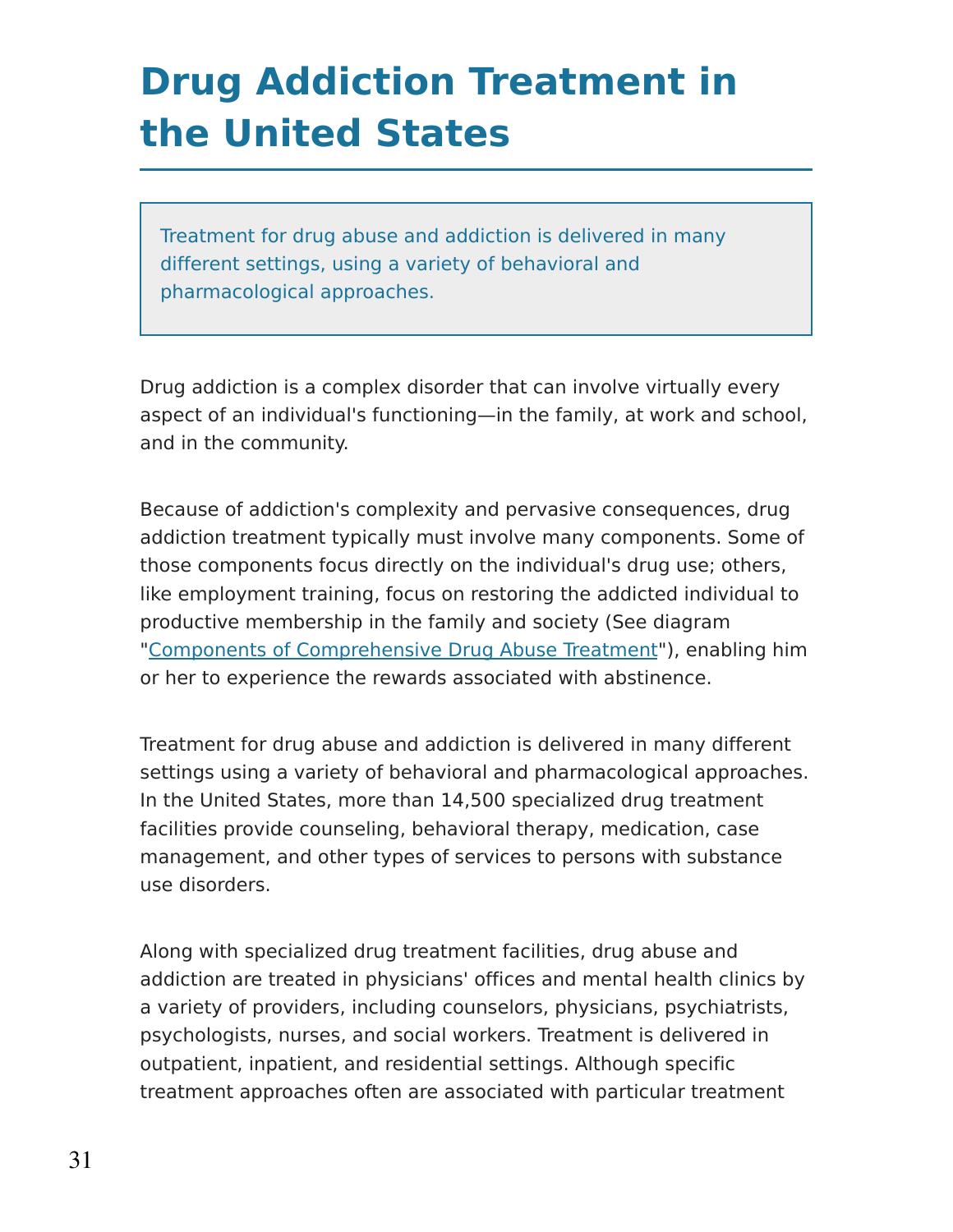# Drug Addiction Treatment in the United States

> Treatment for drug abuse and addiction is delivered in many different settings, using a variety of behavioral and pharmacological approaches.

Drug addiction is a complex disorder that can involve virtually every aspect of an individual's functioning—in the family, at work and school, and in the community.

Because of addiction's complexity and pervasive consequences, drug addiction treatment typically must involve many components. Some of those components focus directly on the individual's drug use; others, like employment training, focus on restoring the addicted individual to productive membership in the family and society (See diagram "Components of Comprehensive Drug Abuse Treatment"), enabling him or her to experience the rewards associated with abstinence.

Treatment for drug abuse and addiction is delivered in many different settings using a variety of behavioral and pharmacological approaches. In the United States, more than 14,500 specialized drug treatment facilities provide counseling, behavioral therapy, medication, case management, and other types of services to persons with substance use disorders.

Along with specialized drug treatment facilities, drug abuse and addiction are treated in physicians' offices and mental health clinics by a variety of providers, including counselors, physicians, psychiatrists, psychologists, nurses, and social workers. Treatment is delivered in outpatient, inpatient, and residential settings. Although specific treatment approaches often are associated with particular treatment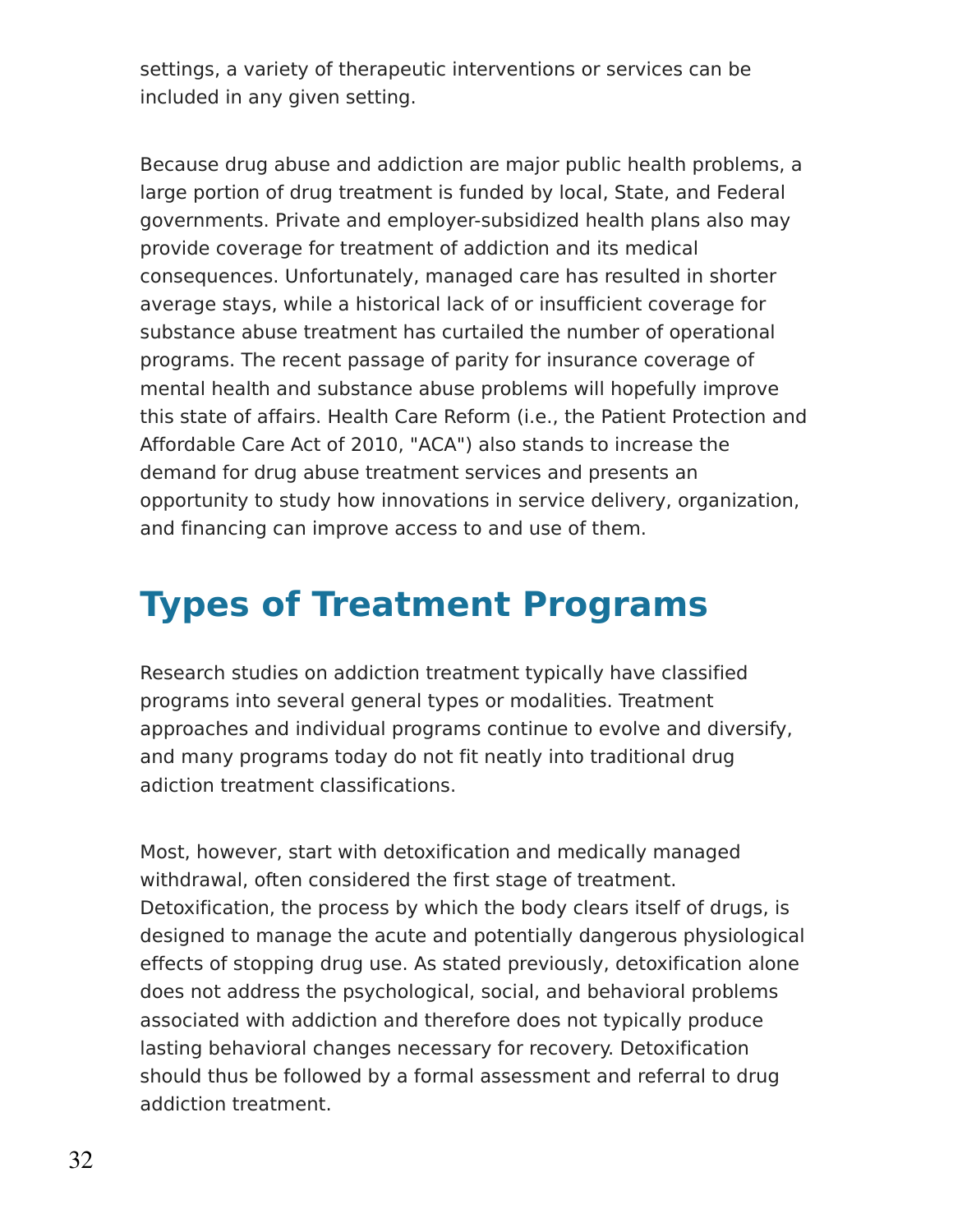settings, a variety of therapeutic interventions or services can be included in any given setting.

Because drug abuse and addiction are major public health problems, a large portion of drug treatment is funded by local, State, and Federal governments. Private and employer-subsidized health plans also may provide coverage for treatment of addiction and its medical consequences. Unfortunately, managed care has resulted in shorter average stays, while a historical lack of or insufficient coverage for substance abuse treatment has curtailed the number of operational programs. The recent passage of parity for insurance coverage of mental health and substance abuse problems will hopefully improve this state of affairs. Health Care Reform (i.e., the Patient Protection and Affordable Care Act of 2010, "ACA") also stands to increase the demand for drug abuse treatment services and presents an opportunity to study how innovations in service delivery, organization, and financing can improve access to and use of them.

## Types of Treatment Programs

Research studies on addiction treatment typically have classified programs into several general types or modalities. Treatment approaches and individual programs continue to evolve and diversify, and many programs today do not fit neatly into traditional drug adiction treatment classifications.

Most, however, start with detoxification and medically managed withdrawal, often considered the first stage of treatment. Detoxification, the process by which the body clears itself of drugs, is designed to manage the acute and potentially dangerous physiological effects of stopping drug use. As stated previously, detoxification alone does not address the psychological, social, and behavioral problems associated with addiction and therefore does not typically produce lasting behavioral changes necessary for recovery. Detoxification should thus be followed by a formal assessment and referral to drug addiction treatment.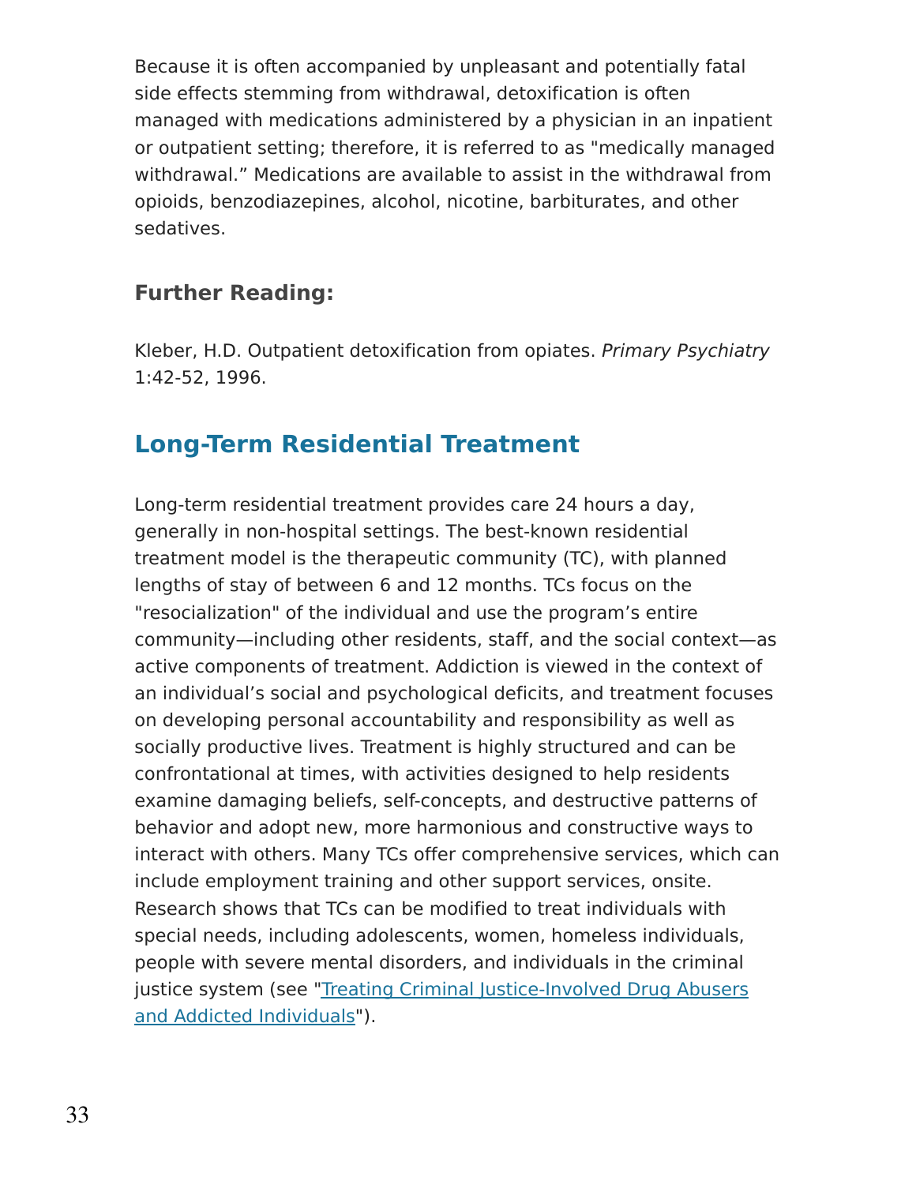Because it is often accompanied by unpleasant and potentially fatal side effects stemming from withdrawal, detoxification is often managed with medications administered by a physician in an inpatient or outpatient setting; therefore, it is referred to as "medically managed withdrawal." Medications are available to assist in the withdrawal from opioids, benzodiazepines, alcohol, nicotine, barbiturates, and other sedatives.

### Further Reading:

Kleber, H.D. Outpatient detoxification from opiates. *Primary Psychiatry* 1:42-52, 1996.

## Long-Term Residential Treatment

Long-term residential treatment provides care 24 hours a day, generally in non-hospital settings. The best-known residential treatment model is the therapeutic community (TC), with planned lengths of stay of between 6 and 12 months. TCs focus on the "resocialization" of the individual and use the program's entire community—including other residents, staff, and the social context—as active components of treatment. Addiction is viewed in the context of an individual's social and psychological deficits, and treatment focuses on developing personal accountability and responsibility as well as socially productive lives. Treatment is highly structured and can be confrontational at times, with activities designed to help residents examine damaging beliefs, self-concepts, and destructive patterns of behavior and adopt new, more harmonious and constructive ways to interact with others. Many TCs offer comprehensive services, which can include employment training and other support services, onsite. Research shows that TCs can be modified to treat individuals with special needs, including adolescents, women, homeless individuals, people with severe mental disorders, and individuals in the criminal justice system (see "Treating Criminal Justice-Involved Drug Abusers and Addicted Individuals").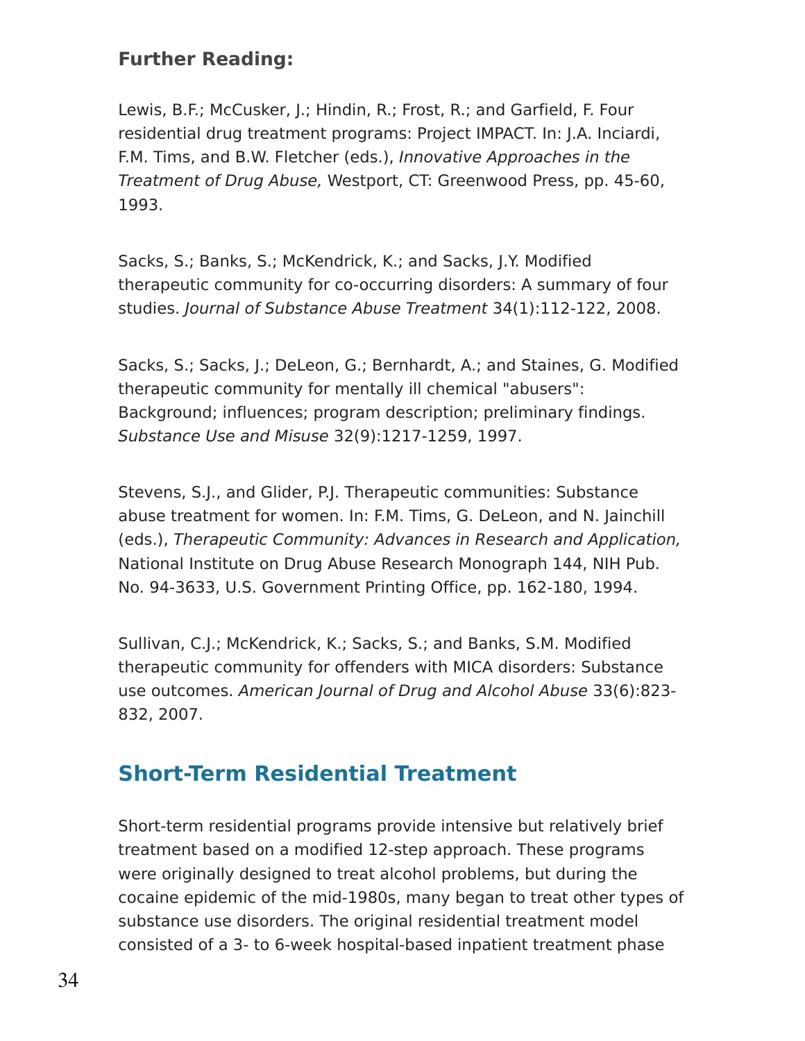**Further Reading:**

Lewis, B.F.; McCusker, J.; Hindin, R.; Frost, R.; and Garfield, F. Four residential drug treatment programs: Project IMPACT. In: J.A. Inciardi, F.M. Tims, and B.W. Fletcher (eds.), *Innovative Approaches in the Treatment of Drug Abuse,* Westport, CT: Greenwood Press, pp. 45-60, 1993.

Sacks, S.; Banks, S.; McKendrick, K.; and Sacks, J.Y. Modified therapeutic community for co-occurring disorders: A summary of four studies. *Journal of Substance Abuse Treatment* 34(1):112-122, 2008.

Sacks, S.; Sacks, J.; DeLeon, G.; Bernhardt, A.; and Staines, G. Modified therapeutic community for mentally ill chemical "abusers": Background; influences; program description; preliminary findings. *Substance Use and Misuse* 32(9):1217-1259, 1997.

Stevens, S.J., and Glider, P.J. Therapeutic communities: Substance abuse treatment for women. In: F.M. Tims, G. DeLeon, and N. Jainchill (eds.), *Therapeutic Community: Advances in Research and Application,* National Institute on Drug Abuse Research Monograph 144, NIH Pub. No. 94-3633, U.S. Government Printing Office, pp. 162-180, 1994.

Sullivan, C.J.; McKendrick, K.; Sacks, S.; and Banks, S.M. Modified therapeutic community for offenders with MICA disorders: Substance use outcomes. *American Journal of Drug and Alcohol Abuse* 33(6):823-832, 2007.

## Short-Term Residential Treatment

Short-term residential programs provide intensive but relatively brief treatment based on a modified 12-step approach. These programs were originally designed to treat alcohol problems, but during the cocaine epidemic of the mid-1980s, many began to treat other types of substance use disorders. The original residential treatment model consisted of a 3- to 6-week hospital-based inpatient treatment phase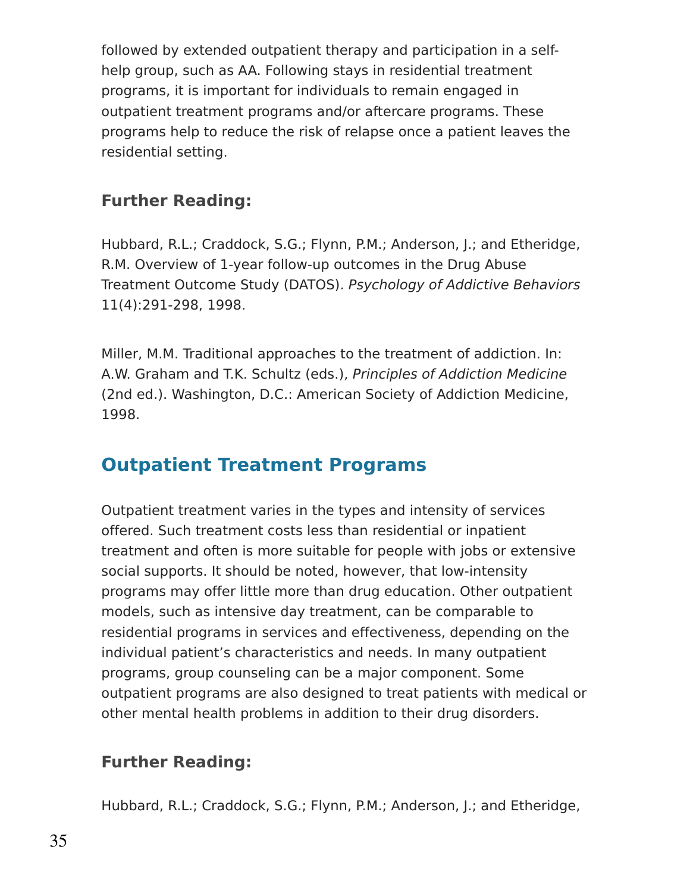followed by extended outpatient therapy and participation in a self-help group, such as AA. Following stays in residential treatment programs, it is important for individuals to remain engaged in outpatient treatment programs and/or aftercare programs. These programs help to reduce the risk of relapse once a patient leaves the residential setting.

### Further Reading:

Hubbard, R.L.; Craddock, S.G.; Flynn, P.M.; Anderson, J.; and Etheridge, R.M. Overview of 1-year follow-up outcomes in the Drug Abuse Treatment Outcome Study (DATOS). *Psychology of Addictive Behaviors* 11(4):291-298, 1998.

Miller, M.M. Traditional approaches to the treatment of addiction. In: A.W. Graham and T.K. Schultz (eds.), *Principles of Addiction Medicine* (2nd ed.). Washington, D.C.: American Society of Addiction Medicine, 1998.

## Outpatient Treatment Programs

Outpatient treatment varies in the types and intensity of services offered. Such treatment costs less than residential or inpatient treatment and often is more suitable for people with jobs or extensive social supports. It should be noted, however, that low-intensity programs may offer little more than drug education. Other outpatient models, such as intensive day treatment, can be comparable to residential programs in services and effectiveness, depending on the individual patient's characteristics and needs. In many outpatient programs, group counseling can be a major component. Some outpatient programs are also designed to treat patients with medical or other mental health problems in addition to their drug disorders.

### Further Reading:

Hubbard, R.L.; Craddock, S.G.; Flynn, P.M.; Anderson, J.; and Etheridge,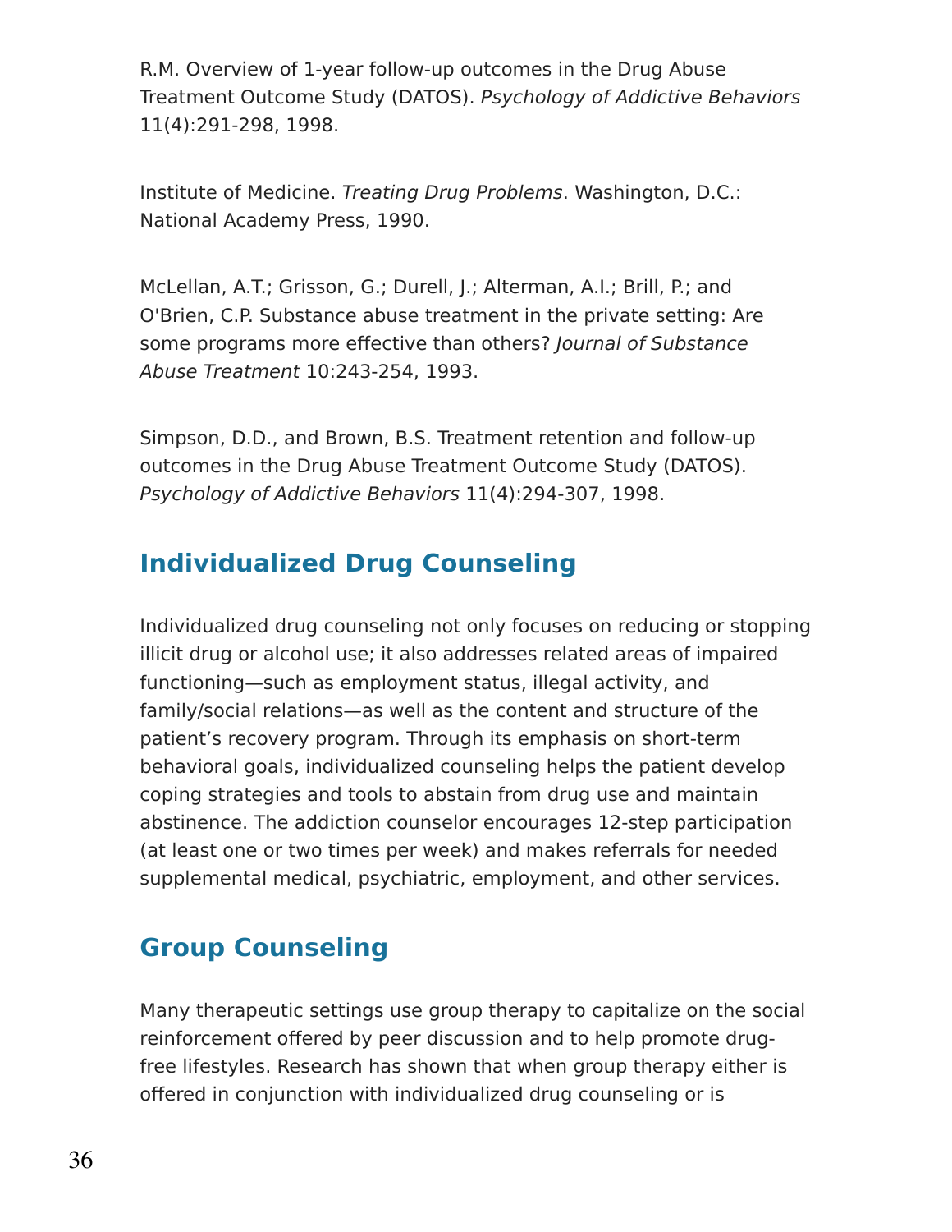R.M. Overview of 1-year follow-up outcomes in the Drug Abuse Treatment Outcome Study (DATOS). *Psychology of Addictive Behaviors* 11(4):291-298, 1998.

Institute of Medicine. *Treating Drug Problems*. Washington, D.C.: National Academy Press, 1990.

McLellan, A.T.; Grisson, G.; Durell, J.; Alterman, A.I.; Brill, P.; and O'Brien, C.P. Substance abuse treatment in the private setting: Are some programs more effective than others? *Journal of Substance Abuse Treatment* 10:243-254, 1993.

Simpson, D.D., and Brown, B.S. Treatment retention and follow-up outcomes in the Drug Abuse Treatment Outcome Study (DATOS). *Psychology of Addictive Behaviors* 11(4):294-307, 1998.

## Individualized Drug Counseling

Individualized drug counseling not only focuses on reducing or stopping illicit drug or alcohol use; it also addresses related areas of impaired functioning—such as employment status, illegal activity, and family/social relations—as well as the content and structure of the patient's recovery program. Through its emphasis on short-term behavioral goals, individualized counseling helps the patient develop coping strategies and tools to abstain from drug use and maintain abstinence. The addiction counselor encourages 12-step participation (at least one or two times per week) and makes referrals for needed supplemental medical, psychiatric, employment, and other services.

## Group Counseling

Many therapeutic settings use group therapy to capitalize on the social reinforcement offered by peer discussion and to help promote drug-free lifestyles. Research has shown that when group therapy either is offered in conjunction with individualized drug counseling or is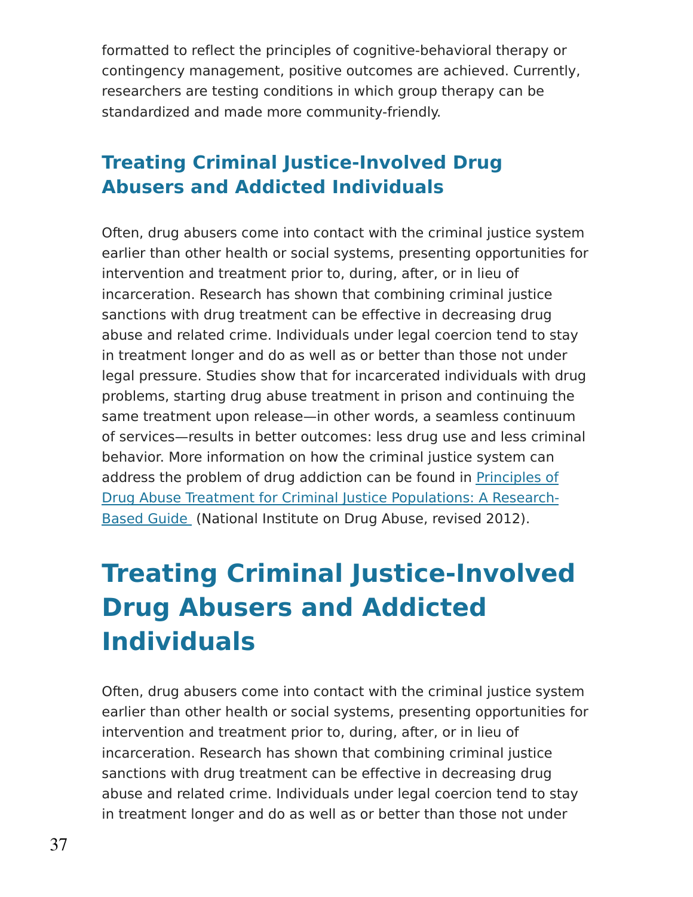formatted to reflect the principles of cognitive-behavioral therapy or contingency management, positive outcomes are achieved. Currently, researchers are testing conditions in which group therapy can be standardized and made more community-friendly.

### Treating Criminal Justice-Involved Drug Abusers and Addicted Individuals

Often, drug abusers come into contact with the criminal justice system earlier than other health or social systems, presenting opportunities for intervention and treatment prior to, during, after, or in lieu of incarceration. Research has shown that combining criminal justice sanctions with drug treatment can be effective in decreasing drug abuse and related crime. Individuals under legal coercion tend to stay in treatment longer and do as well as or better than those not under legal pressure. Studies show that for incarcerated individuals with drug problems, starting drug abuse treatment in prison and continuing the same treatment upon release—in other words, a seamless continuum of services—results in better outcomes: less drug use and less criminal behavior. More information on how the criminal justice system can address the problem of drug addiction can be found in Principles of Drug Abuse Treatment for Criminal Justice Populations: A Research-Based Guide (National Institute on Drug Abuse, revised 2012).

# Treating Criminal Justice-Involved Drug Abusers and Addicted Individuals

Often, drug abusers come into contact with the criminal justice system earlier than other health or social systems, presenting opportunities for intervention and treatment prior to, during, after, or in lieu of incarceration. Research has shown that combining criminal justice sanctions with drug treatment can be effective in decreasing drug abuse and related crime. Individuals under legal coercion tend to stay in treatment longer and do as well as or better than those not under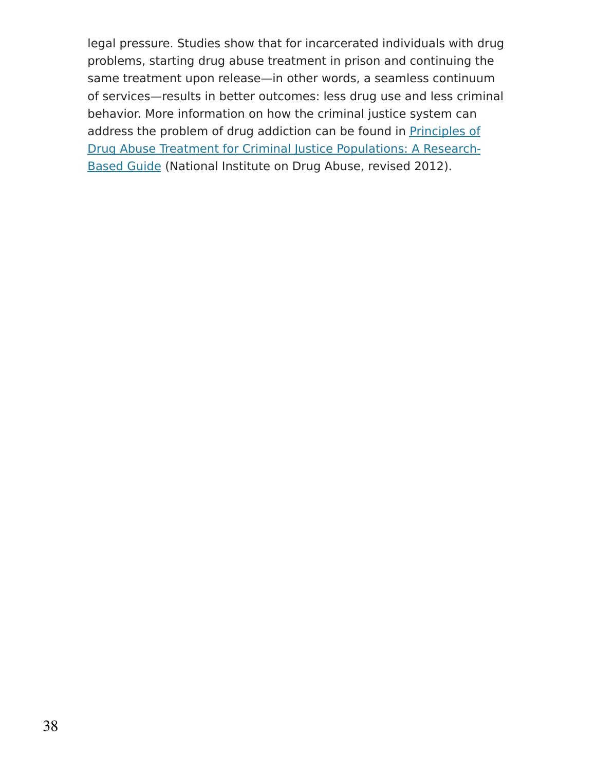legal pressure. Studies show that for incarcerated individuals with drug problems, starting drug abuse treatment in prison and continuing the same treatment upon release—in other words, a seamless continuum of services—results in better outcomes: less drug use and less criminal behavior. More information on how the criminal justice system can address the problem of drug addiction can be found in Principles of Drug Abuse Treatment for Criminal Justice Populations: A Research-Based Guide (National Institute on Drug Abuse, revised 2012).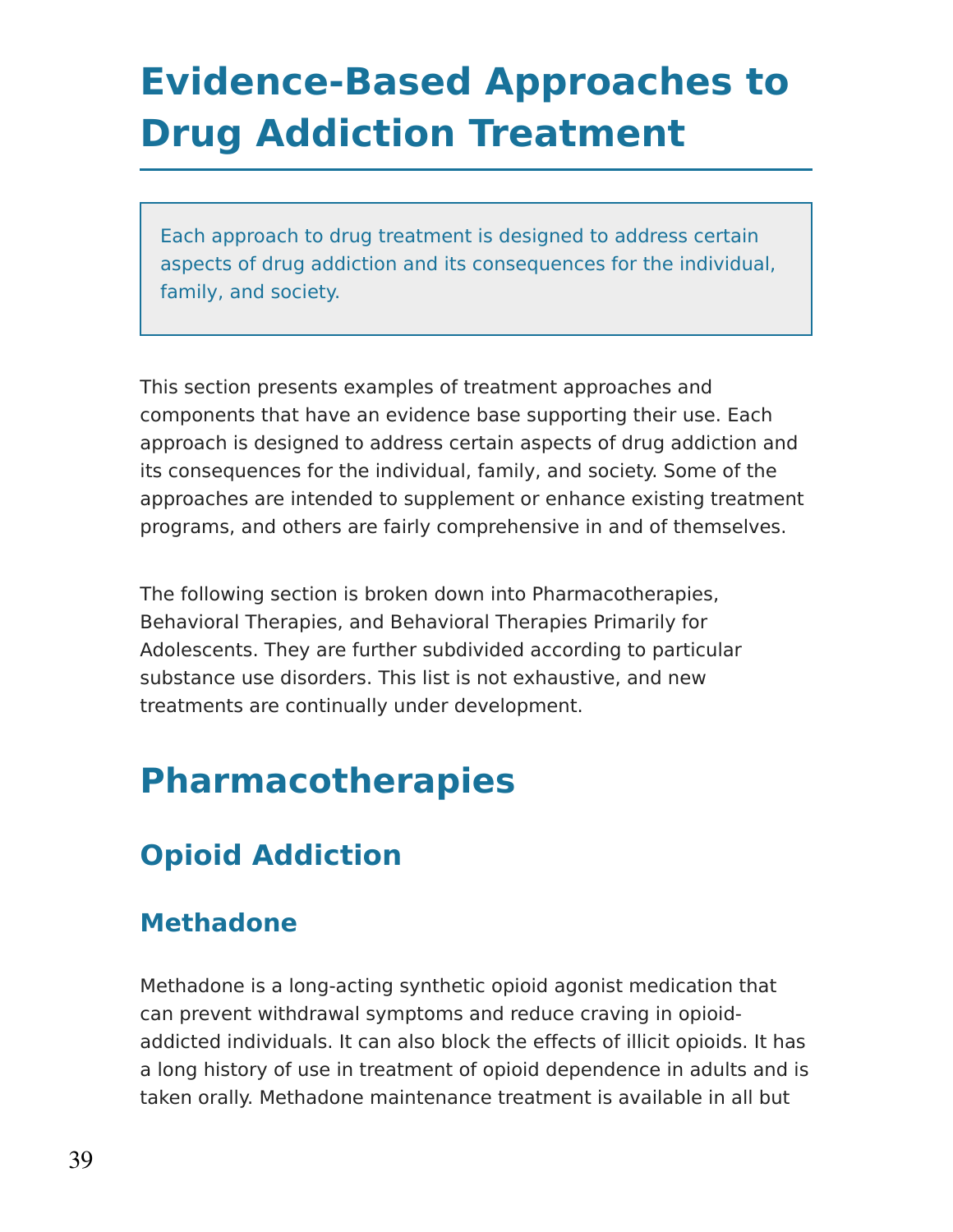# Evidence-Based Approaches to Drug Addiction Treatment

> Each approach to drug treatment is designed to address certain aspects of drug addiction and its consequences for the individual, family, and society.

This section presents examples of treatment approaches and components that have an evidence base supporting their use. Each approach is designed to address certain aspects of drug addiction and its consequences for the individual, family, and society. Some of the approaches are intended to supplement or enhance existing treatment programs, and others are fairly comprehensive in and of themselves.

The following section is broken down into Pharmacotherapies, Behavioral Therapies, and Behavioral Therapies Primarily for Adolescents. They are further subdivided according to particular substance use disorders. This list is not exhaustive, and new treatments are continually under development.

# Pharmacotherapies

## Opioid Addiction

### Methadone

Methadone is a long-acting synthetic opioid agonist medication that can prevent withdrawal symptoms and reduce craving in opioid-addicted individuals. It can also block the effects of illicit opioids. It has a long history of use in treatment of opioid dependence in adults and is taken orally. Methadone maintenance treatment is available in all but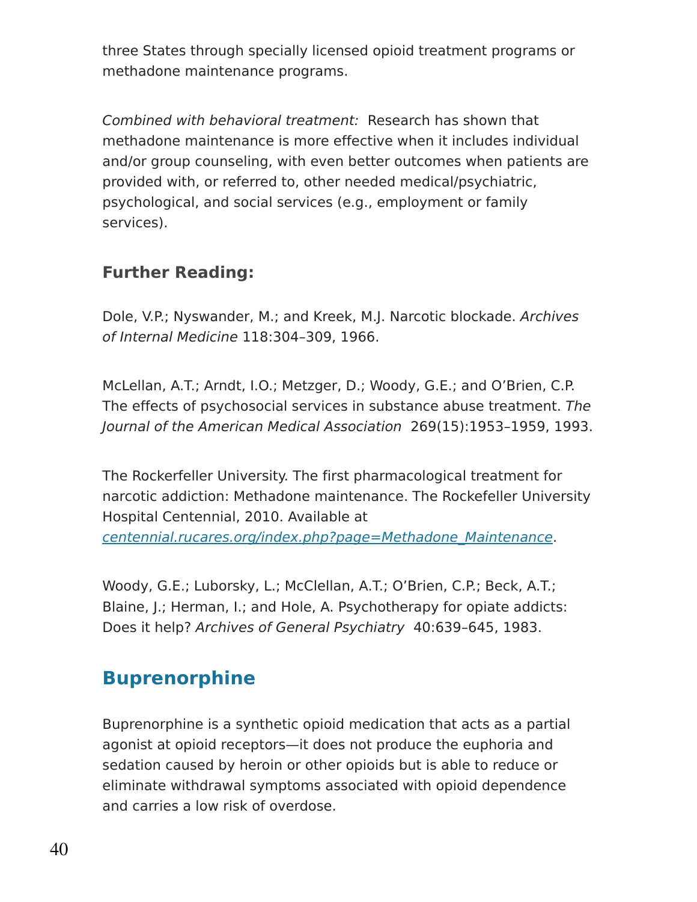three States through specially licensed opioid treatment programs or methadone maintenance programs.

*Combined with behavioral treatment:* Research has shown that methadone maintenance is more effective when it includes individual and/or group counseling, with even better outcomes when patients are provided with, or referred to, other needed medical/psychiatric, psychological, and social services (e.g., employment or family services).

### Further Reading:

Dole, V.P.; Nyswander, M.; and Kreek, M.J. Narcotic blockade. *Archives of Internal Medicine* 118:304–309, 1966.

McLellan, A.T.; Arndt, I.O.; Metzger, D.; Woody, G.E.; and O'Brien, C.P. The effects of psychosocial services in substance abuse treatment. *The Journal of the American Medical Association* 269(15):1953–1959, 1993.

The Rockerfeller University. The first pharmacological treatment for narcotic addiction: Methadone maintenance. The Rockefeller University Hospital Centennial, 2010. Available at [centennial.rucares.org/index.php?page=Methadone_Maintenance](centennial.rucares.org/index.php?page=Methadone_Maintenance).

Woody, G.E.; Luborsky, L.; McClellan, A.T.; O'Brien, C.P.; Beck, A.T.; Blaine, J.; Herman, I.; and Hole, A. Psychotherapy for opiate addicts: Does it help? *Archives of General Psychiatry* 40:639–645, 1983.

## Buprenorphine

Buprenorphine is a synthetic opioid medication that acts as a partial agonist at opioid receptors—it does not produce the euphoria and sedation caused by heroin or other opioids but is able to reduce or eliminate withdrawal symptoms associated with opioid dependence and carries a low risk of overdose.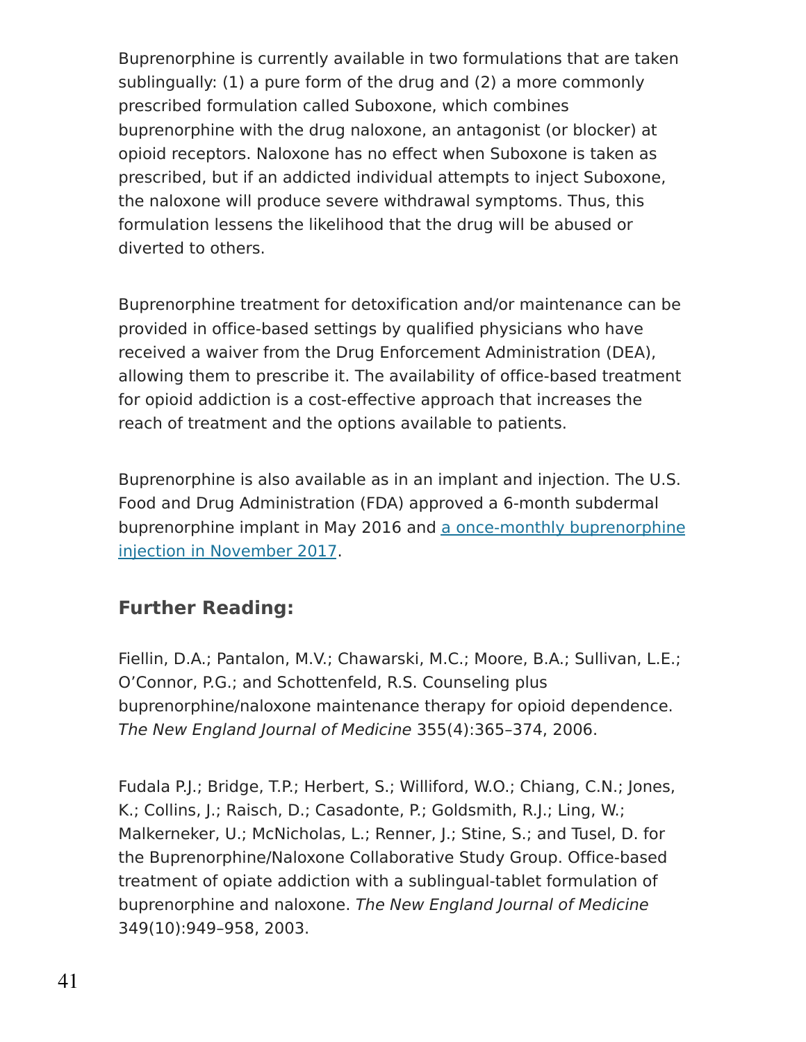Buprenorphine is currently available in two formulations that are taken sublingually: (1) a pure form of the drug and (2) a more commonly prescribed formulation called Suboxone, which combines buprenorphine with the drug naloxone, an antagonist (or blocker) at opioid receptors. Naloxone has no effect when Suboxone is taken as prescribed, but if an addicted individual attempts to inject Suboxone, the naloxone will produce severe withdrawal symptoms. Thus, this formulation lessens the likelihood that the drug will be abused or diverted to others.

Buprenorphine treatment for detoxification and/or maintenance can be provided in office-based settings by qualified physicians who have received a waiver from the Drug Enforcement Administration (DEA), allowing them to prescribe it. The availability of office-based treatment for opioid addiction is a cost-effective approach that increases the reach of treatment and the options available to patients.

Buprenorphine is also available as in an implant and injection. The U.S. Food and Drug Administration (FDA) approved a 6-month subdermal buprenorphine implant in May 2016 and a once-monthly buprenorphine injection in November 2017.

### Further Reading:

Fiellin, D.A.; Pantalon, M.V.; Chawarski, M.C.; Moore, B.A.; Sullivan, L.E.; O'Connor, P.G.; and Schottenfeld, R.S. Counseling plus buprenorphine/naloxone maintenance therapy for opioid dependence. *The New England Journal of Medicine* 355(4):365–374, 2006.

Fudala P.J.; Bridge, T.P.; Herbert, S.; Williford, W.O.; Chiang, C.N.; Jones, K.; Collins, J.; Raisch, D.; Casadonte, P.; Goldsmith, R.J.; Ling, W.; Malkerneker, U.; McNicholas, L.; Renner, J.; Stine, S.; and Tusel, D. for the Buprenorphine/Naloxone Collaborative Study Group. Office-based treatment of opiate addiction with a sublingual-tablet formulation of buprenorphine and naloxone. *The New England Journal of Medicine* 349(10):949–958, 2003.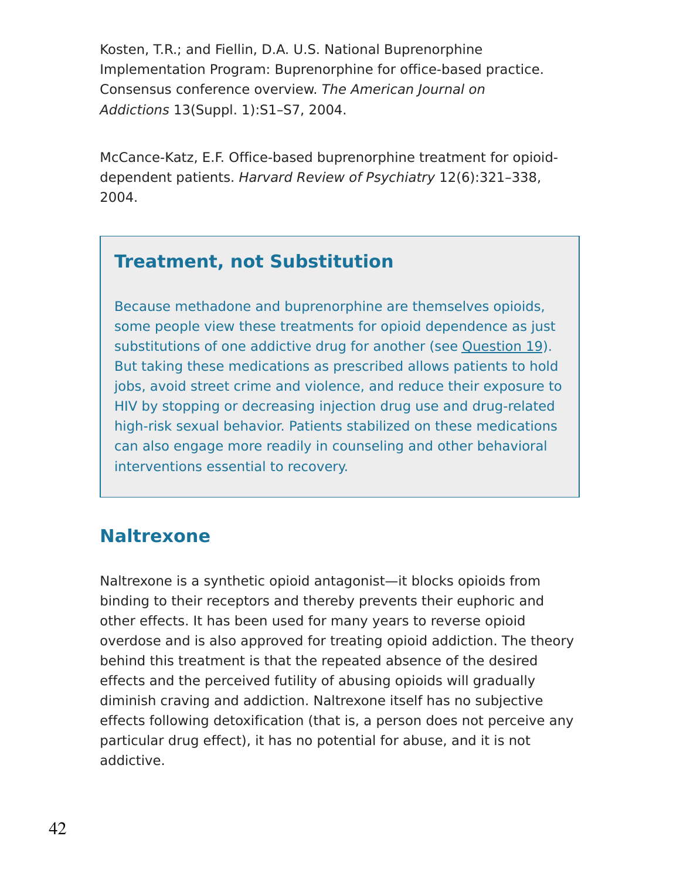Kosten, T.R.; and Fiellin, D.A. U.S. National Buprenorphine Implementation Program: Buprenorphine for office-based practice. Consensus conference overview. *The American Journal on Addictions* 13(Suppl. 1):S1–S7, 2004.

McCance-Katz, E.F. Office-based buprenorphine treatment for opioid-dependent patients. *Harvard Review of Psychiatry* 12(6):321–338, 2004.

### Treatment, not Substitution

Because methadone and buprenorphine are themselves opioids, some people view these treatments for opioid dependence as just substitutions of one addictive drug for another (see Question 19). But taking these medications as prescribed allows patients to hold jobs, avoid street crime and violence, and reduce their exposure to HIV by stopping or decreasing injection drug use and drug-related high-risk sexual behavior. Patients stabilized on these medications can also engage more readily in counseling and other behavioral interventions essential to recovery.

## Naltrexone

Naltrexone is a synthetic opioid antagonist—it blocks opioids from binding to their receptors and thereby prevents their euphoric and other effects. It has been used for many years to reverse opioid overdose and is also approved for treating opioid addiction. The theory behind this treatment is that the repeated absence of the desired effects and the perceived futility of abusing opioids will gradually diminish craving and addiction. Naltrexone itself has no subjective effects following detoxification (that is, a person does not perceive any particular drug effect), it has no potential for abuse, and it is not addictive.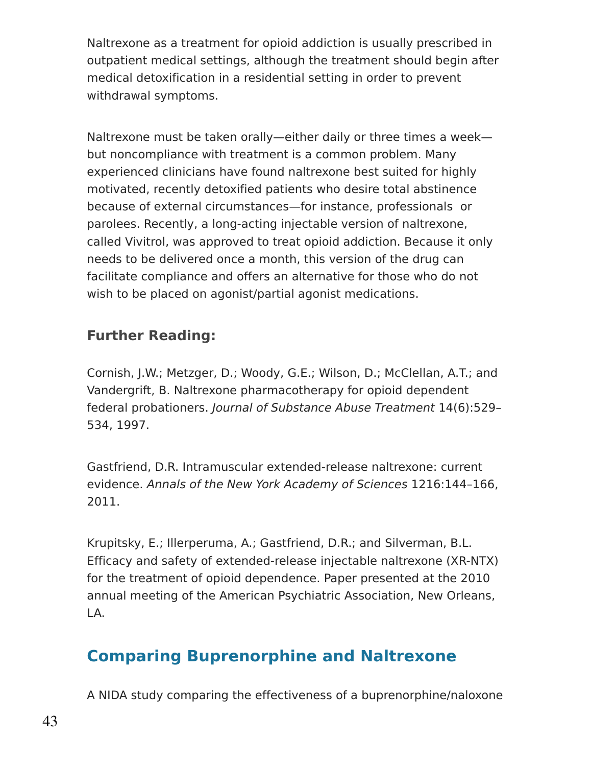Naltrexone as a treatment for opioid addiction is usually prescribed in outpatient medical settings, although the treatment should begin after medical detoxification in a residential setting in order to prevent withdrawal symptoms.

Naltrexone must be taken orally—either daily or three times a week—but noncompliance with treatment is a common problem. Many experienced clinicians have found naltrexone best suited for highly motivated, recently detoxified patients who desire total abstinence because of external circumstances—for instance, professionals or parolees. Recently, a long-acting injectable version of naltrexone, called Vivitrol, was approved to treat opioid addiction. Because it only needs to be delivered once a month, this version of the drug can facilitate compliance and offers an alternative for those who do not wish to be placed on agonist/partial agonist medications.

### Further Reading:

Cornish, J.W.; Metzger, D.; Woody, G.E.; Wilson, D.; McClellan, A.T.; and Vandergrift, B. Naltrexone pharmacotherapy for opioid dependent federal probationers. *Journal of Substance Abuse Treatment* 14(6):529–534, 1997.

Gastfriend, D.R. Intramuscular extended-release naltrexone: current evidence. *Annals of the New York Academy of Sciences* 1216:144–166, 2011.

Krupitsky, E.; Illerperuma, A.; Gastfriend, D.R.; and Silverman, B.L. Efficacy and safety of extended-release injectable naltrexone (XR-NTX) for the treatment of opioid dependence. Paper presented at the 2010 annual meeting of the American Psychiatric Association, New Orleans, LA.

## Comparing Buprenorphine and Naltrexone

A NIDA study comparing the effectiveness of a buprenorphine/naloxone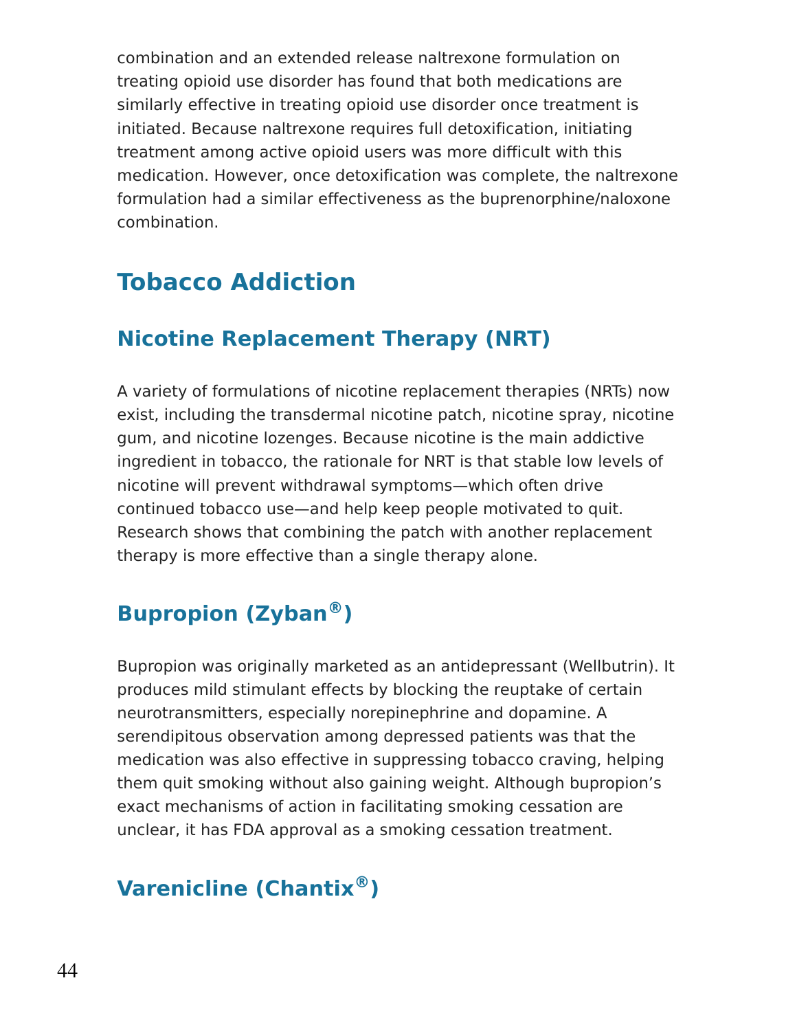combination and an extended release naltrexone formulation on treating opioid use disorder has found that both medications are similarly effective in treating opioid use disorder once treatment is initiated. Because naltrexone requires full detoxification, initiating treatment among active opioid users was more difficult with this medication. However, once detoxification was complete, the naltrexone formulation had a similar effectiveness as the buprenorphine/naloxone combination.

## Tobacco Addiction

### Nicotine Replacement Therapy (NRT)

A variety of formulations of nicotine replacement therapies (NRTs) now exist, including the transdermal nicotine patch, nicotine spray, nicotine gum, and nicotine lozenges. Because nicotine is the main addictive ingredient in tobacco, the rationale for NRT is that stable low levels of nicotine will prevent withdrawal symptoms—which often drive continued tobacco use—and help keep people motivated to quit. Research shows that combining the patch with another replacement therapy is more effective than a single therapy alone.

### Bupropion (Zyban®)

Bupropion was originally marketed as an antidepressant (Wellbutrin). It produces mild stimulant effects by blocking the reuptake of certain neurotransmitters, especially norepinephrine and dopamine. A serendipitous observation among depressed patients was that the medication was also effective in suppressing tobacco craving, helping them quit smoking without also gaining weight. Although bupropion's exact mechanisms of action in facilitating smoking cessation are unclear, it has FDA approval as a smoking cessation treatment.

### Varenicline (Chantix®)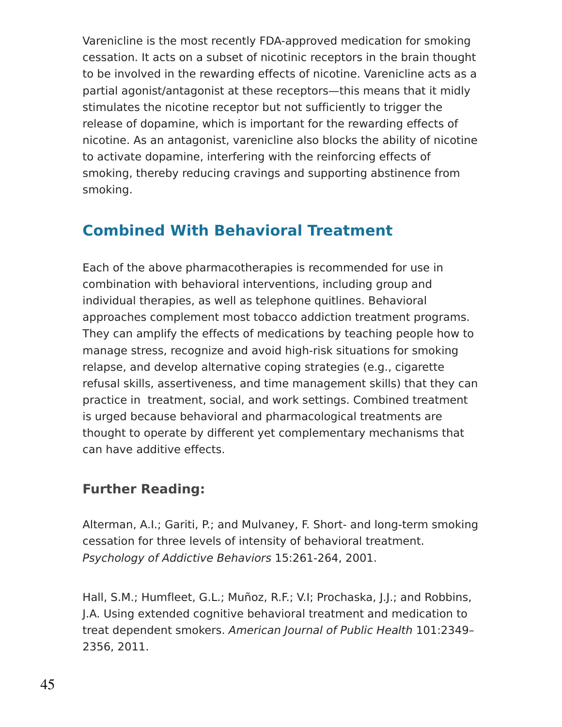Varenicline is the most recently FDA-approved medication for smoking cessation. It acts on a subset of nicotinic receptors in the brain thought to be involved in the rewarding effects of nicotine. Varenicline acts as a partial agonist/antagonist at these receptors—this means that it midly stimulates the nicotine receptor but not sufficiently to trigger the release of dopamine, which is important for the rewarding effects of nicotine. As an antagonist, varenicline also blocks the ability of nicotine to activate dopamine, interfering with the reinforcing effects of smoking, thereby reducing cravings and supporting abstinence from smoking.

## Combined With Behavioral Treatment

Each of the above pharmacotherapies is recommended for use in combination with behavioral interventions, including group and individual therapies, as well as telephone quitlines. Behavioral approaches complement most tobacco addiction treatment programs. They can amplify the effects of medications by teaching people how to manage stress, recognize and avoid high-risk situations for smoking relapse, and develop alternative coping strategies (e.g., cigarette refusal skills, assertiveness, and time management skills) that they can practice in treatment, social, and work settings. Combined treatment is urged because behavioral and pharmacological treatments are thought to operate by different yet complementary mechanisms that can have additive effects.

### Further Reading:

Alterman, A.I.; Gariti, P.; and Mulvaney, F. Short- and long-term smoking cessation for three levels of intensity of behavioral treatment. *Psychology of Addictive Behaviors* 15:261-264, 2001.

Hall, S.M.; Humfleet, G.L.; Muñoz, R.F.; V.I; Prochaska, J.J.; and Robbins, J.A. Using extended cognitive behavioral treatment and medication to treat dependent smokers. *American Journal of Public Health* 101:2349–2356, 2011.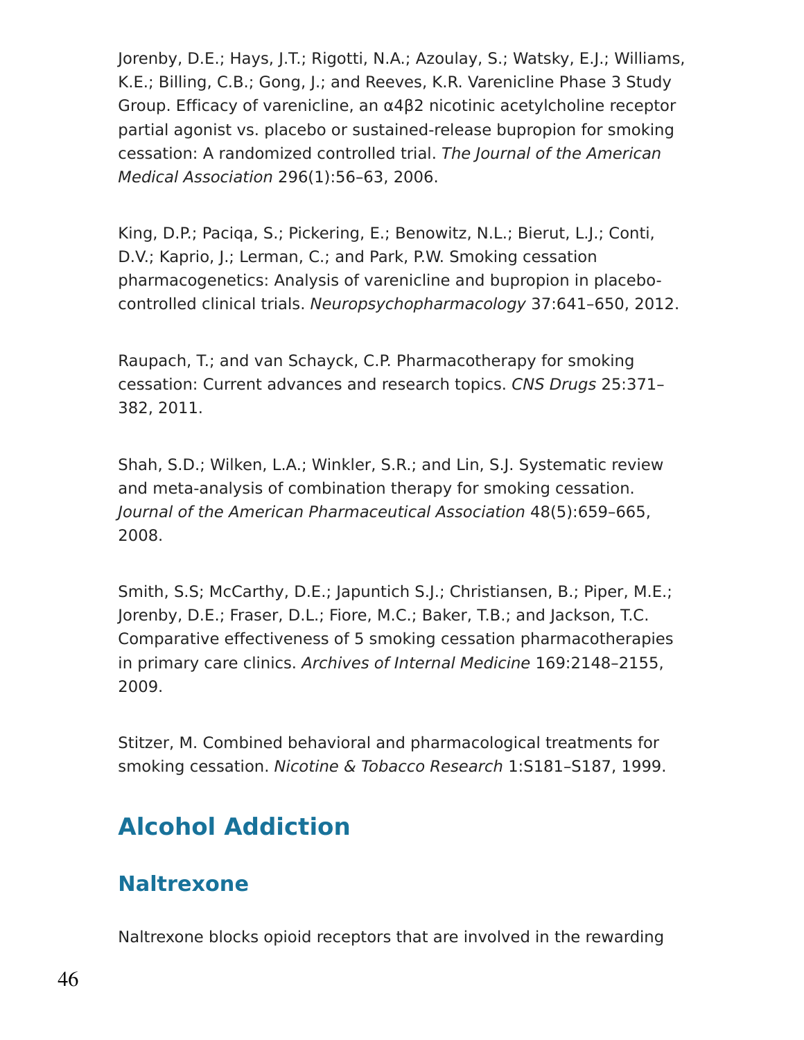Jorenby, D.E.; Hays, J.T.; Rigotti, N.A.; Azoulay, S.; Watsky, E.J.; Williams, K.E.; Billing, C.B.; Gong, J.; and Reeves, K.R. Varenicline Phase 3 Study Group. Efficacy of varenicline, an α4β2 nicotinic acetylcholine receptor partial agonist vs. placebo or sustained-release bupropion for smoking cessation: A randomized controlled trial. *The Journal of the American Medical Association* 296(1):56–63, 2006.

King, D.P.; Paciqa, S.; Pickering, E.; Benowitz, N.L.; Bierut, L.J.; Conti, D.V.; Kaprio, J.; Lerman, C.; and Park, P.W. Smoking cessation pharmacogenetics: Analysis of varenicline and bupropion in placebo-controlled clinical trials. *Neuropsychopharmacology* 37:641–650, 2012.

Raupach, T.; and van Schayck, C.P. Pharmacotherapy for smoking cessation: Current advances and research topics. *CNS Drugs* 25:371–382, 2011.

Shah, S.D.; Wilken, L.A.; Winkler, S.R.; and Lin, S.J. Systematic review and meta-analysis of combination therapy for smoking cessation. *Journal of the American Pharmaceutical Association* 48(5):659–665, 2008.

Smith, S.S; McCarthy, D.E.; Japuntich S.J.; Christiansen, B.; Piper, M.E.; Jorenby, D.E.; Fraser, D.L.; Fiore, M.C.; Baker, T.B.; and Jackson, T.C. Comparative effectiveness of 5 smoking cessation pharmacotherapies in primary care clinics. *Archives of Internal Medicine* 169:2148–2155, 2009.

Stitzer, M. Combined behavioral and pharmacological treatments for smoking cessation. *Nicotine & Tobacco Research* 1:S181–S187, 1999.

## Alcohol Addiction

### Naltrexone

Naltrexone blocks opioid receptors that are involved in the rewarding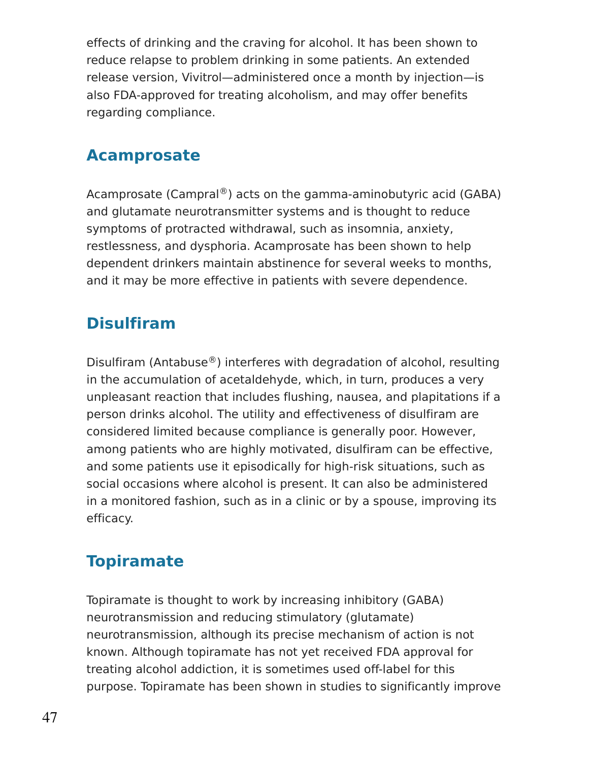effects of drinking and the craving for alcohol. It has been shown to reduce relapse to problem drinking in some patients. An extended release version, Vivitrol—administered once a month by injection—is also FDA-approved for treating alcoholism, and may offer benefits regarding compliance.

## Acamprosate

Acamprosate (Campral®) acts on the gamma-aminobutyric acid (GABA) and glutamate neurotransmitter systems and is thought to reduce symptoms of protracted withdrawal, such as insomnia, anxiety, restlessness, and dysphoria. Acamprosate has been shown to help dependent drinkers maintain abstinence for several weeks to months, and it may be more effective in patients with severe dependence.

## Disulfiram

Disulfiram (Antabuse®) interferes with degradation of alcohol, resulting in the accumulation of acetaldehyde, which, in turn, produces a very unpleasant reaction that includes flushing, nausea, and plapitations if a person drinks alcohol. The utility and effectiveness of disulfiram are considered limited because compliance is generally poor. However, among patients who are highly motivated, disulfiram can be effective, and some patients use it episodically for high-risk situations, such as social occasions where alcohol is present. It can also be administered in a monitored fashion, such as in a clinic or by a spouse, improving its efficacy.

## Topiramate

Topiramate is thought to work by increasing inhibitory (GABA) neurotransmission and reducing stimulatory (glutamate) neurotransmission, although its precise mechanism of action is not known. Although topiramate has not yet received FDA approval for treating alcohol addiction, it is sometimes used off-label for this purpose. Topiramate has been shown in studies to significantly improve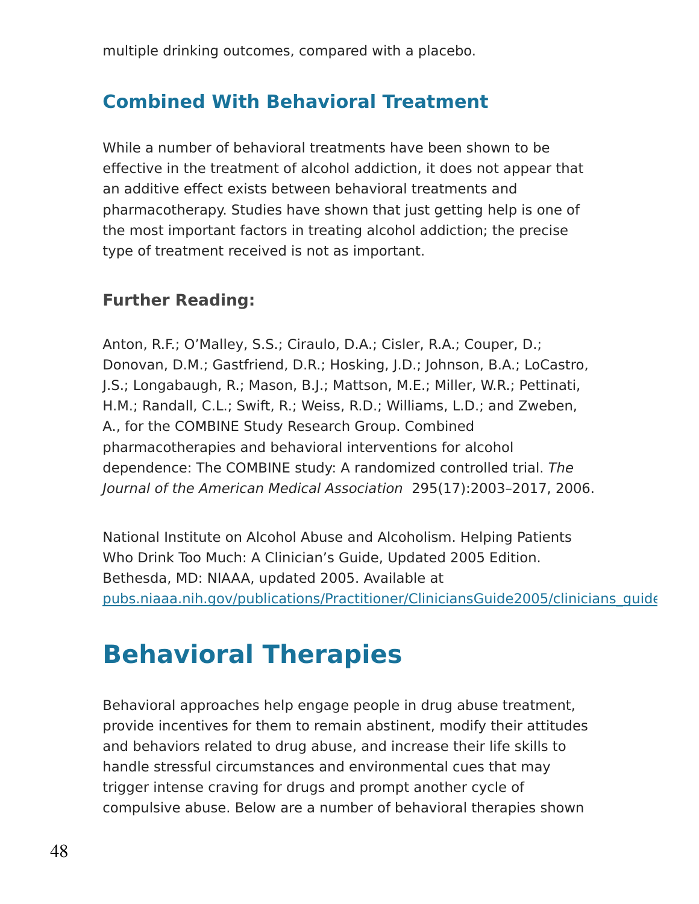multiple drinking outcomes, compared with a placebo.

### Combined With Behavioral Treatment

While a number of behavioral treatments have been shown to be effective in the treatment of alcohol addiction, it does not appear that an additive effect exists between behavioral treatments and pharmacotherapy. Studies have shown that just getting help is one of the most important factors in treating alcohol addiction; the precise type of treatment received is not as important.

#### Further Reading:

Anton, R.F.; O'Malley, S.S.; Ciraulo, D.A.; Cisler, R.A.; Couper, D.; Donovan, D.M.; Gastfriend, D.R.; Hosking, J.D.; Johnson, B.A.; LoCastro, J.S.; Longabaugh, R.; Mason, B.J.; Mattson, M.E.; Miller, W.R.; Pettinati, H.M.; Randall, C.L.; Swift, R.; Weiss, R.D.; Williams, L.D.; and Zweben, A., for the COMBINE Study Research Group. Combined pharmacotherapies and behavioral interventions for alcohol dependence: The COMBINE study: A randomized controlled trial. *The Journal of the American Medical Association* 295(17):2003–2017, 2006.

National Institute on Alcohol Abuse and Alcoholism. Helping Patients Who Drink Too Much: A Clinician's Guide, Updated 2005 Edition. Bethesda, MD: NIAAA, updated 2005. Available at pubs.niaaa.nih.gov/publications/Practitioner/CliniciansGuide2005/clinicians_guide

## Behavioral Therapies

Behavioral approaches help engage people in drug abuse treatment, provide incentives for them to remain abstinent, modify their attitudes and behaviors related to drug abuse, and increase their life skills to handle stressful circumstances and environmental cues that may trigger intense craving for drugs and prompt another cycle of compulsive abuse. Below are a number of behavioral therapies shown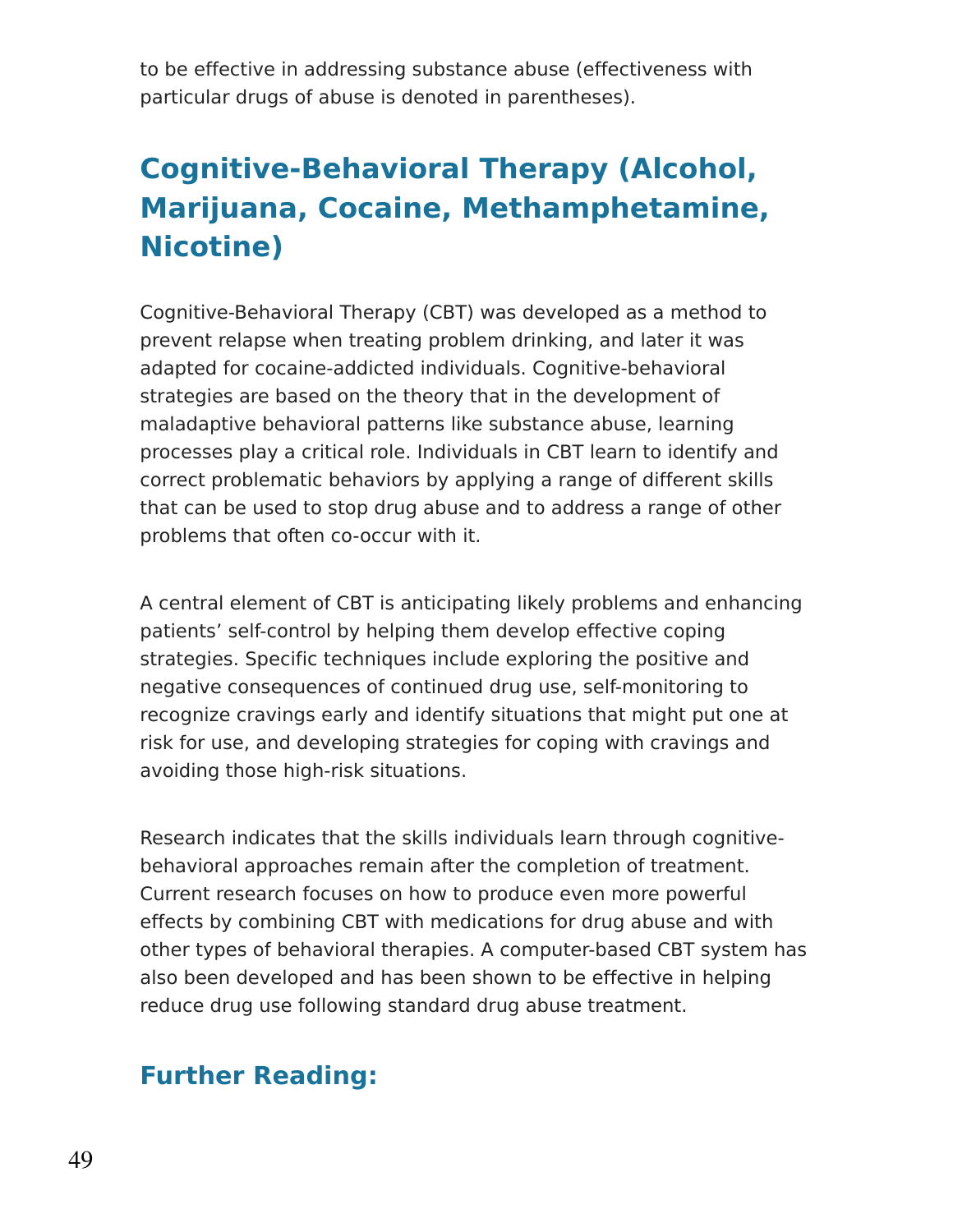to be effective in addressing substance abuse (effectiveness with particular drugs of abuse is denoted in parentheses).

## Cognitive-Behavioral Therapy (Alcohol, Marijuana, Cocaine, Methamphetamine, Nicotine)

Cognitive-Behavioral Therapy (CBT) was developed as a method to prevent relapse when treating problem drinking, and later it was adapted for cocaine-addicted individuals. Cognitive-behavioral strategies are based on the theory that in the development of maladaptive behavioral patterns like substance abuse, learning processes play a critical role. Individuals in CBT learn to identify and correct problematic behaviors by applying a range of different skills that can be used to stop drug abuse and to address a range of other problems that often co-occur with it.

A central element of CBT is anticipating likely problems and enhancing patients' self-control by helping them develop effective coping strategies. Specific techniques include exploring the positive and negative consequences of continued drug use, self-monitoring to recognize cravings early and identify situations that might put one at risk for use, and developing strategies for coping with cravings and avoiding those high-risk situations.

Research indicates that the skills individuals learn through cognitive-behavioral approaches remain after the completion of treatment. Current research focuses on how to produce even more powerful effects by combining CBT with medications for drug abuse and with other types of behavioral therapies. A computer-based CBT system has also been developed and has been shown to be effective in helping reduce drug use following standard drug abuse treatment.

### Further Reading: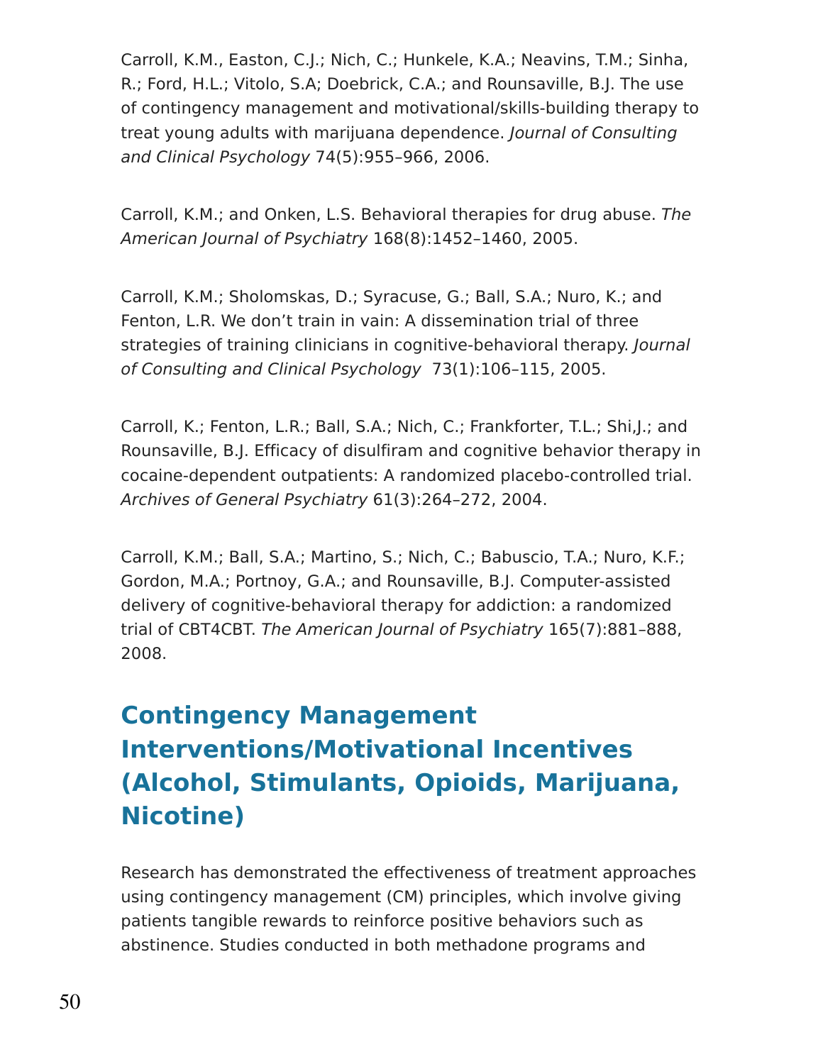Carroll, K.M., Easton, C.J.; Nich, C.; Hunkele, K.A.; Neavins, T.M.; Sinha, R.; Ford, H.L.; Vitolo, S.A; Doebrick, C.A.; and Rounsaville, B.J. The use of contingency management and motivational/skills-building therapy to treat young adults with marijuana dependence. *Journal of Consulting and Clinical Psychology* 74(5):955–966, 2006.

Carroll, K.M.; and Onken, L.S. Behavioral therapies for drug abuse. *The American Journal of Psychiatry* 168(8):1452–1460, 2005.

Carroll, K.M.; Sholomskas, D.; Syracuse, G.; Ball, S.A.; Nuro, K.; and Fenton, L.R. We don't train in vain: A dissemination trial of three strategies of training clinicians in cognitive-behavioral therapy. *Journal of Consulting and Clinical Psychology* 73(1):106–115, 2005.

Carroll, K.; Fenton, L.R.; Ball, S.A.; Nich, C.; Frankforter, T.L.; Shi,J.; and Rounsaville, B.J. Efficacy of disulfiram and cognitive behavior therapy in cocaine-dependent outpatients: A randomized placebo-controlled trial. *Archives of General Psychiatry* 61(3):264–272, 2004.

Carroll, K.M.; Ball, S.A.; Martino, S.; Nich, C.; Babuscio, T.A.; Nuro, K.F.; Gordon, M.A.; Portnoy, G.A.; and Rounsaville, B.J. Computer-assisted delivery of cognitive-behavioral therapy for addiction: a randomized trial of CBT4CBT. *The American Journal of Psychiatry* 165(7):881–888, 2008.

## Contingency Management Interventions/Motivational Incentives (Alcohol, Stimulants, Opioids, Marijuana, Nicotine)

Research has demonstrated the effectiveness of treatment approaches using contingency management (CM) principles, which involve giving patients tangible rewards to reinforce positive behaviors such as abstinence. Studies conducted in both methadone programs and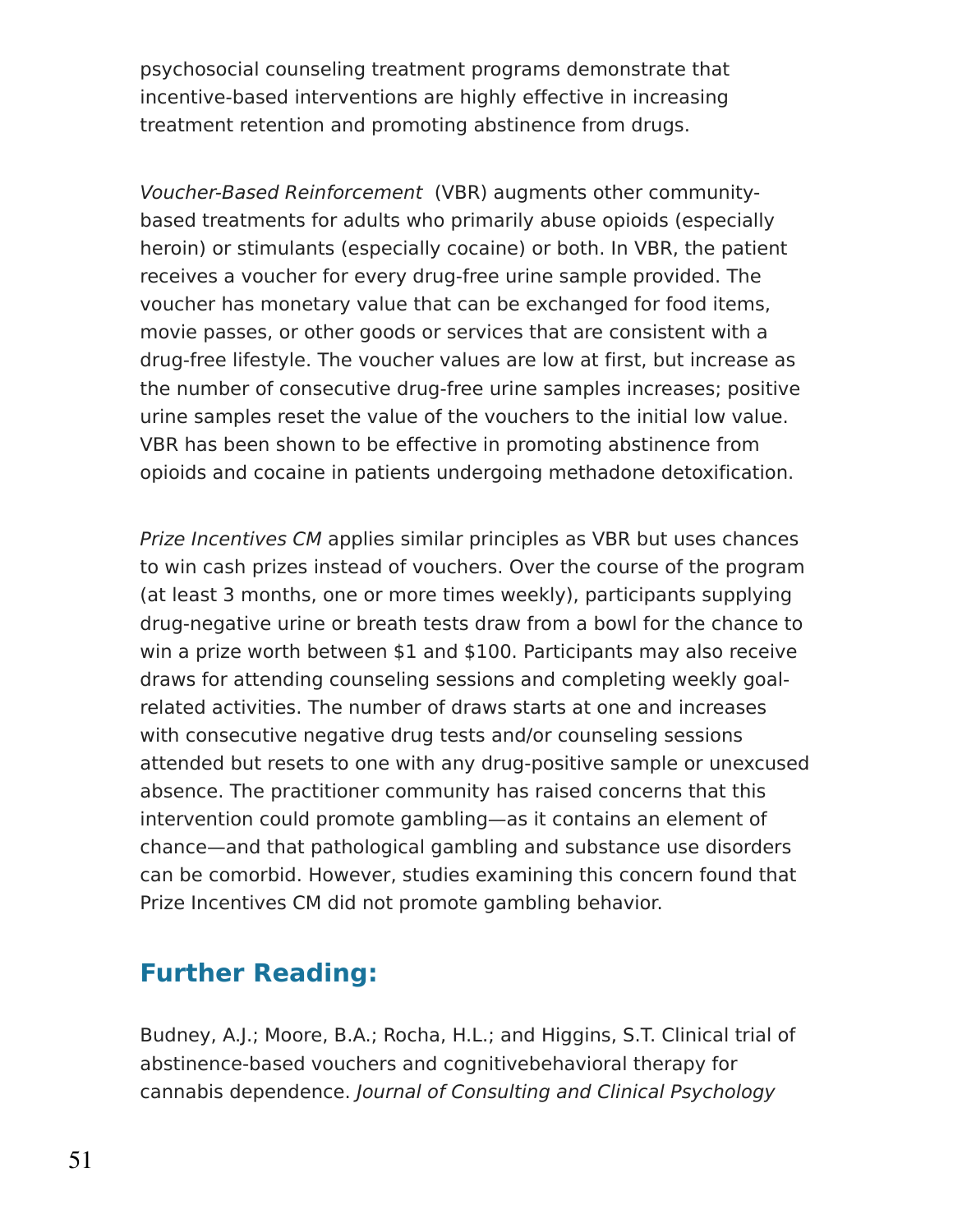psychosocial counseling treatment programs demonstrate that incentive-based interventions are highly effective in increasing treatment retention and promoting abstinence from drugs.

*Voucher-Based Reinforcement* (VBR) augments other community-based treatments for adults who primarily abuse opioids (especially heroin) or stimulants (especially cocaine) or both. In VBR, the patient receives a voucher for every drug-free urine sample provided. The voucher has monetary value that can be exchanged for food items, movie passes, or other goods or services that are consistent with a drug-free lifestyle. The voucher values are low at first, but increase as the number of consecutive drug-free urine samples increases; positive urine samples reset the value of the vouchers to the initial low value. VBR has been shown to be effective in promoting abstinence from opioids and cocaine in patients undergoing methadone detoxification.

*Prize Incentives CM* applies similar principles as VBR but uses chances to win cash prizes instead of vouchers. Over the course of the program (at least 3 months, one or more times weekly), participants supplying drug-negative urine or breath tests draw from a bowl for the chance to win a prize worth between $1 and $100. Participants may also receive draws for attending counseling sessions and completing weekly goal-related activities. The number of draws starts at one and increases with consecutive negative drug tests and/or counseling sessions attended but resets to one with any drug-positive sample or unexcused absence. The practitioner community has raised concerns that this intervention could promote gambling—as it contains an element of chance—and that pathological gambling and substance use disorders can be comorbid. However, studies examining this concern found that Prize Incentives CM did not promote gambling behavior.

## Further Reading:

Budney, A.J.; Moore, B.A.; Rocha, H.L.; and Higgins, S.T. Clinical trial of abstinence-based vouchers and cognitivebehavioral therapy for cannabis dependence. *Journal of Consulting and Clinical Psychology*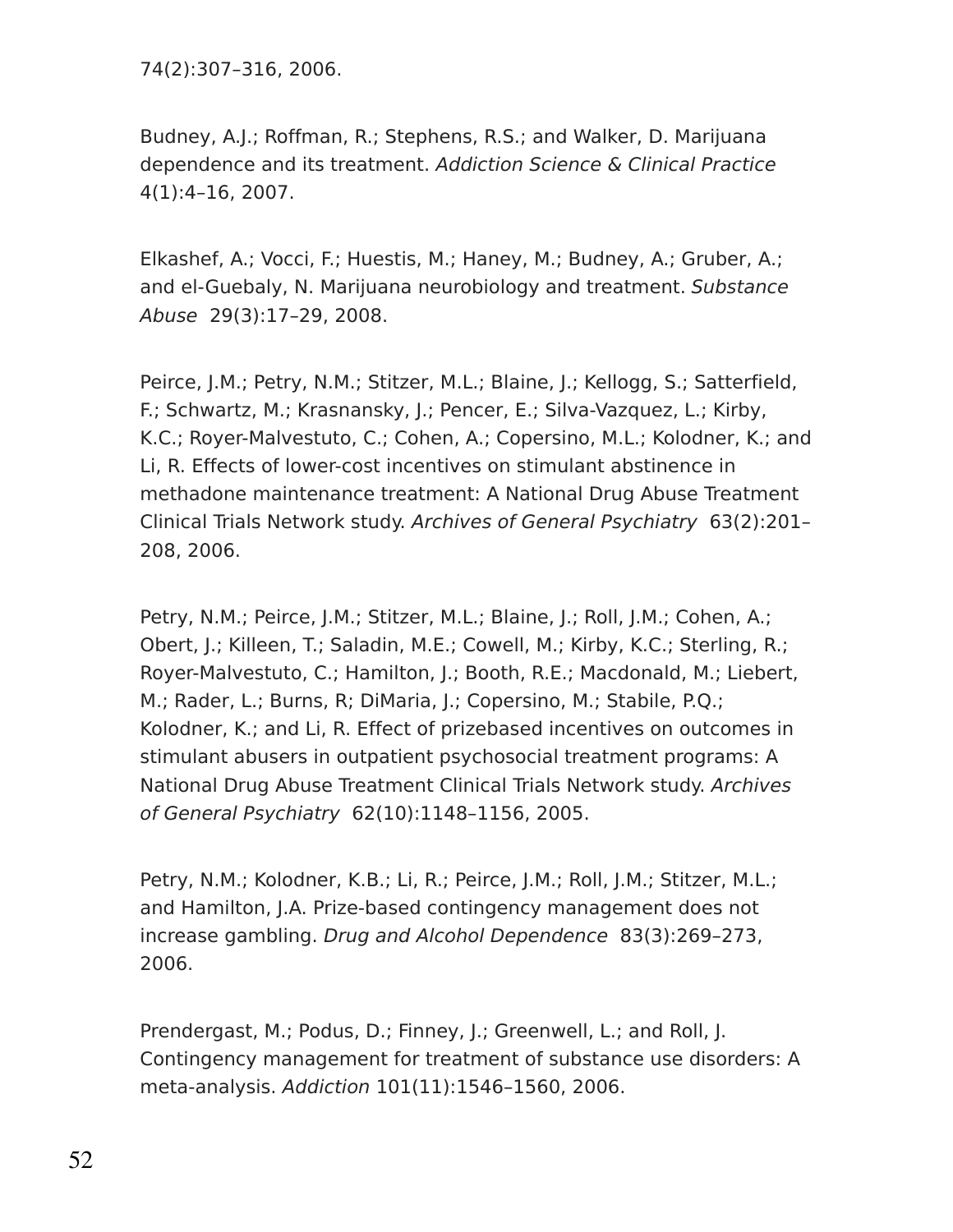74(2):307–316, 2006.

Budney, A.J.; Roffman, R.; Stephens, R.S.; and Walker, D. Marijuana dependence and its treatment. *Addiction Science & Clinical Practice* 4(1):4–16, 2007.

Elkashef, A.; Vocci, F.; Huestis, M.; Haney, M.; Budney, A.; Gruber, A.; and el-Guebaly, N. Marijuana neurobiology and treatment. *Substance Abuse* 29(3):17–29, 2008.

Peirce, J.M.; Petry, N.M.; Stitzer, M.L.; Blaine, J.; Kellogg, S.; Satterfield, F.; Schwartz, M.; Krasnansky, J.; Pencer, E.; Silva-Vazquez, L.; Kirby, K.C.; Royer-Malvestuto, C.; Cohen, A.; Copersino, M.L.; Kolodner, K.; and Li, R. Effects of lower-cost incentives on stimulant abstinence in methadone maintenance treatment: A National Drug Abuse Treatment Clinical Trials Network study. *Archives of General Psychiatry* 63(2):201–208, 2006.

Petry, N.M.; Peirce, J.M.; Stitzer, M.L.; Blaine, J.; Roll, J.M.; Cohen, A.; Obert, J.; Killeen, T.; Saladin, M.E.; Cowell, M.; Kirby, K.C.; Sterling, R.; Royer-Malvestuto, C.; Hamilton, J.; Booth, R.E.; Macdonald, M.; Liebert, M.; Rader, L.; Burns, R; DiMaria, J.; Copersino, M.; Stabile, P.Q.; Kolodner, K.; and Li, R. Effect of prizebased incentives on outcomes in stimulant abusers in outpatient psychosocial treatment programs: A National Drug Abuse Treatment Clinical Trials Network study. *Archives of General Psychiatry* 62(10):1148–1156, 2005.

Petry, N.M.; Kolodner, K.B.; Li, R.; Peirce, J.M.; Roll, J.M.; Stitzer, M.L.; and Hamilton, J.A. Prize-based contingency management does not increase gambling. *Drug and Alcohol Dependence* 83(3):269–273, 2006.

Prendergast, M.; Podus, D.; Finney, J.; Greenwell, L.; and Roll, J. Contingency management for treatment of substance use disorders: A meta-analysis. *Addiction* 101(11):1546–1560, 2006.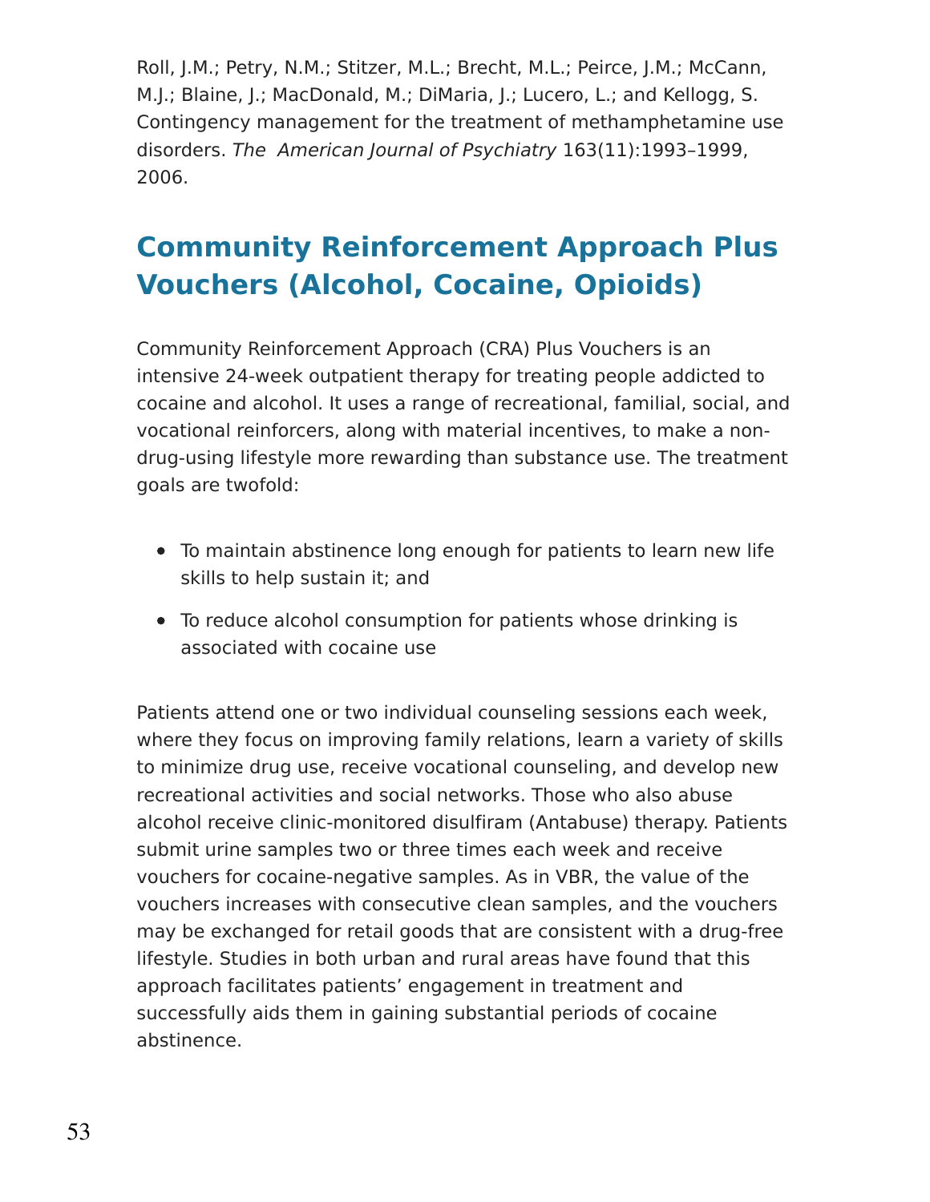Roll, J.M.; Petry, N.M.; Stitzer, M.L.; Brecht, M.L.; Peirce, J.M.; McCann, M.J.; Blaine, J.; MacDonald, M.; DiMaria, J.; Lucero, L.; and Kellogg, S. Contingency management for the treatment of methamphetamine use disorders. *The American Journal of Psychiatry* 163(11):1993–1999, 2006.

## Community Reinforcement Approach Plus Vouchers (Alcohol, Cocaine, Opioids)

Community Reinforcement Approach (CRA) Plus Vouchers is an intensive 24-week outpatient therapy for treating people addicted to cocaine and alcohol. It uses a range of recreational, familial, social, and vocational reinforcers, along with material incentives, to make a non-drug-using lifestyle more rewarding than substance use. The treatment goals are twofold:

- To maintain abstinence long enough for patients to learn new life skills to help sustain it; and
- To reduce alcohol consumption for patients whose drinking is associated with cocaine use

Patients attend one or two individual counseling sessions each week, where they focus on improving family relations, learn a variety of skills to minimize drug use, receive vocational counseling, and develop new recreational activities and social networks. Those who also abuse alcohol receive clinic-monitored disulfiram (Antabuse) therapy. Patients submit urine samples two or three times each week and receive vouchers for cocaine-negative samples. As in VBR, the value of the vouchers increases with consecutive clean samples, and the vouchers may be exchanged for retail goods that are consistent with a drug-free lifestyle. Studies in both urban and rural areas have found that this approach facilitates patients' engagement in treatment and successfully aids them in gaining substantial periods of cocaine abstinence.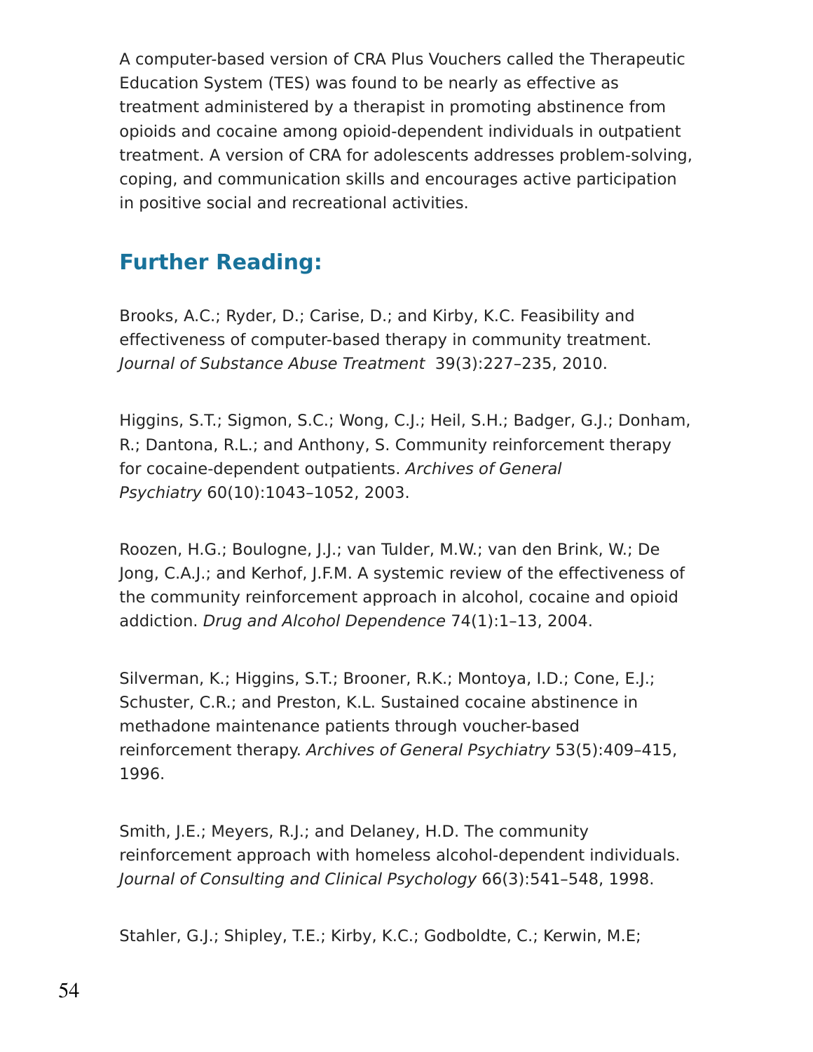A computer-based version of CRA Plus Vouchers called the Therapeutic Education System (TES) was found to be nearly as effective as treatment administered by a therapist in promoting abstinence from opioids and cocaine among opioid-dependent individuals in outpatient treatment. A version of CRA for adolescents addresses problem-solving, coping, and communication skills and encourages active participation in positive social and recreational activities.

## Further Reading:

Brooks, A.C.; Ryder, D.; Carise, D.; and Kirby, K.C. Feasibility and effectiveness of computer-based therapy in community treatment. *Journal of Substance Abuse Treatment* 39(3):227–235, 2010.

Higgins, S.T.; Sigmon, S.C.; Wong, C.J.; Heil, S.H.; Badger, G.J.; Donham, R.; Dantona, R.L.; and Anthony, S. Community reinforcement therapy for cocaine-dependent outpatients. *Archives of General Psychiatry* 60(10):1043–1052, 2003.

Roozen, H.G.; Boulogne, J.J.; van Tulder, M.W.; van den Brink, W.; De Jong, C.A.J.; and Kerhof, J.F.M. A systemic review of the effectiveness of the community reinforcement approach in alcohol, cocaine and opioid addiction. *Drug and Alcohol Dependence* 74(1):1–13, 2004.

Silverman, K.; Higgins, S.T.; Brooner, R.K.; Montoya, I.D.; Cone, E.J.; Schuster, C.R.; and Preston, K.L. Sustained cocaine abstinence in methadone maintenance patients through voucher-based reinforcement therapy. *Archives of General Psychiatry* 53(5):409–415, 1996.

Smith, J.E.; Meyers, R.J.; and Delaney, H.D. The community reinforcement approach with homeless alcohol-dependent individuals. *Journal of Consulting and Clinical Psychology* 66(3):541–548, 1998.

Stahler, G.J.; Shipley, T.E.; Kirby, K.C.; Godboldte, C.; Kerwin, M.E;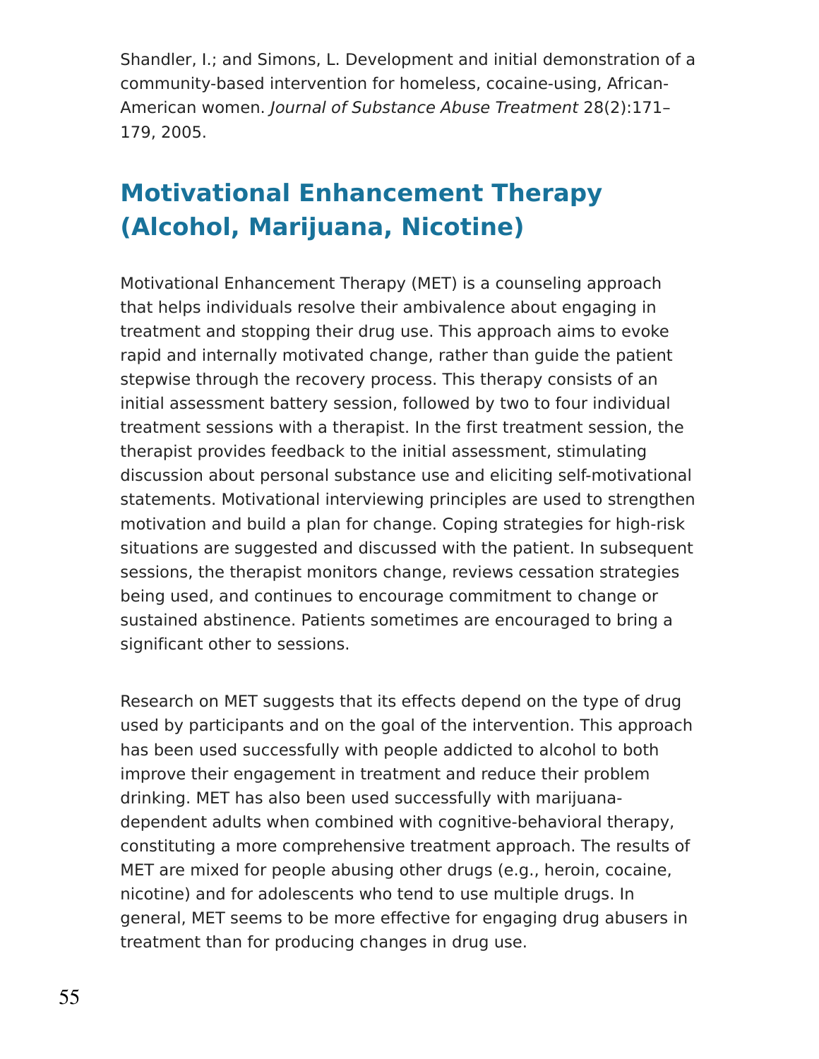Shandler, I.; and Simons, L. Development and initial demonstration of a community-based intervention for homeless, cocaine-using, African-American women. *Journal of Substance Abuse Treatment* 28(2):171–179, 2005.

## Motivational Enhancement Therapy (Alcohol, Marijuana, Nicotine)

Motivational Enhancement Therapy (MET) is a counseling approach that helps individuals resolve their ambivalence about engaging in treatment and stopping their drug use. This approach aims to evoke rapid and internally motivated change, rather than guide the patient stepwise through the recovery process. This therapy consists of an initial assessment battery session, followed by two to four individual treatment sessions with a therapist. In the first treatment session, the therapist provides feedback to the initial assessment, stimulating discussion about personal substance use and eliciting self-motivational statements. Motivational interviewing principles are used to strengthen motivation and build a plan for change. Coping strategies for high-risk situations are suggested and discussed with the patient. In subsequent sessions, the therapist monitors change, reviews cessation strategies being used, and continues to encourage commitment to change or sustained abstinence. Patients sometimes are encouraged to bring a significant other to sessions.

Research on MET suggests that its effects depend on the type of drug used by participants and on the goal of the intervention. This approach has been used successfully with people addicted to alcohol to both improve their engagement in treatment and reduce their problem drinking. MET has also been used successfully with marijuana-dependent adults when combined with cognitive-behavioral therapy, constituting a more comprehensive treatment approach. The results of MET are mixed for people abusing other drugs (e.g., heroin, cocaine, nicotine) and for adolescents who tend to use multiple drugs. In general, MET seems to be more effective for engaging drug abusers in treatment than for producing changes in drug use.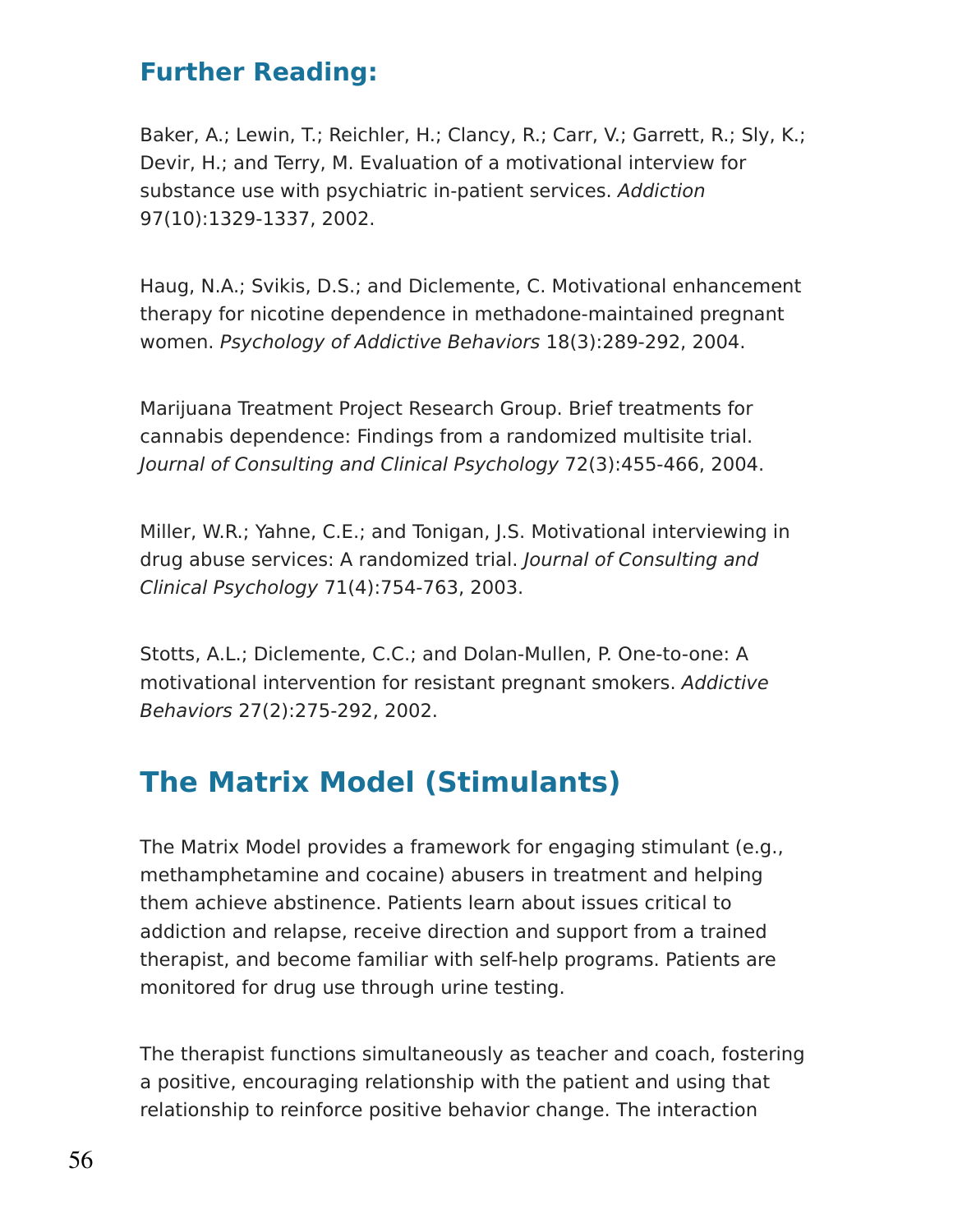### Further Reading:

Baker, A.; Lewin, T.; Reichler, H.; Clancy, R.; Carr, V.; Garrett, R.; Sly, K.; Devir, H.; and Terry, M. Evaluation of a motivational interview for substance use with psychiatric in-patient services. *Addiction* 97(10):1329-1337, 2002.

Haug, N.A.; Svikis, D.S.; and Diclemente, C. Motivational enhancement therapy for nicotine dependence in methadone-maintained pregnant women. *Psychology of Addictive Behaviors* 18(3):289-292, 2004.

Marijuana Treatment Project Research Group. Brief treatments for cannabis dependence: Findings from a randomized multisite trial. *Journal of Consulting and Clinical Psychology* 72(3):455-466, 2004.

Miller, W.R.; Yahne, C.E.; and Tonigan, J.S. Motivational interviewing in drug abuse services: A randomized trial. *Journal of Consulting and Clinical Psychology* 71(4):754-763, 2003.

Stotts, A.L.; Diclemente, C.C.; and Dolan-Mullen, P. One-to-one: A motivational intervention for resistant pregnant smokers. *Addictive Behaviors* 27(2):275-292, 2002.

## The Matrix Model (Stimulants)

The Matrix Model provides a framework for engaging stimulant (e.g., methamphetamine and cocaine) abusers in treatment and helping them achieve abstinence. Patients learn about issues critical to addiction and relapse, receive direction and support from a trained therapist, and become familiar with self-help programs. Patients are monitored for drug use through urine testing.

The therapist functions simultaneously as teacher and coach, fostering a positive, encouraging relationship with the patient and using that relationship to reinforce positive behavior change. The interaction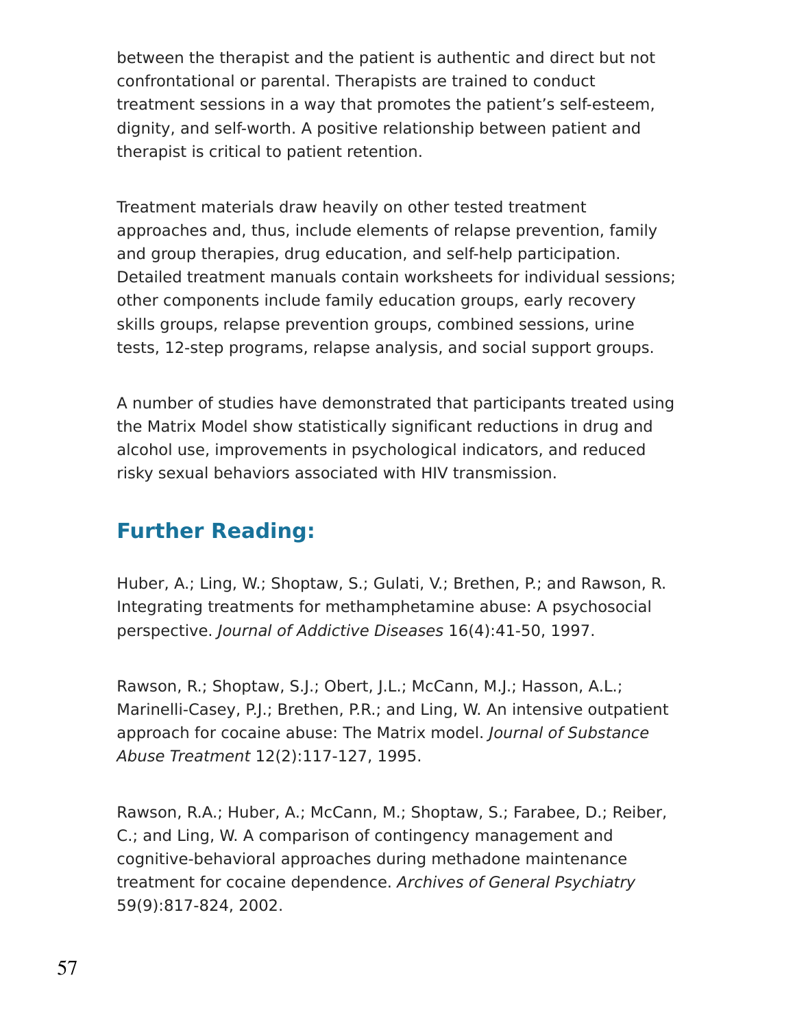between the therapist and the patient is authentic and direct but not confrontational or parental. Therapists are trained to conduct treatment sessions in a way that promotes the patient's self-esteem, dignity, and self-worth. A positive relationship between patient and therapist is critical to patient retention.

Treatment materials draw heavily on other tested treatment approaches and, thus, include elements of relapse prevention, family and group therapies, drug education, and self-help participation. Detailed treatment manuals contain worksheets for individual sessions; other components include family education groups, early recovery skills groups, relapse prevention groups, combined sessions, urine tests, 12-step programs, relapse analysis, and social support groups.

A number of studies have demonstrated that participants treated using the Matrix Model show statistically significant reductions in drug and alcohol use, improvements in psychological indicators, and reduced risky sexual behaviors associated with HIV transmission.

## Further Reading:

Huber, A.; Ling, W.; Shoptaw, S.; Gulati, V.; Brethen, P.; and Rawson, R. Integrating treatments for methamphetamine abuse: A psychosocial perspective. *Journal of Addictive Diseases* 16(4):41-50, 1997.

Rawson, R.; Shoptaw, S.J.; Obert, J.L.; McCann, M.J.; Hasson, A.L.; Marinelli-Casey, P.J.; Brethen, P.R.; and Ling, W. An intensive outpatient approach for cocaine abuse: The Matrix model. *Journal of Substance Abuse Treatment* 12(2):117-127, 1995.

Rawson, R.A.; Huber, A.; McCann, M.; Shoptaw, S.; Farabee, D.; Reiber, C.; and Ling, W. A comparison of contingency management and cognitive-behavioral approaches during methadone maintenance treatment for cocaine dependence. *Archives of General Psychiatry* 59(9):817-824, 2002.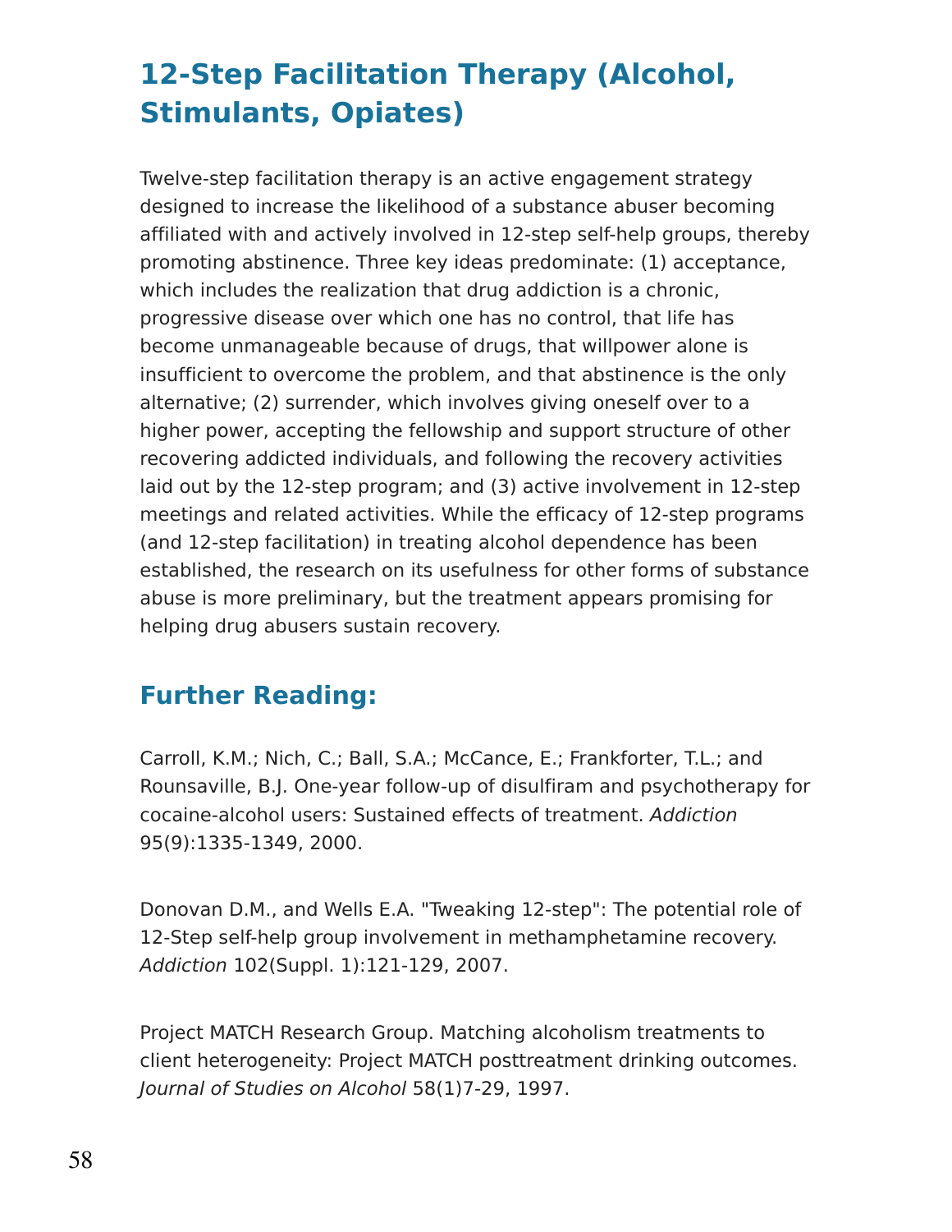## 12-Step Facilitation Therapy (Alcohol, Stimulants, Opiates)

Twelve-step facilitation therapy is an active engagement strategy designed to increase the likelihood of a substance abuser becoming affiliated with and actively involved in 12-step self-help groups, thereby promoting abstinence. Three key ideas predominate: (1) acceptance, which includes the realization that drug addiction is a chronic, progressive disease over which one has no control, that life has become unmanageable because of drugs, that willpower alone is insufficient to overcome the problem, and that abstinence is the only alternative; (2) surrender, which involves giving oneself over to a higher power, accepting the fellowship and support structure of other recovering addicted individuals, and following the recovery activities laid out by the 12-step program; and (3) active involvement in 12-step meetings and related activities. While the efficacy of 12-step programs (and 12-step facilitation) in treating alcohol dependence has been established, the research on its usefulness for other forms of substance abuse is more preliminary, but the treatment appears promising for helping drug abusers sustain recovery.

### Further Reading:

Carroll, K.M.; Nich, C.; Ball, S.A.; McCance, E.; Frankforter, T.L.; and Rounsaville, B.J. One-year follow-up of disulfiram and psychotherapy for cocaine-alcohol users: Sustained effects of treatment. *Addiction* 95(9):1335-1349, 2000.

Donovan D.M., and Wells E.A. "Tweaking 12-step": The potential role of 12-Step self-help group involvement in methamphetamine recovery. *Addiction* 102(Suppl. 1):121-129, 2007.

Project MATCH Research Group. Matching alcoholism treatments to client heterogeneity: Project MATCH posttreatment drinking outcomes. *Journal of Studies on Alcohol* 58(1)7-29, 1997.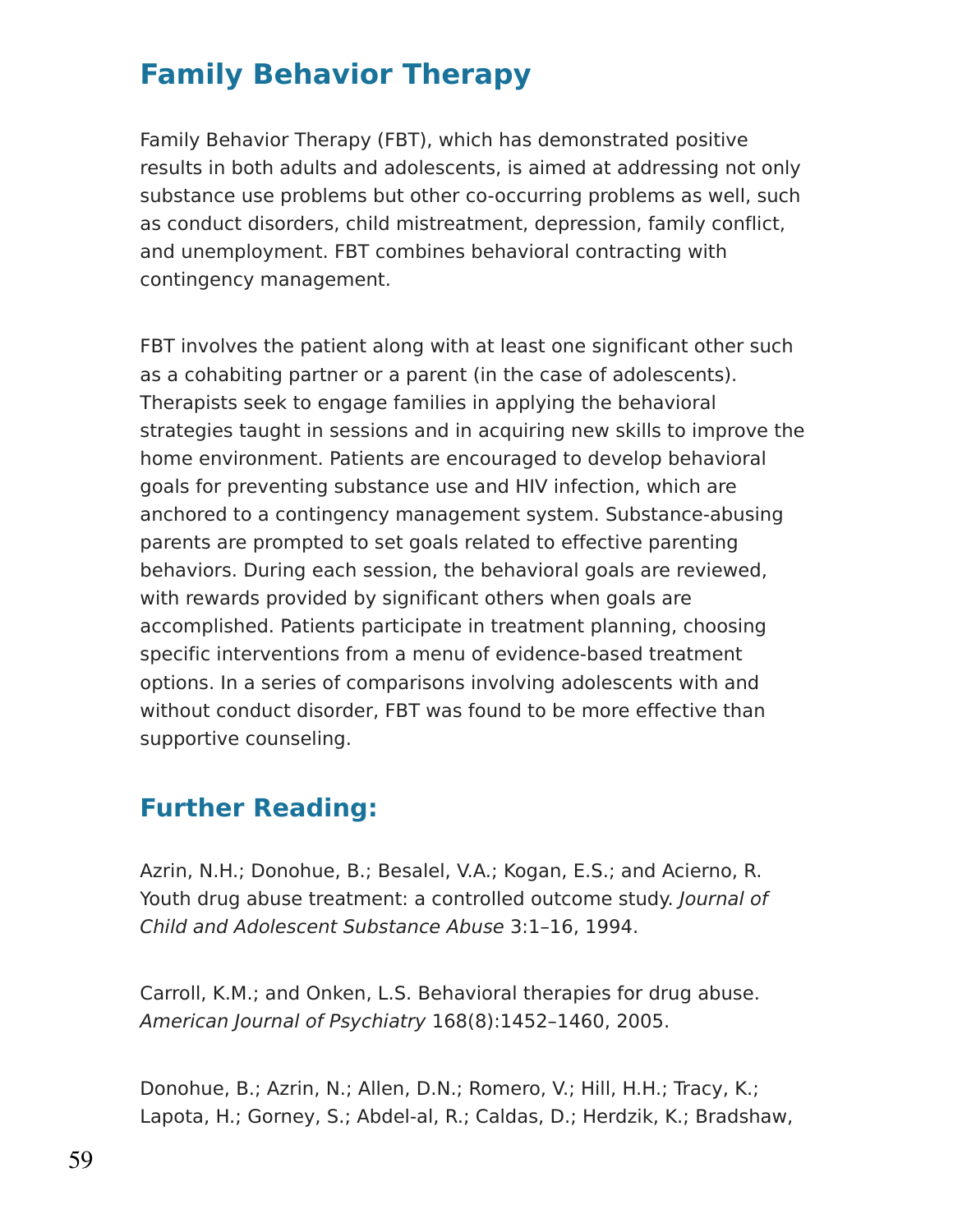## Family Behavior Therapy

Family Behavior Therapy (FBT), which has demonstrated positive results in both adults and adolescents, is aimed at addressing not only substance use problems but other co-occurring problems as well, such as conduct disorders, child mistreatment, depression, family conflict, and unemployment. FBT combines behavioral contracting with contingency management.

FBT involves the patient along with at least one significant other such as a cohabiting partner or a parent (in the case of adolescents). Therapists seek to engage families in applying the behavioral strategies taught in sessions and in acquiring new skills to improve the home environment. Patients are encouraged to develop behavioral goals for preventing substance use and HIV infection, which are anchored to a contingency management system. Substance-abusing parents are prompted to set goals related to effective parenting behaviors. During each session, the behavioral goals are reviewed, with rewards provided by significant others when goals are accomplished. Patients participate in treatment planning, choosing specific interventions from a menu of evidence-based treatment options. In a series of comparisons involving adolescents with and without conduct disorder, FBT was found to be more effective than supportive counseling.

### Further Reading:

Azrin, N.H.; Donohue, B.; Besalel, V.A.; Kogan, E.S.; and Acierno, R. Youth drug abuse treatment: a controlled outcome study. *Journal of Child and Adolescent Substance Abuse* 3:1–16, 1994.

Carroll, K.M.; and Onken, L.S. Behavioral therapies for drug abuse. *American Journal of Psychiatry* 168(8):1452–1460, 2005.

Donohue, B.; Azrin, N.; Allen, D.N.; Romero, V.; Hill, H.H.; Tracy, K.; Lapota, H.; Gorney, S.; Abdel-al, R.; Caldas, D.; Herdzik, K.; Bradshaw,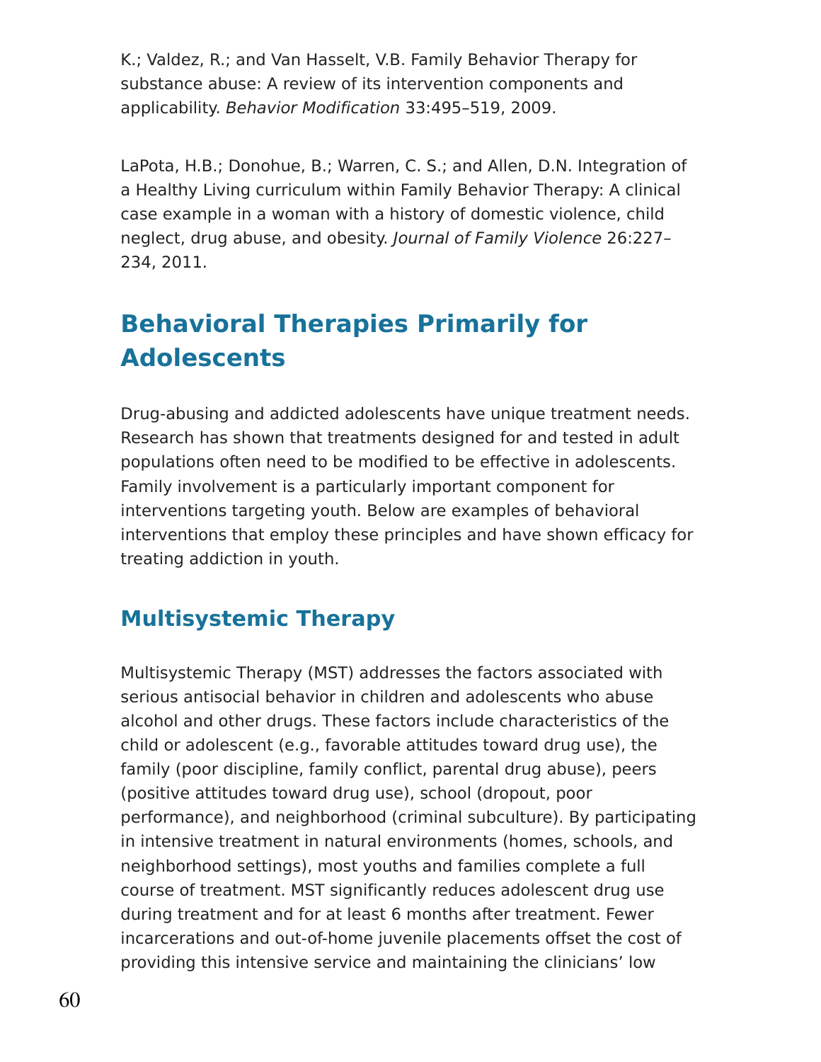K.; Valdez, R.; and Van Hasselt, V.B. Family Behavior Therapy for substance abuse: A review of its intervention components and applicability. *Behavior Modification* 33:495–519, 2009.

LaPota, H.B.; Donohue, B.; Warren, C. S.; and Allen, D.N. Integration of a Healthy Living curriculum within Family Behavior Therapy: A clinical case example in a woman with a history of domestic violence, child neglect, drug abuse, and obesity. *Journal of Family Violence* 26:227–234, 2011.

## Behavioral Therapies Primarily for Adolescents

Drug-abusing and addicted adolescents have unique treatment needs. Research has shown that treatments designed for and tested in adult populations often need to be modified to be effective in adolescents. Family involvement is a particularly important component for interventions targeting youth. Below are examples of behavioral interventions that employ these principles and have shown efficacy for treating addiction in youth.

### Multisystemic Therapy

Multisystemic Therapy (MST) addresses the factors associated with serious antisocial behavior in children and adolescents who abuse alcohol and other drugs. These factors include characteristics of the child or adolescent (e.g., favorable attitudes toward drug use), the family (poor discipline, family conflict, parental drug abuse), peers (positive attitudes toward drug use), school (dropout, poor performance), and neighborhood (criminal subculture). By participating in intensive treatment in natural environments (homes, schools, and neighborhood settings), most youths and families complete a full course of treatment. MST significantly reduces adolescent drug use during treatment and for at least 6 months after treatment. Fewer incarcerations and out-of-home juvenile placements offset the cost of providing this intensive service and maintaining the clinicians' low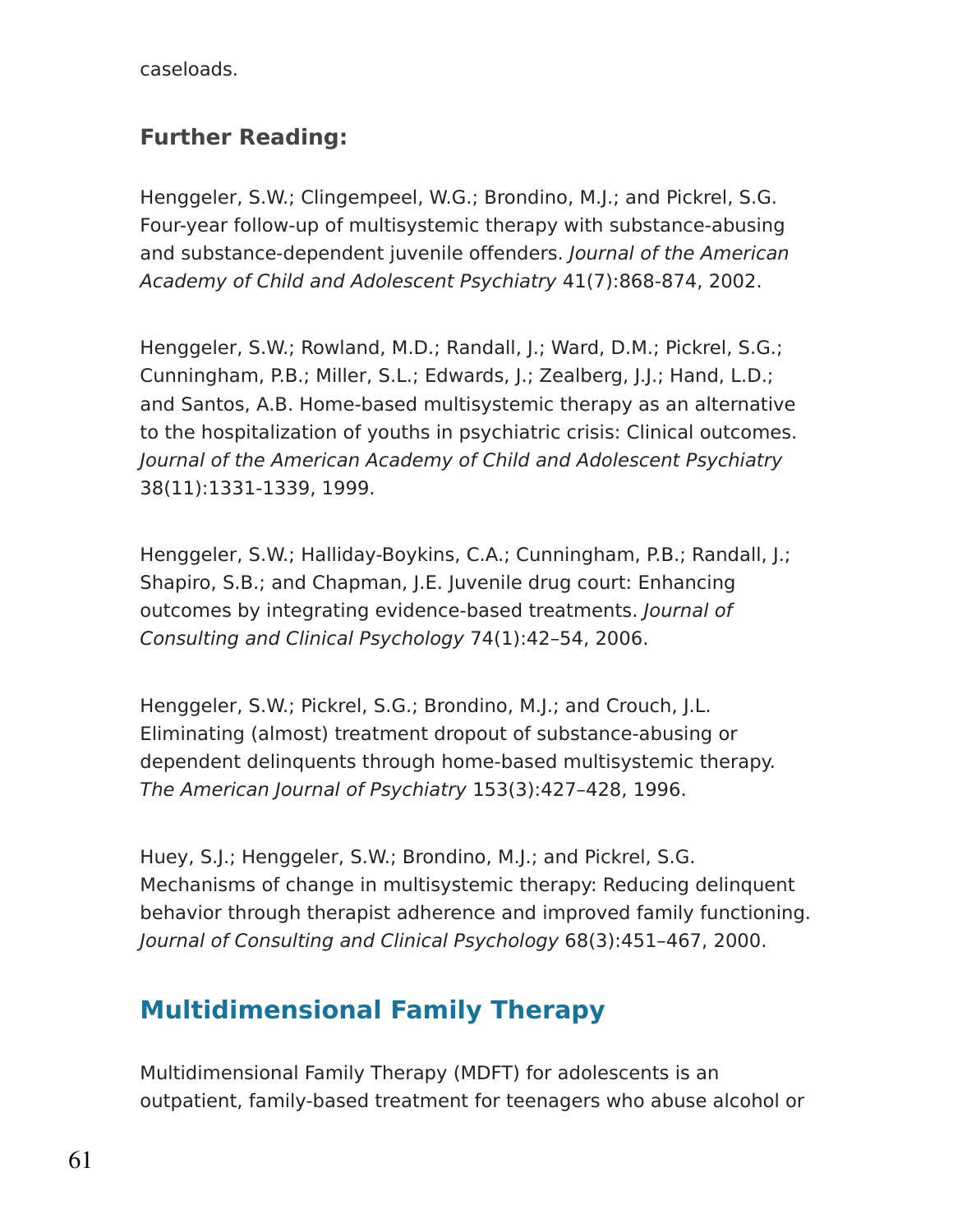caseloads.

### Further Reading:

Henggeler, S.W.; Clingempeel, W.G.; Brondino, M.J.; and Pickrel, S.G. Four-year follow-up of multisystemic therapy with substance-abusing and substance-dependent juvenile offenders. *Journal of the American Academy of Child and Adolescent Psychiatry* 41(7):868-874, 2002.

Henggeler, S.W.; Rowland, M.D.; Randall, J.; Ward, D.M.; Pickrel, S.G.; Cunningham, P.B.; Miller, S.L.; Edwards, J.; Zealberg, J.J.; Hand, L.D.; and Santos, A.B. Home-based multisystemic therapy as an alternative to the hospitalization of youths in psychiatric crisis: Clinical outcomes. *Journal of the American Academy of Child and Adolescent Psychiatry* 38(11):1331-1339, 1999.

Henggeler, S.W.; Halliday-Boykins, C.A.; Cunningham, P.B.; Randall, J.; Shapiro, S.B.; and Chapman, J.E. Juvenile drug court: Enhancing outcomes by integrating evidence-based treatments. *Journal of Consulting and Clinical Psychology* 74(1):42–54, 2006.

Henggeler, S.W.; Pickrel, S.G.; Brondino, M.J.; and Crouch, J.L. Eliminating (almost) treatment dropout of substance-abusing or dependent delinquents through home-based multisystemic therapy. *The American Journal of Psychiatry* 153(3):427–428, 1996.

Huey, S.J.; Henggeler, S.W.; Brondino, M.J.; and Pickrel, S.G. Mechanisms of change in multisystemic therapy: Reducing delinquent behavior through therapist adherence and improved family functioning. *Journal of Consulting and Clinical Psychology* 68(3):451–467, 2000.

## Multidimensional Family Therapy

Multidimensional Family Therapy (MDFT) for adolescents is an outpatient, family-based treatment for teenagers who abuse alcohol or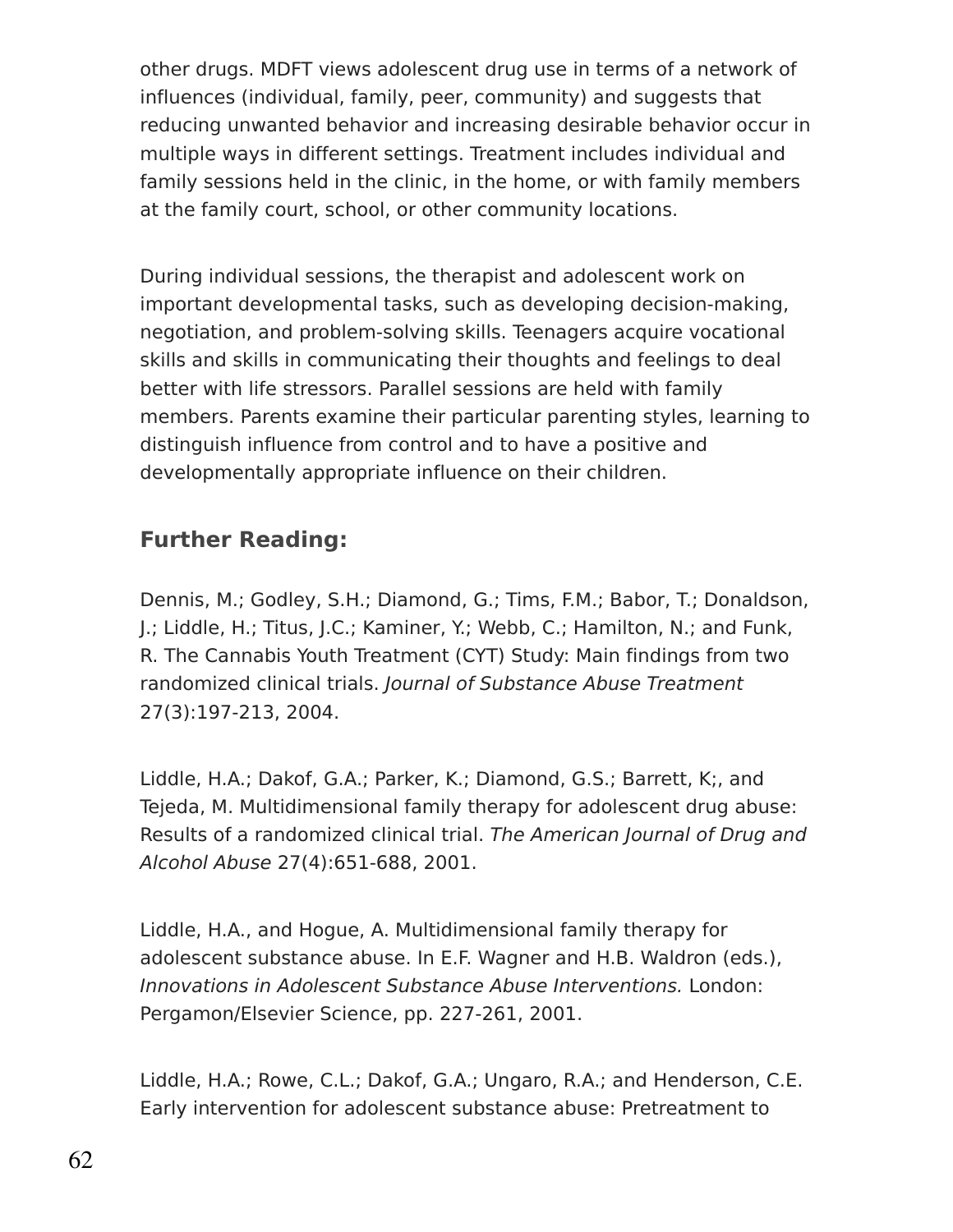other drugs. MDFT views adolescent drug use in terms of a network of influences (individual, family, peer, community) and suggests that reducing unwanted behavior and increasing desirable behavior occur in multiple ways in different settings. Treatment includes individual and family sessions held in the clinic, in the home, or with family members at the family court, school, or other community locations.

During individual sessions, the therapist and adolescent work on important developmental tasks, such as developing decision-making, negotiation, and problem-solving skills. Teenagers acquire vocational skills and skills in communicating their thoughts and feelings to deal better with life stressors. Parallel sessions are held with family members. Parents examine their particular parenting styles, learning to distinguish influence from control and to have a positive and developmentally appropriate influence on their children.

### Further Reading:

Dennis, M.; Godley, S.H.; Diamond, G.; Tims, F.M.; Babor, T.; Donaldson, J.; Liddle, H.; Titus, J.C.; Kaminer, Y.; Webb, C.; Hamilton, N.; and Funk, R. The Cannabis Youth Treatment (CYT) Study: Main findings from two randomized clinical trials. *Journal of Substance Abuse Treatment* 27(3):197-213, 2004.

Liddle, H.A.; Dakof, G.A.; Parker, K.; Diamond, G.S.; Barrett, K;, and Tejeda, M. Multidimensional family therapy for adolescent drug abuse: Results of a randomized clinical trial. *The American Journal of Drug and Alcohol Abuse* 27(4):651-688, 2001.

Liddle, H.A., and Hogue, A. Multidimensional family therapy for adolescent substance abuse. In E.F. Wagner and H.B. Waldron (eds.), *Innovations in Adolescent Substance Abuse Interventions.* London: Pergamon/Elsevier Science, pp. 227-261, 2001.

Liddle, H.A.; Rowe, C.L.; Dakof, G.A.; Ungaro, R.A.; and Henderson, C.E. Early intervention for adolescent substance abuse: Pretreatment to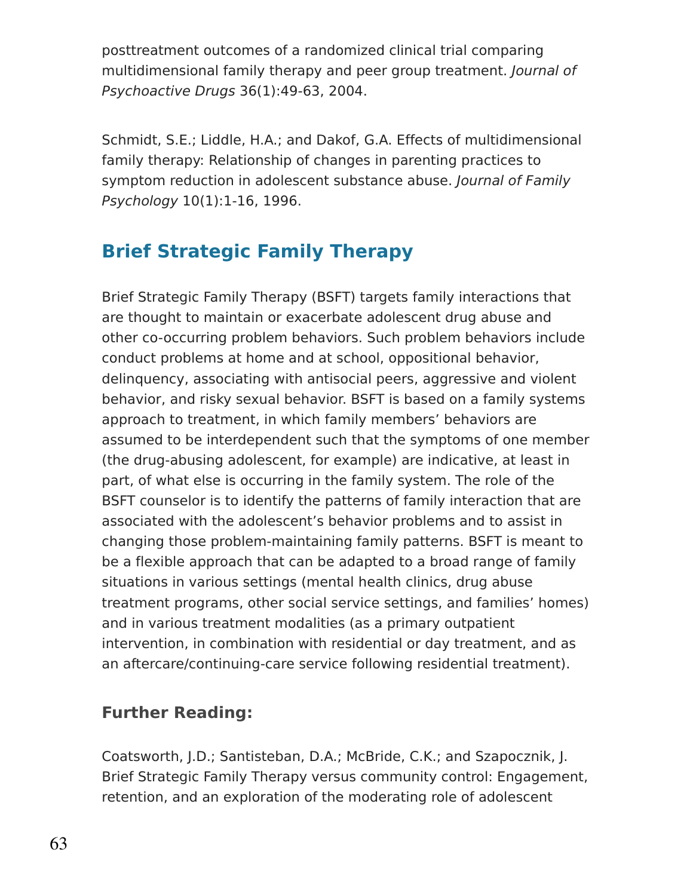posttreatment outcomes of a randomized clinical trial comparing multidimensional family therapy and peer group treatment. *Journal of Psychoactive Drugs* 36(1):49-63, 2004.

Schmidt, S.E.; Liddle, H.A.; and Dakof, G.A. Effects of multidimensional family therapy: Relationship of changes in parenting practices to symptom reduction in adolescent substance abuse. *Journal of Family Psychology* 10(1):1-16, 1996.

## Brief Strategic Family Therapy

Brief Strategic Family Therapy (BSFT) targets family interactions that are thought to maintain or exacerbate adolescent drug abuse and other co-occurring problem behaviors. Such problem behaviors include conduct problems at home and at school, oppositional behavior, delinquency, associating with antisocial peers, aggressive and violent behavior, and risky sexual behavior. BSFT is based on a family systems approach to treatment, in which family members' behaviors are assumed to be interdependent such that the symptoms of one member (the drug-abusing adolescent, for example) are indicative, at least in part, of what else is occurring in the family system. The role of the BSFT counselor is to identify the patterns of family interaction that are associated with the adolescent's behavior problems and to assist in changing those problem-maintaining family patterns. BSFT is meant to be a flexible approach that can be adapted to a broad range of family situations in various settings (mental health clinics, drug abuse treatment programs, other social service settings, and families' homes) and in various treatment modalities (as a primary outpatient intervention, in combination with residential or day treatment, and as an aftercare/continuing-care service following residential treatment).

### Further Reading:

Coatsworth, J.D.; Santisteban, D.A.; McBride, C.K.; and Szapocznik, J. Brief Strategic Family Therapy versus community control: Engagement, retention, and an exploration of the moderating role of adolescent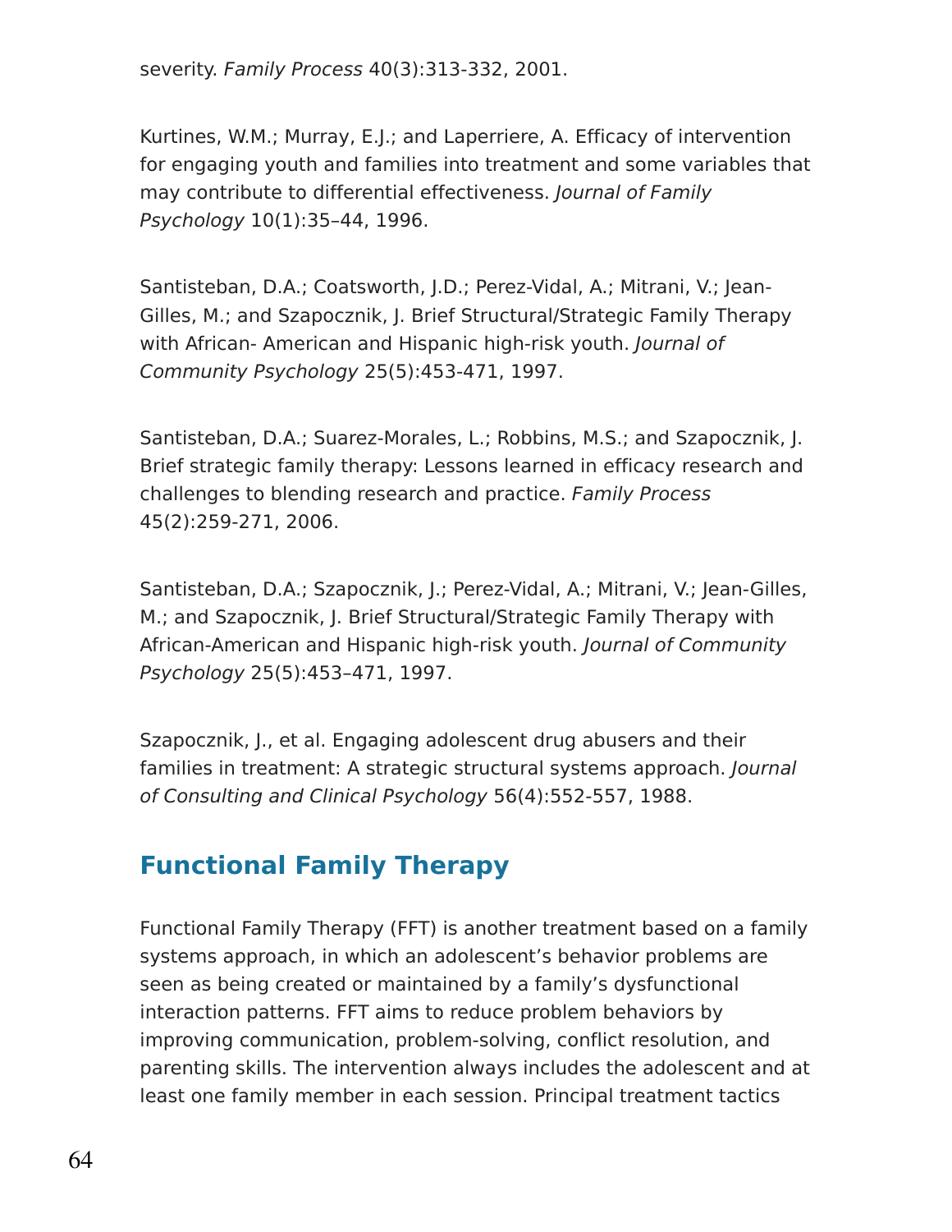severity. *Family Process* 40(3):313-332, 2001.

Kurtines, W.M.; Murray, E.J.; and Laperriere, A. Efficacy of intervention for engaging youth and families into treatment and some variables that may contribute to differential effectiveness. *Journal of Family Psychology* 10(1):35–44, 1996.

Santisteban, D.A.; Coatsworth, J.D.; Perez-Vidal, A.; Mitrani, V.; Jean-Gilles, M.; and Szapocznik, J. Brief Structural/Strategic Family Therapy with African- American and Hispanic high-risk youth. *Journal of Community Psychology* 25(5):453-471, 1997.

Santisteban, D.A.; Suarez-Morales, L.; Robbins, M.S.; and Szapocznik, J. Brief strategic family therapy: Lessons learned in efficacy research and challenges to blending research and practice. *Family Process* 45(2):259-271, 2006.

Santisteban, D.A.; Szapocznik, J.; Perez-Vidal, A.; Mitrani, V.; Jean-Gilles, M.; and Szapocznik, J. Brief Structural/Strategic Family Therapy with African-American and Hispanic high-risk youth. *Journal of Community Psychology* 25(5):453–471, 1997.

Szapocznik, J., et al. Engaging adolescent drug abusers and their families in treatment: A strategic structural systems approach. *Journal of Consulting and Clinical Psychology* 56(4):552-557, 1988.

## Functional Family Therapy

Functional Family Therapy (FFT) is another treatment based on a family systems approach, in which an adolescent's behavior problems are seen as being created or maintained by a family's dysfunctional interaction patterns. FFT aims to reduce problem behaviors by improving communication, problem-solving, conflict resolution, and parenting skills. The intervention always includes the adolescent and at least one family member in each session. Principal treatment tactics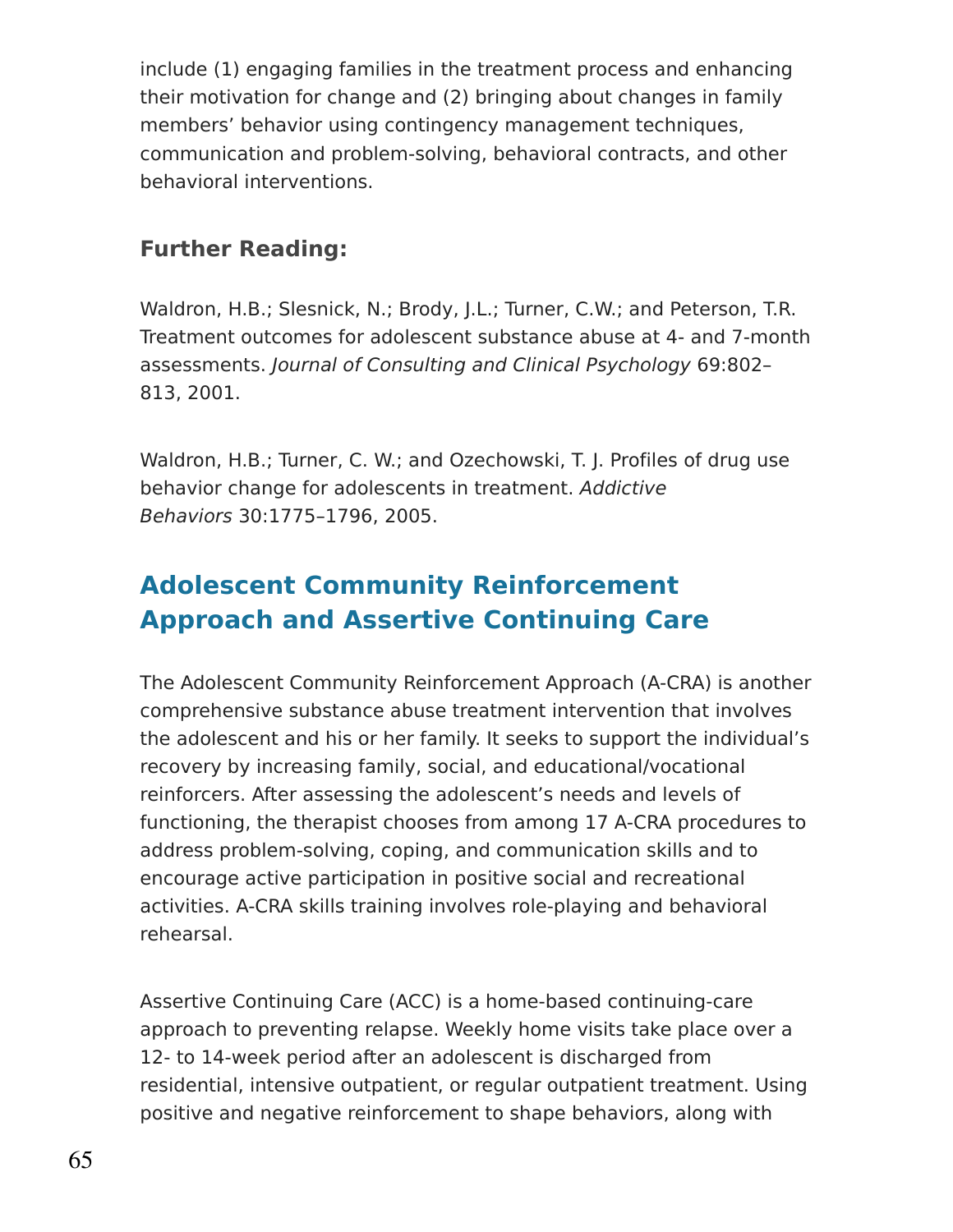include (1) engaging families in the treatment process and enhancing their motivation for change and (2) bringing about changes in family members' behavior using contingency management techniques, communication and problem-solving, behavioral contracts, and other behavioral interventions.

### Further Reading:

Waldron, H.B.; Slesnick, N.; Brody, J.L.; Turner, C.W.; and Peterson, T.R. Treatment outcomes for adolescent substance abuse at 4- and 7-month assessments. *Journal of Consulting and Clinical Psychology* 69:802–813, 2001.

Waldron, H.B.; Turner, C. W.; and Ozechowski, T. J. Profiles of drug use behavior change for adolescents in treatment. *Addictive Behaviors* 30:1775–1796, 2005.

## Adolescent Community Reinforcement Approach and Assertive Continuing Care

The Adolescent Community Reinforcement Approach (A-CRA) is another comprehensive substance abuse treatment intervention that involves the adolescent and his or her family. It seeks to support the individual's recovery by increasing family, social, and educational/vocational reinforcers. After assessing the adolescent's needs and levels of functioning, the therapist chooses from among 17 A-CRA procedures to address problem-solving, coping, and communication skills and to encourage active participation in positive social and recreational activities. A-CRA skills training involves role-playing and behavioral rehearsal.

Assertive Continuing Care (ACC) is a home-based continuing-care approach to preventing relapse. Weekly home visits take place over a 12- to 14-week period after an adolescent is discharged from residential, intensive outpatient, or regular outpatient treatment. Using positive and negative reinforcement to shape behaviors, along with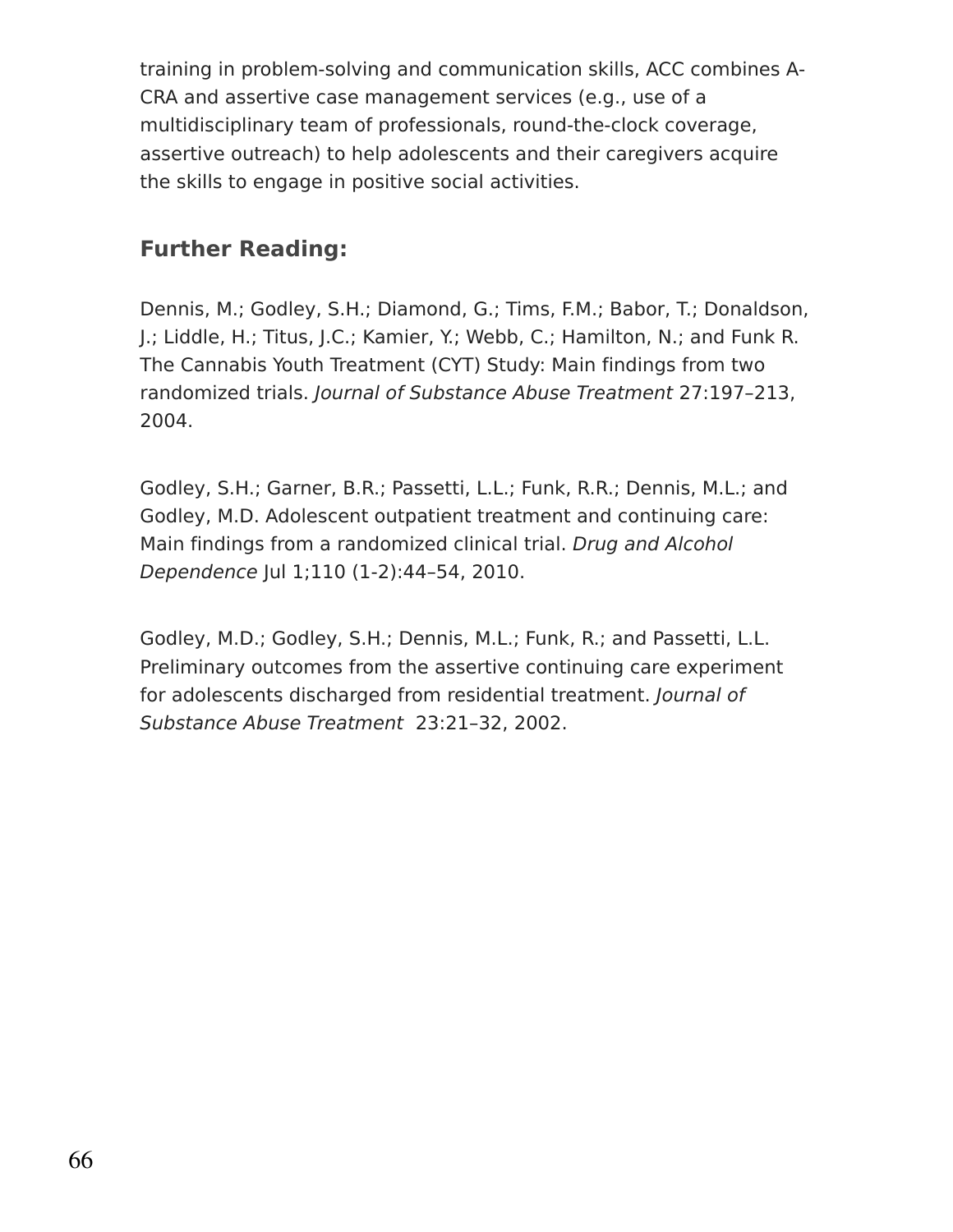training in problem-solving and communication skills, ACC combines A-CRA and assertive case management services (e.g., use of a multidisciplinary team of professionals, round-the-clock coverage, assertive outreach) to help adolescents and their caregivers acquire the skills to engage in positive social activities.

## Further Reading:

Dennis, M.; Godley, S.H.; Diamond, G.; Tims, F.M.; Babor, T.; Donaldson, J.; Liddle, H.; Titus, J.C.; Kamier, Y.; Webb, C.; Hamilton, N.; and Funk R. The Cannabis Youth Treatment (CYT) Study: Main findings from two randomized trials. *Journal of Substance Abuse Treatment* 27:197–213, 2004.

Godley, S.H.; Garner, B.R.; Passetti, L.L.; Funk, R.R.; Dennis, M.L.; and Godley, M.D. Adolescent outpatient treatment and continuing care: Main findings from a randomized clinical trial. *Drug and Alcohol Dependence* Jul 1;110 (1-2):44–54, 2010.

Godley, M.D.; Godley, S.H.; Dennis, M.L.; Funk, R.; and Passetti, L.L. Preliminary outcomes from the assertive continuing care experiment for adolescents discharged from residential treatment. *Journal of Substance Abuse Treatment* 23:21–32, 2002.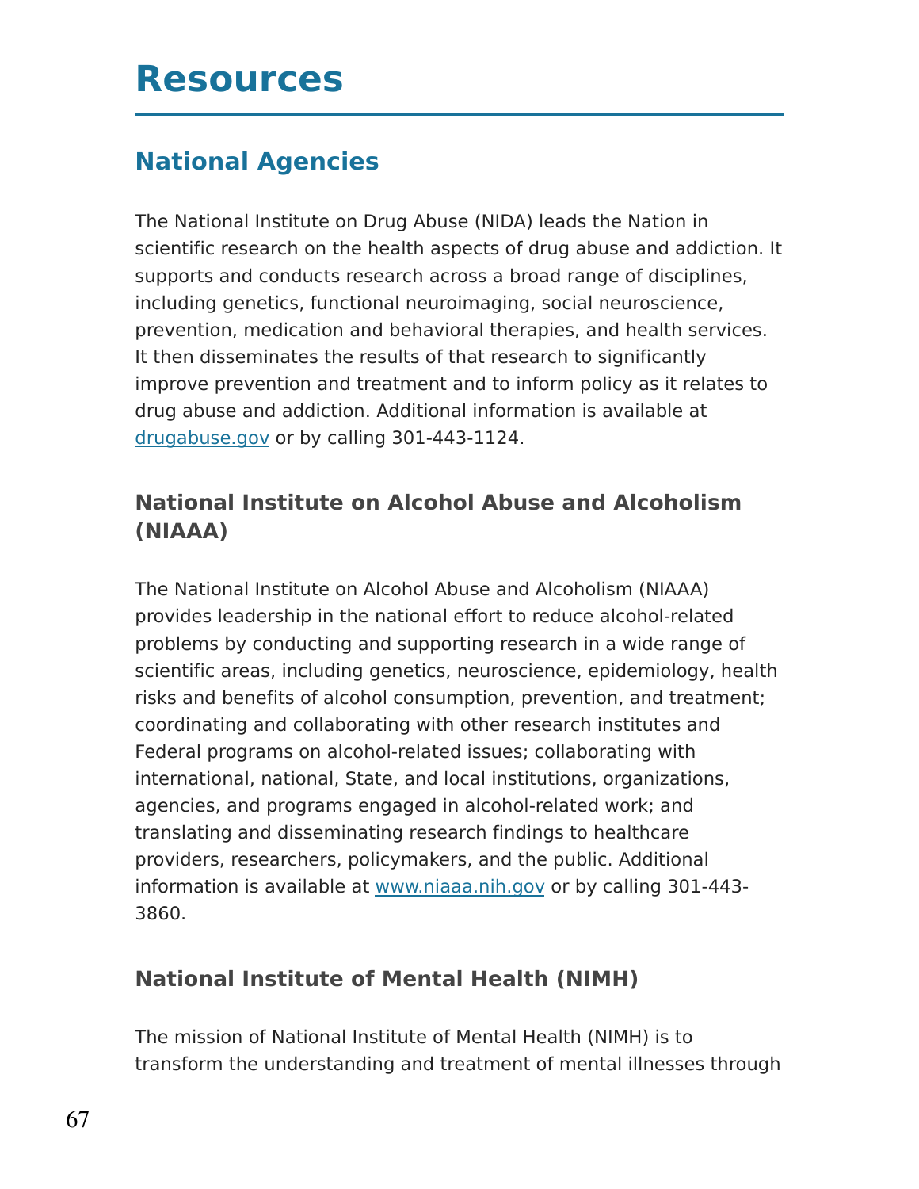# Resources

## National Agencies

The National Institute on Drug Abuse (NIDA) leads the Nation in scientific research on the health aspects of drug abuse and addiction. It supports and conducts research across a broad range of disciplines, including genetics, functional neuroimaging, social neuroscience, prevention, medication and behavioral therapies, and health services. It then disseminates the results of that research to significantly improve prevention and treatment and to inform policy as it relates to drug abuse and addiction. Additional information is available at drugabuse.gov or by calling 301-443-1124.

### National Institute on Alcohol Abuse and Alcoholism (NIAAA)

The National Institute on Alcohol Abuse and Alcoholism (NIAAA) provides leadership in the national effort to reduce alcohol-related problems by conducting and supporting research in a wide range of scientific areas, including genetics, neuroscience, epidemiology, health risks and benefits of alcohol consumption, prevention, and treatment; coordinating and collaborating with other research institutes and Federal programs on alcohol-related issues; collaborating with international, national, State, and local institutions, organizations, agencies, and programs engaged in alcohol-related work; and translating and disseminating research findings to healthcare providers, researchers, policymakers, and the public. Additional information is available at www.niaaa.nih.gov or by calling 301-443-3860.

### National Institute of Mental Health (NIMH)

The mission of National Institute of Mental Health (NIMH) is to transform the understanding and treatment of mental illnesses through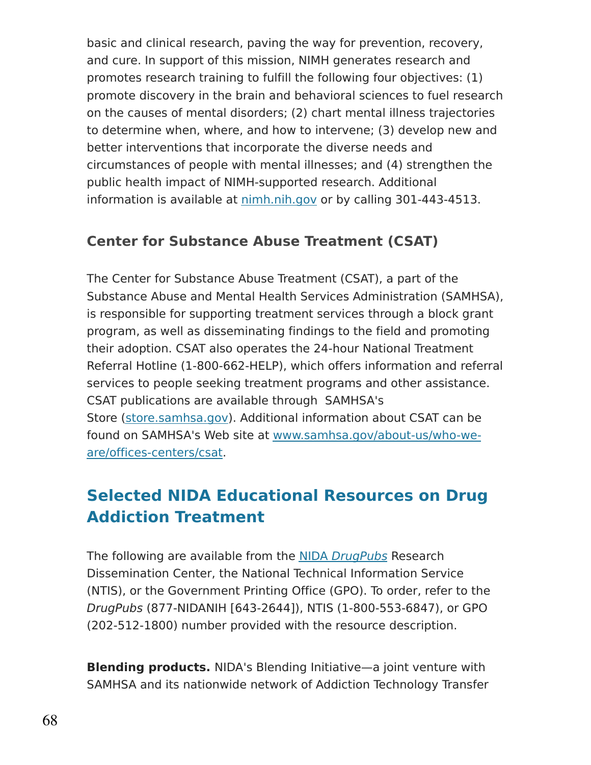basic and clinical research, paving the way for prevention, recovery, and cure. In support of this mission, NIMH generates research and promotes research training to fulfill the following four objectives: (1) promote discovery in the brain and behavioral sciences to fuel research on the causes of mental disorders; (2) chart mental illness trajectories to determine when, where, and how to intervene; (3) develop new and better interventions that incorporate the diverse needs and circumstances of people with mental illnesses; and (4) strengthen the public health impact of NIMH-supported research. Additional information is available at [nimh.nih.gov](nimh.nih.gov) or by calling 301-443-4513.

### Center for Substance Abuse Treatment (CSAT)

The Center for Substance Abuse Treatment (CSAT), a part of the Substance Abuse and Mental Health Services Administration (SAMHSA), is responsible for supporting treatment services through a block grant program, as well as disseminating findings to the field and promoting their adoption. CSAT also operates the 24-hour National Treatment Referral Hotline (1-800-662-HELP), which offers information and referral services to people seeking treatment programs and other assistance. CSAT publications are available through SAMHSA's Store ([store.samhsa.gov](store.samhsa.gov)). Additional information about CSAT can be found on SAMHSA's Web site at [www.samhsa.gov/about-us/who-we-are/offices-centers/csat](www.samhsa.gov/about-us/who-we-are/offices-centers/csat).

## Selected NIDA Educational Resources on Drug Addiction Treatment

The following are available from the NIDA *DrugPubs* Research Dissemination Center, the National Technical Information Service (NTIS), or the Government Printing Office (GPO). To order, refer to the *DrugPubs* (877-NIDANIH [643-2644]), NTIS (1-800-553-6847), or GPO (202-512-1800) number provided with the resource description.

**Blending products.** NIDA's Blending Initiative—a joint venture with SAMHSA and its nationwide network of Addiction Technology Transfer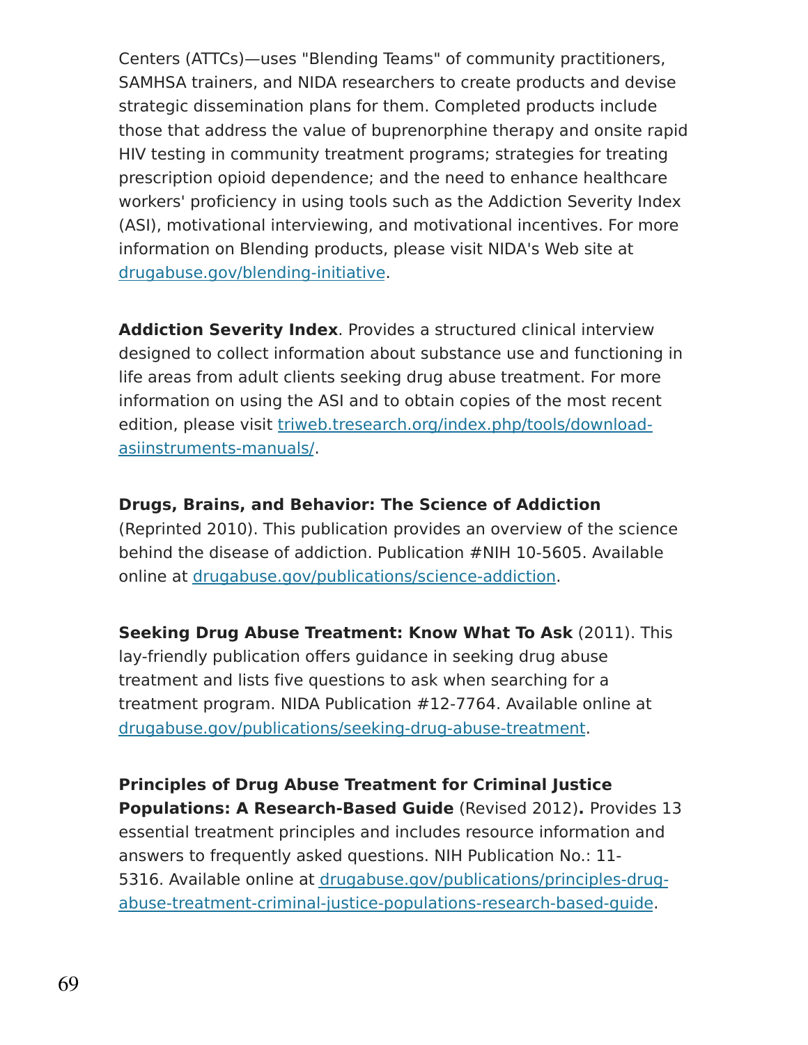Centers (ATTCs)—uses "Blending Teams" of community practitioners, SAMHSA trainers, and NIDA researchers to create products and devise strategic dissemination plans for them. Completed products include those that address the value of buprenorphine therapy and onsite rapid HIV testing in community treatment programs; strategies for treating prescription opioid dependence; and the need to enhance healthcare workers' proficiency in using tools such as the Addiction Severity Index (ASI), motivational interviewing, and motivational incentives. For more information on Blending products, please visit NIDA's Web site at drugabuse.gov/blending-initiative.

**Addiction Severity Index**. Provides a structured clinical interview designed to collect information about substance use and functioning in life areas from adult clients seeking drug abuse treatment. For more information on using the ASI and to obtain copies of the most recent edition, please visit triweb.tresearch.org/index.php/tools/download-asiinstruments-manuals/.

**Drugs, Brains, and Behavior: The Science of Addiction** (Reprinted 2010). This publication provides an overview of the science behind the disease of addiction. Publication #NIH 10-5605. Available online at drugabuse.gov/publications/science-addiction.

**Seeking Drug Abuse Treatment: Know What To Ask** (2011). This lay-friendly publication offers guidance in seeking drug abuse treatment and lists five questions to ask when searching for a treatment program. NIDA Publication #12-7764. Available online at drugabuse.gov/publications/seeking-drug-abuse-treatment.

**Principles of Drug Abuse Treatment for Criminal Justice Populations: A Research-Based Guide** (Revised 2012)**.** Provides 13 essential treatment principles and includes resource information and answers to frequently asked questions. NIH Publication No.: 11-5316. Available online at drugabuse.gov/publications/principles-drug-abuse-treatment-criminal-justice-populations-research-based-guide.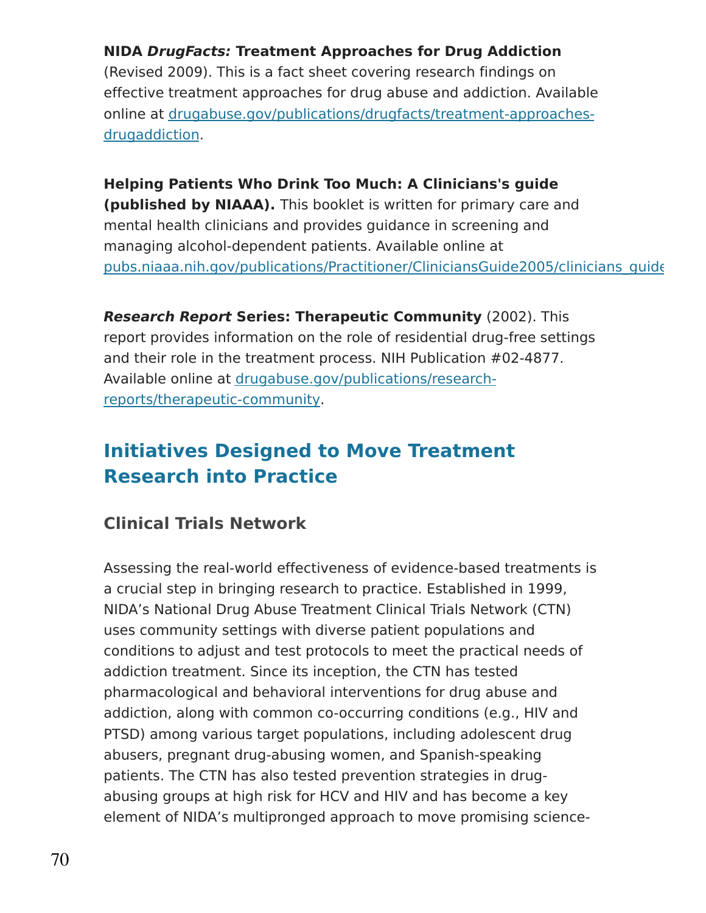**NIDA *DrugFacts:* Treatment Approaches for Drug Addiction** (Revised 2009). This is a fact sheet covering research findings on effective treatment approaches for drug abuse and addiction. Available online at drugabuse.gov/publications/drugfacts/treatment-approaches-drugaddiction.

**Helping Patients Who Drink Too Much: A Clinicians's guide (published by NIAAA).** This booklet is written for primary care and mental health clinicians and provides guidance in screening and managing alcohol-dependent patients. Available online at pubs.niaaa.nih.gov/publications/Practitioner/CliniciansGuide2005/clinicians_guide

***Research Report* Series: Therapeutic Community** (2002). This report provides information on the role of residential drug-free settings and their role in the treatment process. NIH Publication #02-4877. Available online at drugabuse.gov/publications/research-reports/therapeutic-community.

## Initiatives Designed to Move Treatment Research into Practice

### Clinical Trials Network

Assessing the real-world effectiveness of evidence-based treatments is a crucial step in bringing research to practice. Established in 1999, NIDA's National Drug Abuse Treatment Clinical Trials Network (CTN) uses community settings with diverse patient populations and conditions to adjust and test protocols to meet the practical needs of addiction treatment. Since its inception, the CTN has tested pharmacological and behavioral interventions for drug abuse and addiction, along with common co-occurring conditions (e.g., HIV and PTSD) among various target populations, including adolescent drug abusers, pregnant drug-abusing women, and Spanish-speaking patients. The CTN has also tested prevention strategies in drug-abusing groups at high risk for HCV and HIV and has become a key element of NIDA's multipronged approach to move promising science-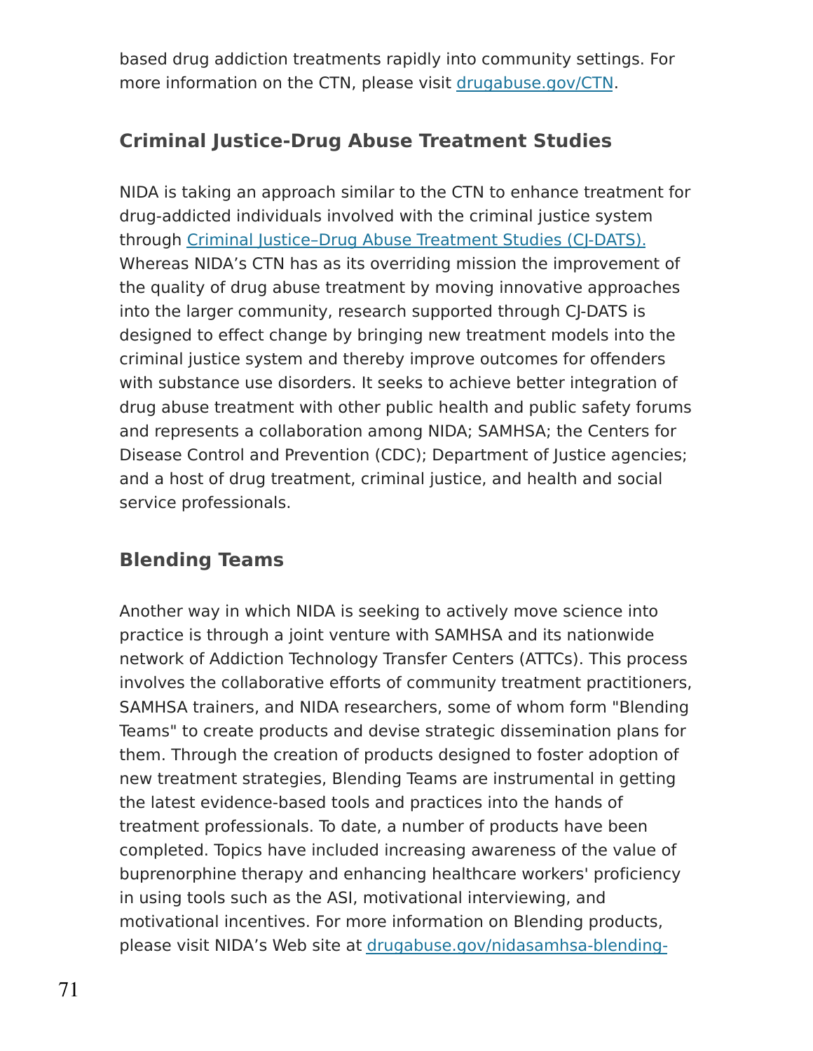based drug addiction treatments rapidly into community settings. For more information on the CTN, please visit drugabuse.gov/CTN.

## Criminal Justice-Drug Abuse Treatment Studies

NIDA is taking an approach similar to the CTN to enhance treatment for drug-addicted individuals involved with the criminal justice system through Criminal Justice–Drug Abuse Treatment Studies (CJ-DATS). Whereas NIDA's CTN has as its overriding mission the improvement of the quality of drug abuse treatment by moving innovative approaches into the larger community, research supported through CJ-DATS is designed to effect change by bringing new treatment models into the criminal justice system and thereby improve outcomes for offenders with substance use disorders. It seeks to achieve better integration of drug abuse treatment with other public health and public safety forums and represents a collaboration among NIDA; SAMHSA; the Centers for Disease Control and Prevention (CDC); Department of Justice agencies; and a host of drug treatment, criminal justice, and health and social service professionals.

## Blending Teams

Another way in which NIDA is seeking to actively move science into practice is through a joint venture with SAMHSA and its nationwide network of Addiction Technology Transfer Centers (ATTCs). This process involves the collaborative efforts of community treatment practitioners, SAMHSA trainers, and NIDA researchers, some of whom form "Blending Teams" to create products and devise strategic dissemination plans for them. Through the creation of products designed to foster adoption of new treatment strategies, Blending Teams are instrumental in getting the latest evidence-based tools and practices into the hands of treatment professionals. To date, a number of products have been completed. Topics have included increasing awareness of the value of buprenorphine therapy and enhancing healthcare workers' proficiency in using tools such as the ASI, motivational interviewing, and motivational incentives. For more information on Blending products, please visit NIDA's Web site at drugabuse.gov/nidasamhsa-blending-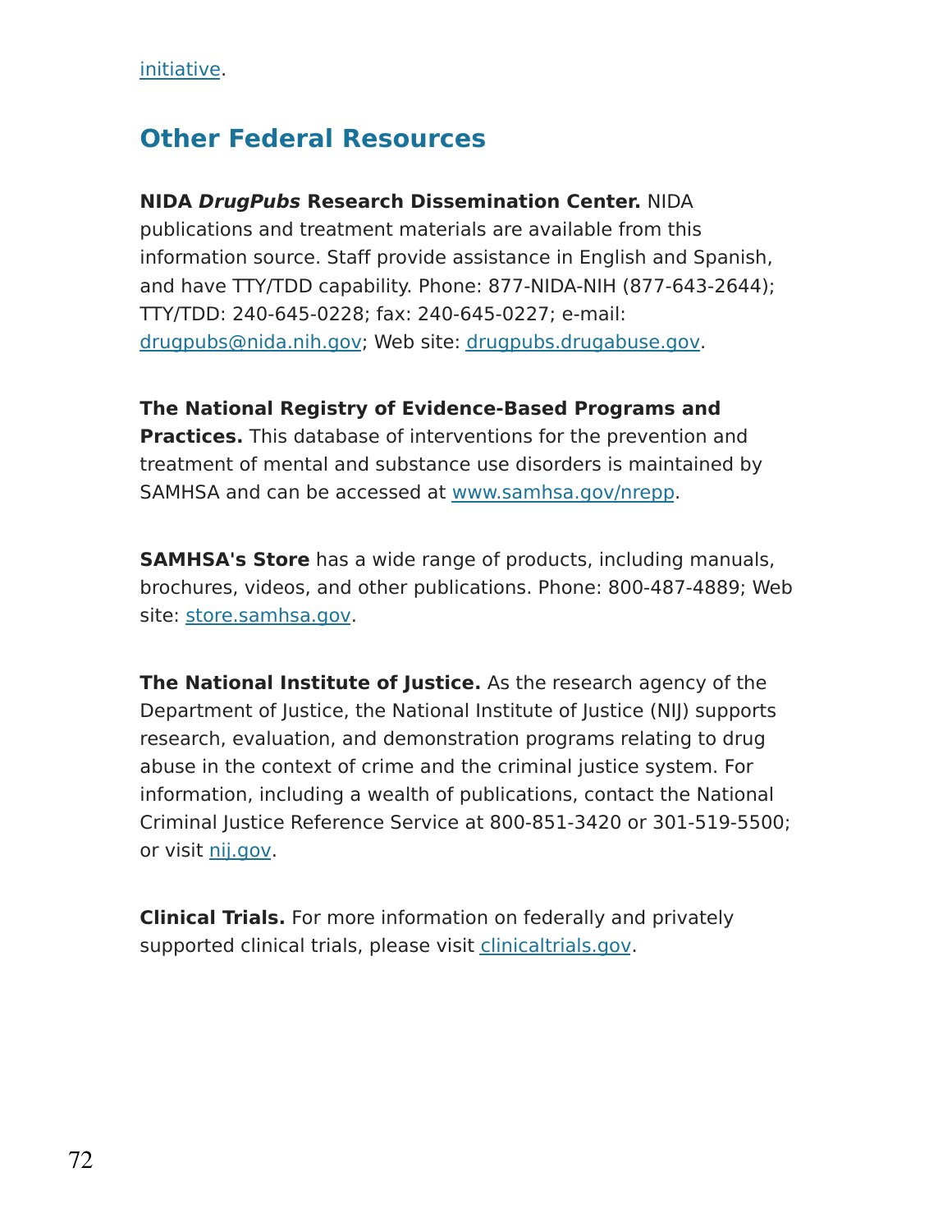initiative.

## Other Federal Resources

**NIDA *DrugPubs* Research Dissemination Center.** NIDA publications and treatment materials are available from this information source. Staff provide assistance in English and Spanish, and have TTY/TDD capability. Phone: 877-NIDA-NIH (877-643-2644); TTY/TDD: 240-645-0228; fax: 240-645-0227; e-mail: drugpubs@nida.nih.gov; Web site: drugpubs.drugabuse.gov.

**The National Registry of Evidence-Based Programs and Practices.** This database of interventions for the prevention and treatment of mental and substance use disorders is maintained by SAMHSA and can be accessed at www.samhsa.gov/nrepp.

**SAMHSA's Store** has a wide range of products, including manuals, brochures, videos, and other publications. Phone: 800-487-4889; Web site: store.samhsa.gov.

**The National Institute of Justice.** As the research agency of the Department of Justice, the National Institute of Justice (NIJ) supports research, evaluation, and demonstration programs relating to drug abuse in the context of crime and the criminal justice system. For information, including a wealth of publications, contact the National Criminal Justice Reference Service at 800-851-3420 or 301-519-5500; or visit nij.gov.

**Clinical Trials.** For more information on federally and privately supported clinical trials, please visit clinicaltrials.gov.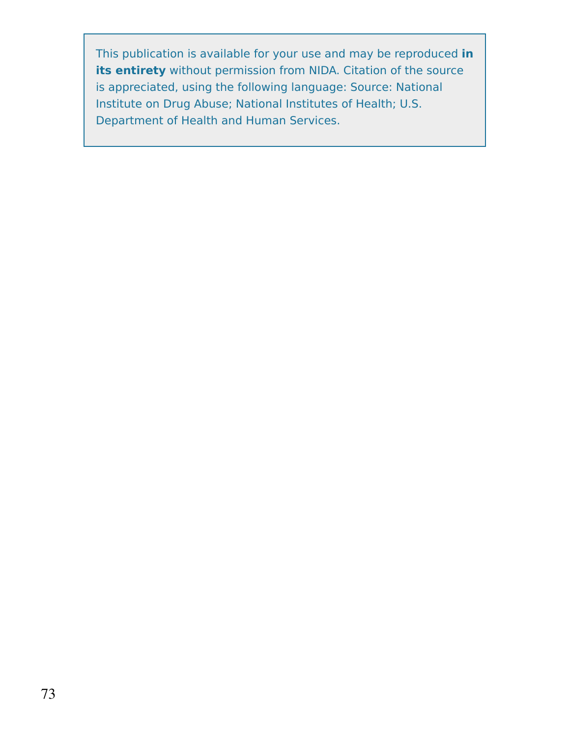This publication is available for your use and may be reproduced **in its entirety** without permission from NIDA. Citation of the source is appreciated, using the following language: Source: National Institute on Drug Abuse; National Institutes of Health; U.S. Department of Health and Human Services.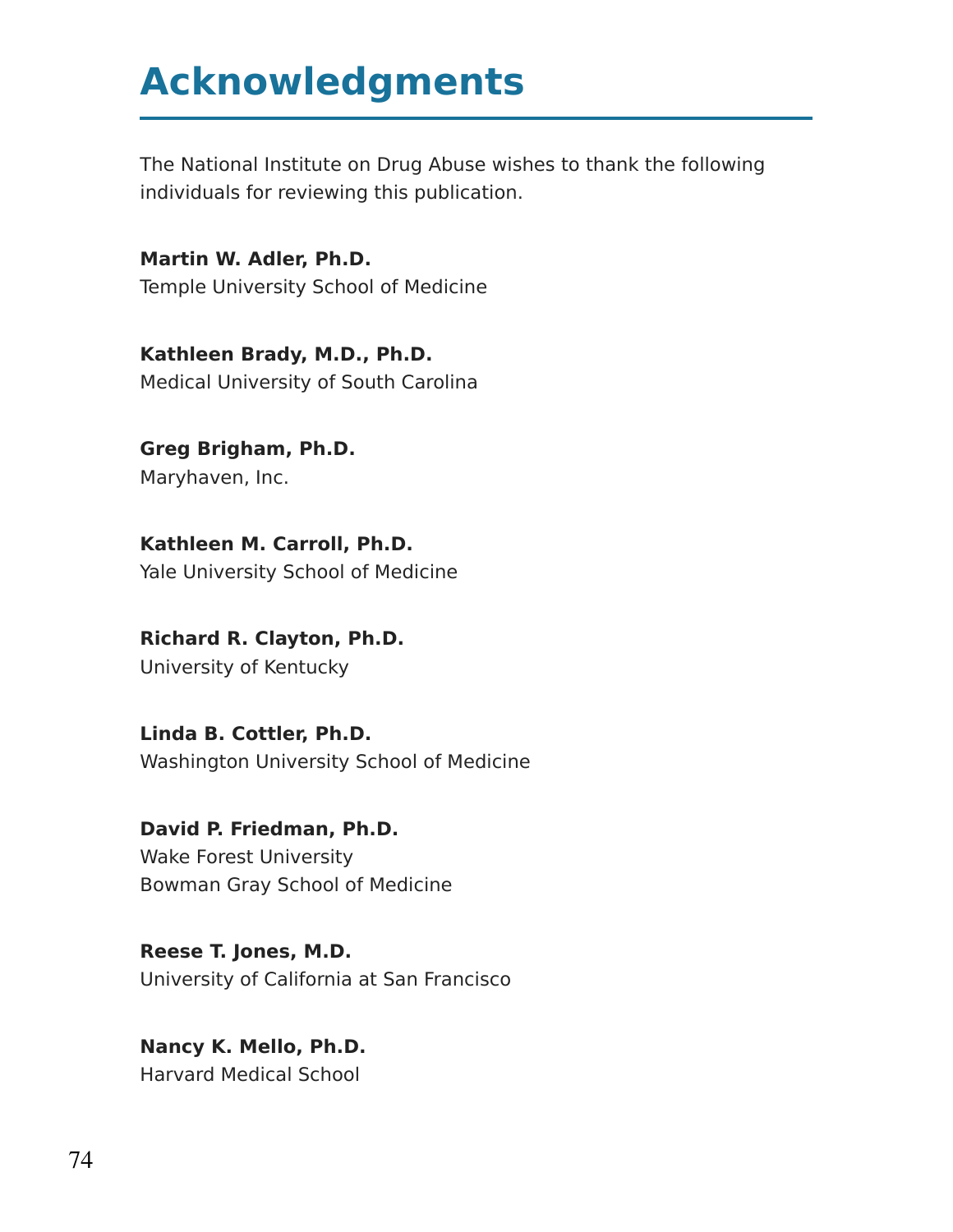# Acknowledgments

The National Institute on Drug Abuse wishes to thank the following individuals for reviewing this publication.

**Martin W. Adler, Ph.D.**
Temple University School of Medicine

**Kathleen Brady, M.D., Ph.D.**
Medical University of South Carolina

**Greg Brigham, Ph.D.**
Maryhaven, Inc.

**Kathleen M. Carroll, Ph.D.**
Yale University School of Medicine

**Richard R. Clayton, Ph.D.**
University of Kentucky

**Linda B. Cottler, Ph.D.**
Washington University School of Medicine

**David P. Friedman, Ph.D.**
Wake Forest University
Bowman Gray School of Medicine

**Reese T. Jones, M.D.**
University of California at San Francisco

**Nancy K. Mello, Ph.D.**
Harvard Medical School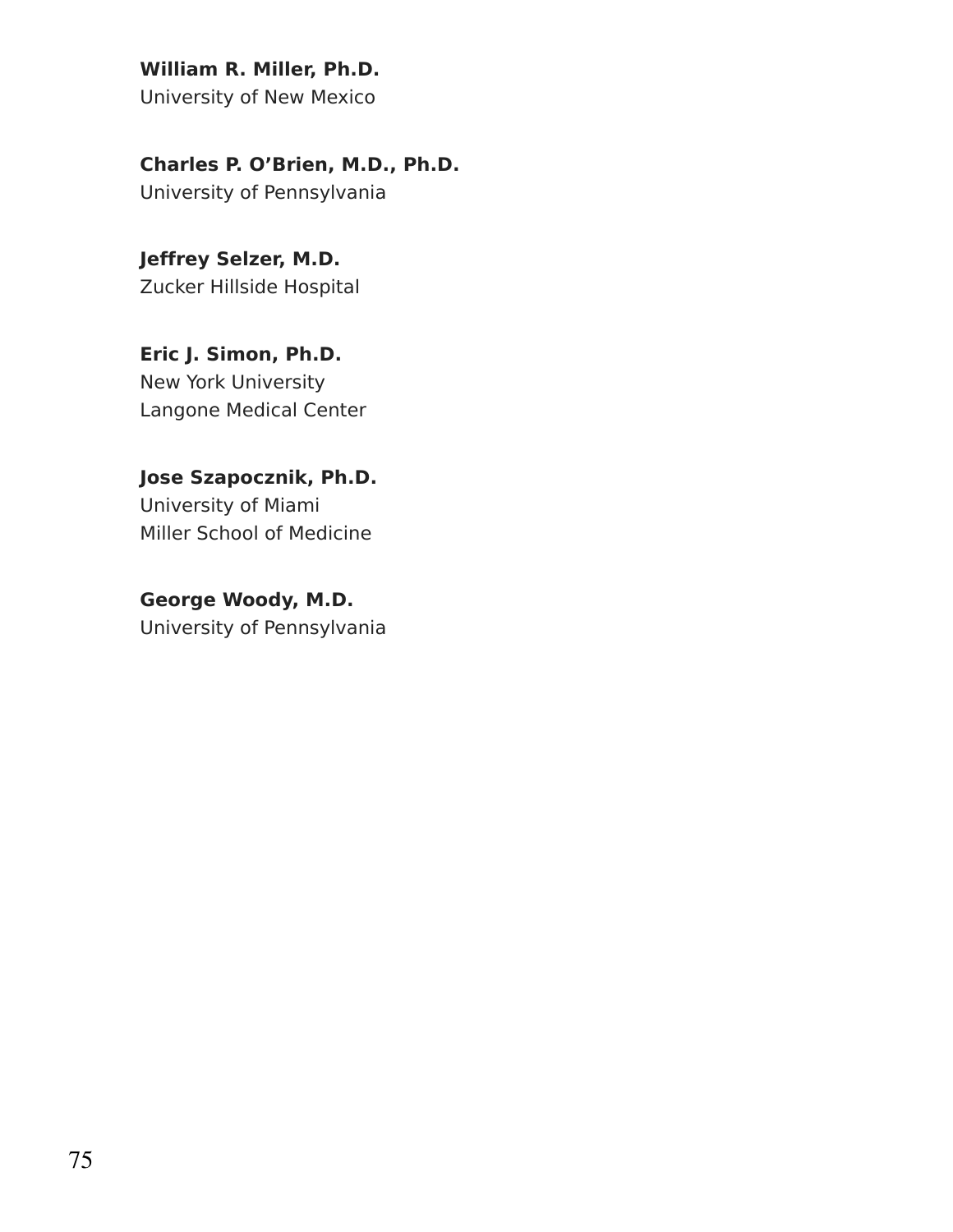**William R. Miller, Ph.D.**
University of New Mexico

**Charles P. O'Brien, M.D., Ph.D.**
University of Pennsylvania

**Jeffrey Selzer, M.D.**
Zucker Hillside Hospital

**Eric J. Simon, Ph.D.**
New York University
Langone Medical Center

**Jose Szapocznik, Ph.D.**
University of Miami
Miller School of Medicine

**George Woody, M.D.**
University of Pennsylvania